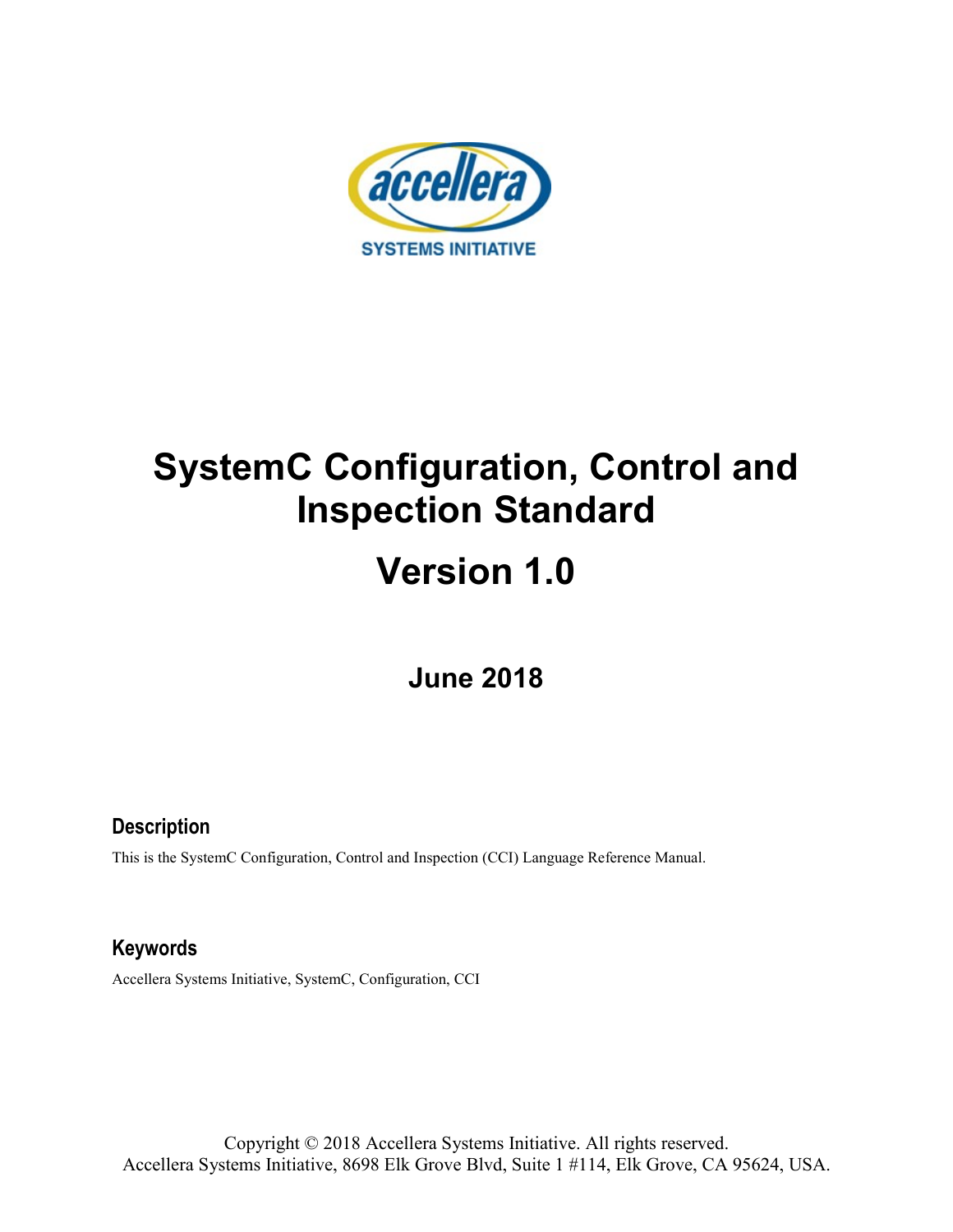# SystemC Configuration, Control and Inspection Standard

# Version 1.0

## June 2018

### Description

This is the SystemC Configuration, Control and Inspection (CCI) Language Reference Manual.

### Keywords

Accellera Systems Initiative, SystemC, Configuration, CCI

Copyright © 2018 Accellera Systems Initiative. All rights reserved.
Accellera Systems Initiative, 8698 Elk Grove Blvd, Suite 1 #114, Elk Grove, CA 95624, USA.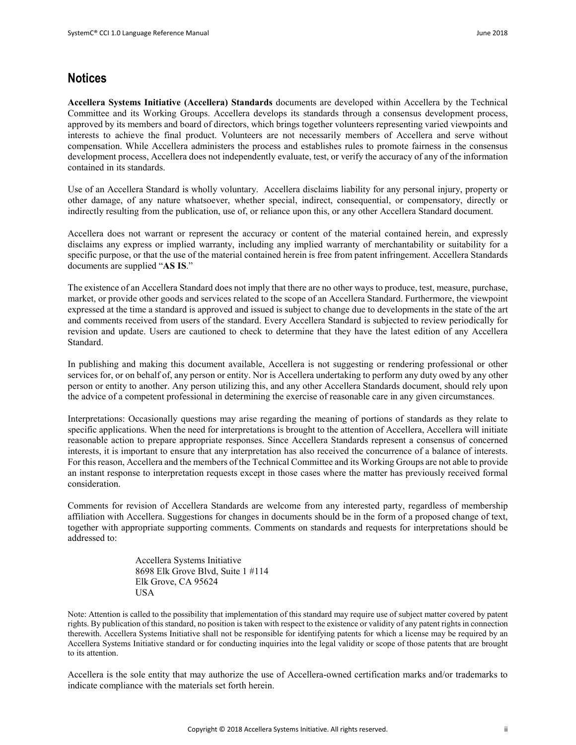## Notices

**Accellera Systems Initiative (Accellera) Standards** documents are developed within Accellera by the Technical Committee and its Working Groups. Accellera develops its standards through a consensus development process, approved by its members and board of directors, which brings together volunteers representing varied viewpoints and interests to achieve the final product. Volunteers are not necessarily members of Accellera and serve without compensation. While Accellera administers the process and establishes rules to promote fairness in the consensus development process, Accellera does not independently evaluate, test, or verify the accuracy of any of the information contained in its standards.

Use of an Accellera Standard is wholly voluntary. Accellera disclaims liability for any personal injury, property or other damage, of any nature whatsoever, whether special, indirect, consequential, or compensatory, directly or indirectly resulting from the publication, use of, or reliance upon this, or any other Accellera Standard document.

Accellera does not warrant or represent the accuracy or content of the material contained herein, and expressly disclaims any express or implied warranty, including any implied warranty of merchantability or suitability for a specific purpose, or that the use of the material contained herein is free from patent infringement. Accellera Standards documents are supplied "**AS IS**."

The existence of an Accellera Standard does not imply that there are no other ways to produce, test, measure, purchase, market, or provide other goods and services related to the scope of an Accellera Standard. Furthermore, the viewpoint expressed at the time a standard is approved and issued is subject to change due to developments in the state of the art and comments received from users of the standard. Every Accellera Standard is subjected to review periodically for revision and update. Users are cautioned to check to determine that they have the latest edition of any Accellera Standard.

In publishing and making this document available, Accellera is not suggesting or rendering professional or other services for, or on behalf of, any person or entity. Nor is Accellera undertaking to perform any duty owed by any other person or entity to another. Any person utilizing this, and any other Accellera Standards document, should rely upon the advice of a competent professional in determining the exercise of reasonable care in any given circumstances.

Interpretations: Occasionally questions may arise regarding the meaning of portions of standards as they relate to specific applications. When the need for interpretations is brought to the attention of Accellera, Accellera will initiate reasonable action to prepare appropriate responses. Since Accellera Standards represent a consensus of concerned interests, it is important to ensure that any interpretation has also received the concurrence of a balance of interests. For this reason, Accellera and the members of the Technical Committee and its Working Groups are not able to provide an instant response to interpretation requests except in those cases where the matter has previously received formal consideration.

Comments for revision of Accellera Standards are welcome from any interested party, regardless of membership affiliation with Accellera. Suggestions for changes in documents should be in the form of a proposed change of text, together with appropriate supporting comments. Comments on standards and requests for interpretations should be addressed to:

> Accellera Systems Initiative
> 8698 Elk Grove Blvd, Suite 1 #114
> Elk Grove, CA 95624
> USA

Note: Attention is called to the possibility that implementation of this standard may require use of subject matter covered by patent rights. By publication of this standard, no position is taken with respect to the existence or validity of any patent rights in connection therewith. Accellera Systems Initiative shall not be responsible for identifying patents for which a license may be required by an Accellera Systems Initiative standard or for conducting inquiries into the legal validity or scope of those patents that are brought to its attention.

Accellera is the sole entity that may authorize the use of Accellera-owned certification marks and/or trademarks to indicate compliance with the materials set forth herein.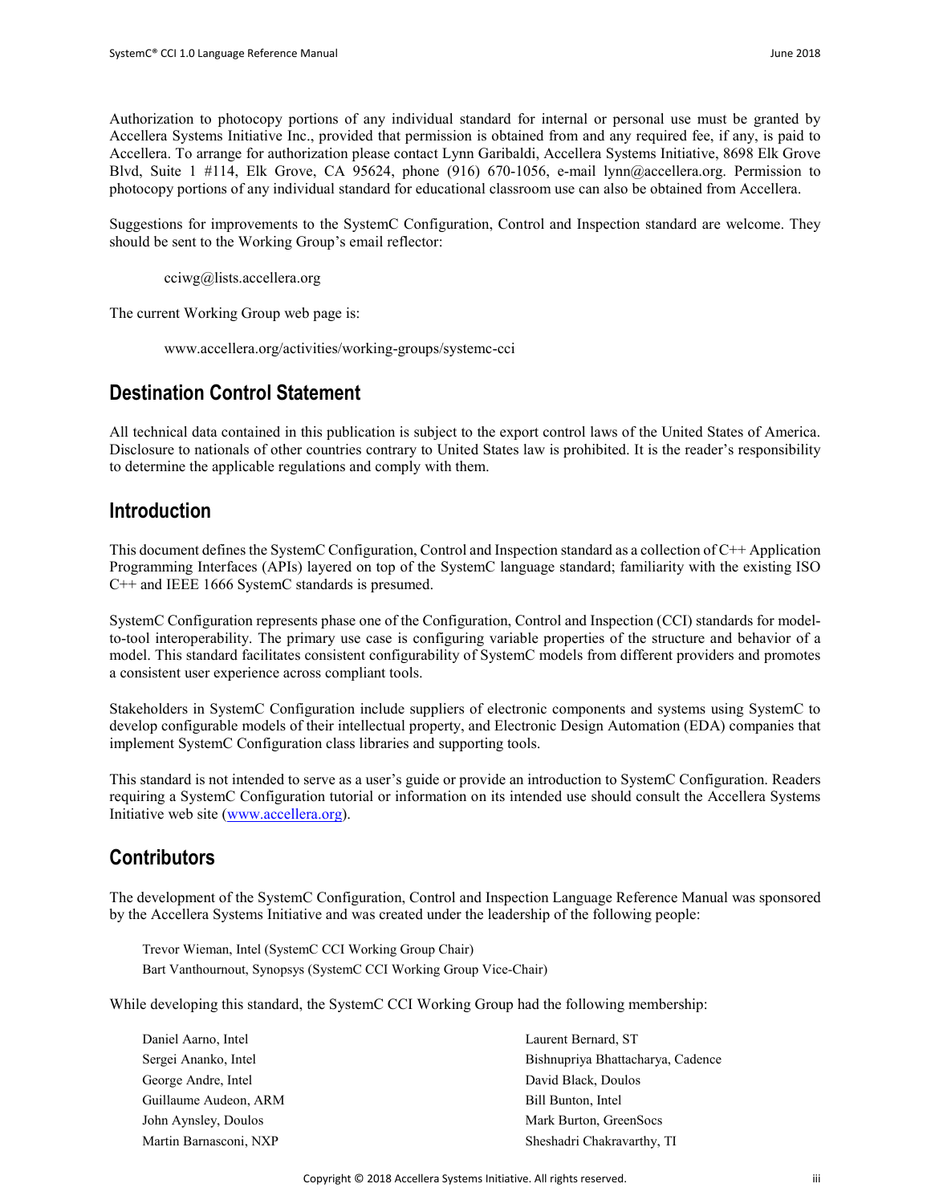Authorization to photocopy portions of any individual standard for internal or personal use must be granted by Accellera Systems Initiative Inc., provided that permission is obtained from and any required fee, if any, is paid to Accellera. To arrange for authorization please contact Lynn Garibaldi, Accellera Systems Initiative, 8698 Elk Grove Blvd, Suite 1 #114, Elk Grove, CA 95624, phone (916) 670-1056, e-mail lynn@accellera.org. Permission to photocopy portions of any individual standard for educational classroom use can also be obtained from Accellera.

Suggestions for improvements to the SystemC Configuration, Control and Inspection standard are welcome. They should be sent to the Working Group's email reflector:

cciwg@lists.accellera.org

The current Working Group web page is:

www.accellera.org/activities/working-groups/systemc-cci

## Destination Control Statement

All technical data contained in this publication is subject to the export control laws of the United States of America. Disclosure to nationals of other countries contrary to United States law is prohibited. It is the reader's responsibility to determine the applicable regulations and comply with them.

## Introduction

This document defines the SystemC Configuration, Control and Inspection standard as a collection of C++ Application Programming Interfaces (APIs) layered on top of the SystemC language standard; familiarity with the existing ISO C++ and IEEE 1666 SystemC standards is presumed.

SystemC Configuration represents phase one of the Configuration, Control and Inspection (CCI) standards for model-to-tool interoperability. The primary use case is configuring variable properties of the structure and behavior of a model. This standard facilitates consistent configurability of SystemC models from different providers and promotes a consistent user experience across compliant tools.

Stakeholders in SystemC Configuration include suppliers of electronic components and systems using SystemC to develop configurable models of their intellectual property, and Electronic Design Automation (EDA) companies that implement SystemC Configuration class libraries and supporting tools.

This standard is not intended to serve as a user's guide or provide an introduction to SystemC Configuration. Readers requiring a SystemC Configuration tutorial or information on its intended use should consult the Accellera Systems Initiative web site (www.accellera.org).

## Contributors

The development of the SystemC Configuration, Control and Inspection Language Reference Manual was sponsored by the Accellera Systems Initiative and was created under the leadership of the following people:

Trevor Wieman, Intel (SystemC CCI Working Group Chair)
Bart Vanthournout, Synopsys (SystemC CCI Working Group Vice-Chair)

While developing this standard, the SystemC CCI Working Group had the following membership:

Daniel Aarno, Intel
Sergei Ananko, Intel
George Andre, Intel
Guillaume Audeon, ARM
John Aynsley, Doulos
Martin Barnasconi, NXP
Laurent Bernard, ST
Bishnupriya Bhattacharya, Cadence
David Black, Doulos
Bill Bunton, Intel
Mark Burton, GreenSocs
Sheshadri Chakravarthy, TI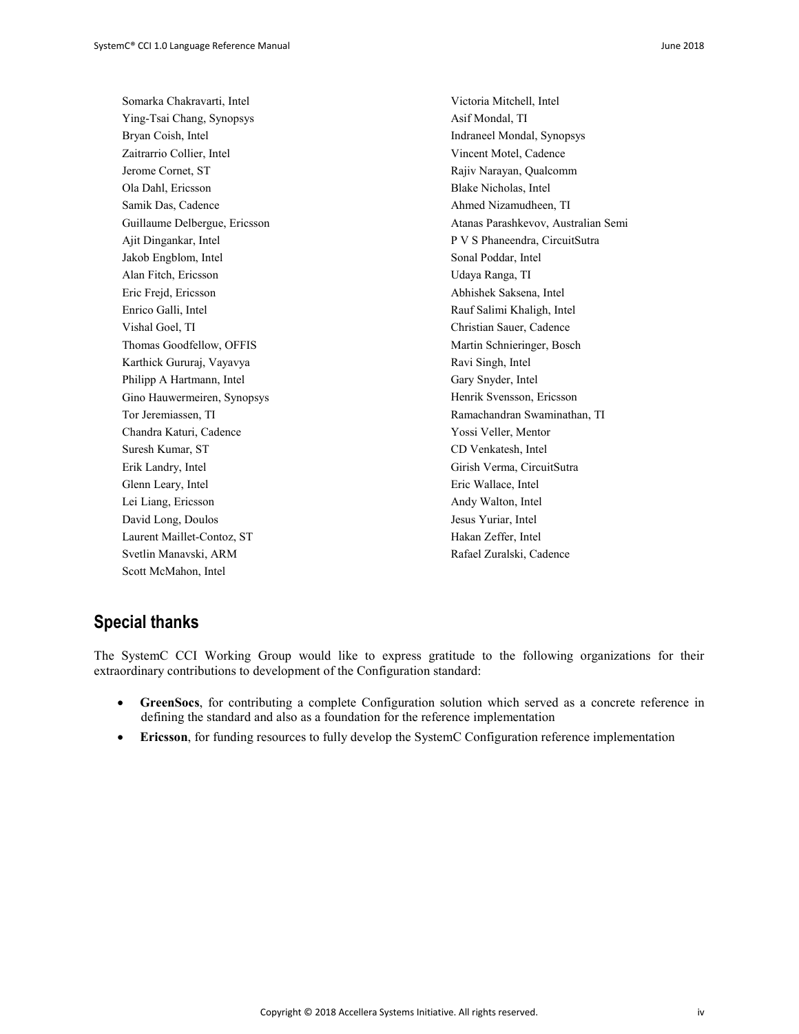Somarka Chakravarti, Intel
Ying-Tsai Chang, Synopsys
Bryan Coish, Intel
Zaitrarrio Collier, Intel
Jerome Cornet, ST
Ola Dahl, Ericsson
Samik Das, Cadence
Guillaume Delbergue, Ericsson
Ajit Dingankar, Intel
Jakob Engblom, Intel
Alan Fitch, Ericsson
Eric Frejd, Ericsson
Enrico Galli, Intel
Vishal Goel, TI
Thomas Goodfellow, OFFIS
Karthick Gururaj, Vayavya
Philipp A Hartmann, Intel
Gino Hauwermeiren, Synopsys
Tor Jeremiassen, TI
Chandra Katuri, Cadence
Suresh Kumar, ST
Erik Landry, Intel
Glenn Leary, Intel
Lei Liang, Ericsson
David Long, Doulos
Laurent Maillet-Contoz, ST
Svetlin Manavski, ARM
Scott McMahon, Intel
Victoria Mitchell, Intel
Asif Mondal, TI
Indraneel Mondal, Synopsys
Vincent Motel, Cadence
Rajiv Narayan, Qualcomm
Blake Nicholas, Intel
Ahmed Nizamudheen, TI
Atanas Parashkevov, Australian Semi
P V S Phaneendra, CircuitSutra
Sonal Poddar, Intel
Udaya Ranga, TI
Abhishek Saksena, Intel
Rauf Salimi Khaligh, Intel
Christian Sauer, Cadence
Martin Schnieringer, Bosch
Ravi Singh, Intel
Gary Snyder, Intel
Henrik Svensson, Ericsson
Ramachandran Swaminathan, TI
Yossi Veller, Mentor
CD Venkatesh, Intel
Girish Verma, CircuitSutra
Eric Wallace, Intel
Andy Walton, Intel
Jesus Yuriar, Intel
Hakan Zeffer, Intel
Rafael Zuralski, Cadence

## Special thanks

The SystemC CCI Working Group would like to express gratitude to the following organizations for their extraordinary contributions to development of the Configuration standard:

- **GreenSocs**, for contributing a complete Configuration solution which served as a concrete reference in defining the standard and also as a foundation for the reference implementation
- **Ericsson**, for funding resources to fully develop the SystemC Configuration reference implementation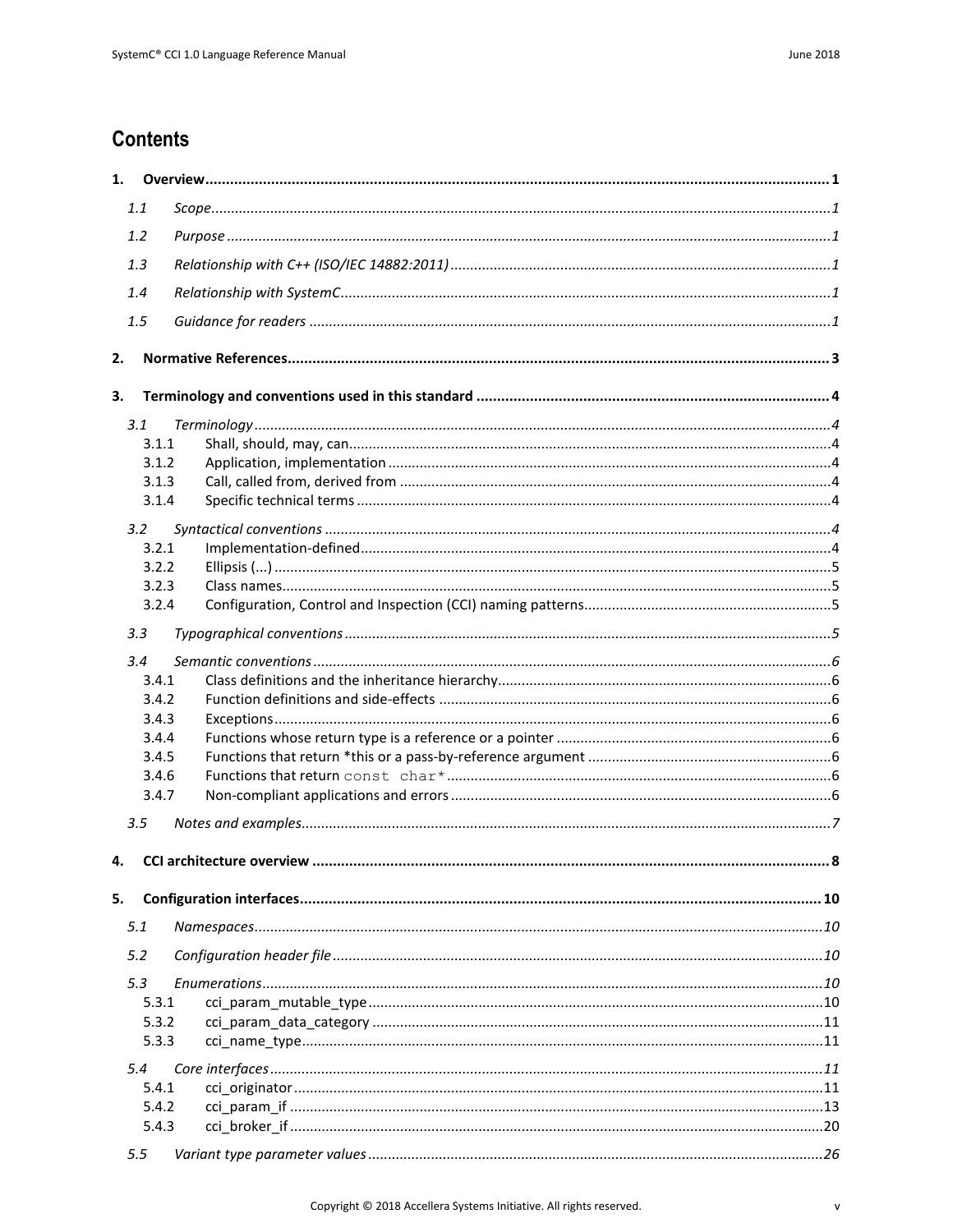# Contents

1. **Overview** ........................................................................ 1

    1.1 *Scope* ........................................................................ *1*

    1.2 *Purpose* ........................................................................ *1*

    1.3 *Relationship with C++ (ISO/IEC 14882:2011)* ........................................................................ *1*

    1.4 *Relationship with SystemC* ........................................................................ *1*

    1.5 *Guidance for readers* ........................................................................ *1*

2. **Normative References** ........................................................................ 3

3. **Terminology and conventions used in this standard** ........................................................................ 4

    3.1 *Terminology* ........................................................................ *4*

        3.1.1 Shall, should, may, can ........................................................................ 4
        3.1.2 Application, implementation ........................................................................ 4
        3.1.3 Call, called from, derived from ........................................................................ 4
        3.1.4 Specific technical terms ........................................................................ 4

    3.2 *Syntactical conventions* ........................................................................ *4*

        3.2.1 Implementation-defined ........................................................................ 4
        3.2.2 Ellipsis (...) ........................................................................ 5
        3.2.3 Class names ........................................................................ 5
        3.2.4 Configuration, Control and Inspection (CCI) naming patterns ........................................................................ 5

    3.3 *Typographical conventions* ........................................................................ *5*

    3.4 *Semantic conventions* ........................................................................ *6*

        3.4.1 Class definitions and the inheritance hierarchy ........................................................................ 6
        3.4.2 Function definitions and side-effects ........................................................................ 6
        3.4.3 Exceptions ........................................................................ 6
        3.4.4 Functions whose return type is a reference or a pointer ........................................................................ 6
        3.4.5 Functions that return *this or a pass-by-reference argument ........................................................................ 6
        3.4.6 Functions that return `const char*` ........................................................................ 6
        3.4.7 Non-compliant applications and errors ........................................................................ 6

    3.5 *Notes and examples* ........................................................................ *7*

4. **CCI architecture overview** ........................................................................ 8

5. **Configuration interfaces** ........................................................................ 10

    5.1 *Namespaces* ........................................................................ *10*

    5.2 *Configuration header file* ........................................................................ *10*

    5.3 *Enumerations* ........................................................................ *10*

        5.3.1 cci_param_mutable_type ........................................................................ 10
        5.3.2 cci_param_data_category ........................................................................ 11
        5.3.3 cci_name_type ........................................................................ 11

    5.4 *Core interfaces* ........................................................................ *11*

        5.4.1 cci_originator ........................................................................ 11
        5.4.2 cci_param_if ........................................................................ 13
        5.4.3 cci_broker_if ........................................................................ 20

    5.5 *Variant type parameter values* ........................................................................ *26*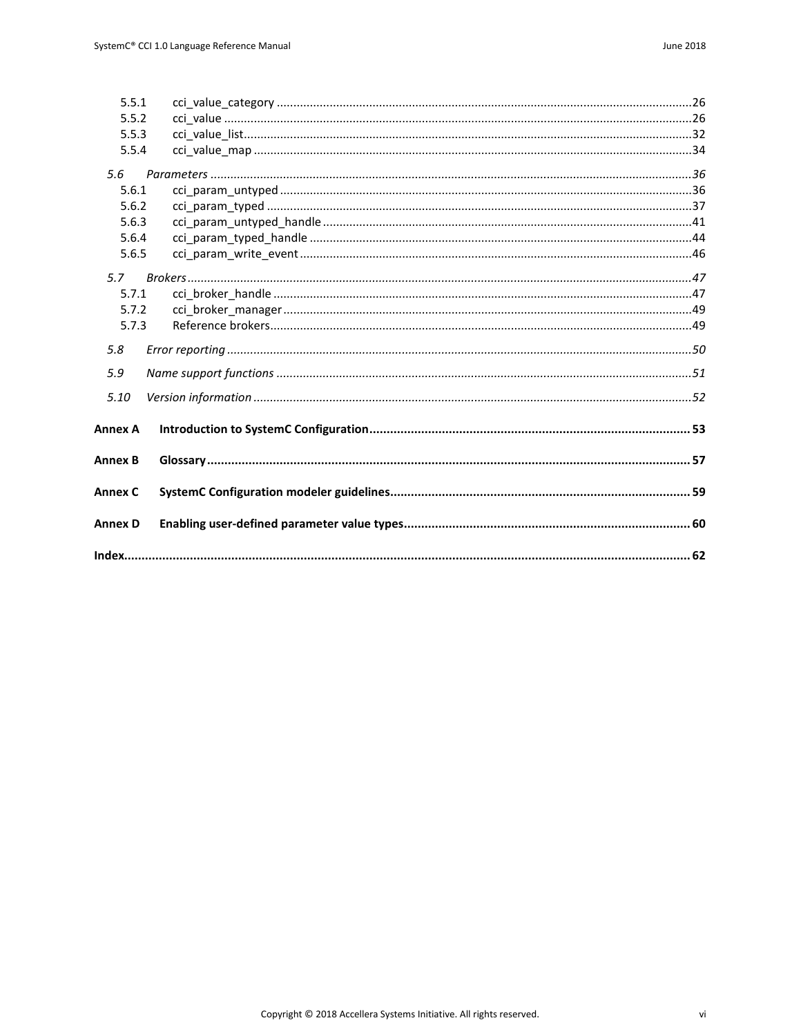5.5.1 cci_value_category ........................................................................................................26
5.5.2 cci_value ........................................................................................................26
5.5.3 cci_value_list ........................................................................................................32
5.5.4 cci_value_map ........................................................................................................34

*5.6 Parameters ........................................................................................................36*

5.6.1 cci_param_untyped ........................................................................................................36
5.6.2 cci_param_typed ........................................................................................................37
5.6.3 cci_param_untyped_handle ........................................................................................................41
5.6.4 cci_param_typed_handle ........................................................................................................44
5.6.5 cci_param_write_event ........................................................................................................46

*5.7 Brokers ........................................................................................................47*

5.7.1 cci_broker_handle ........................................................................................................47
5.7.2 cci_broker_manager ........................................................................................................49
5.7.3 Reference brokers ........................................................................................................49

*5.8 Error reporting ........................................................................................................50*

*5.9 Name support functions ........................................................................................................51*

*5.10 Version information ........................................................................................................52*

**Annex A Introduction to SystemC Configuration ........................................................................................................ 53**

**Annex B Glossary ........................................................................................................ 57**

**Annex C SystemC Configuration modeler guidelines ........................................................................................................ 59**

**Annex D Enabling user-defined parameter value types ........................................................................................................ 60**

**Index ........................................................................................................ 62**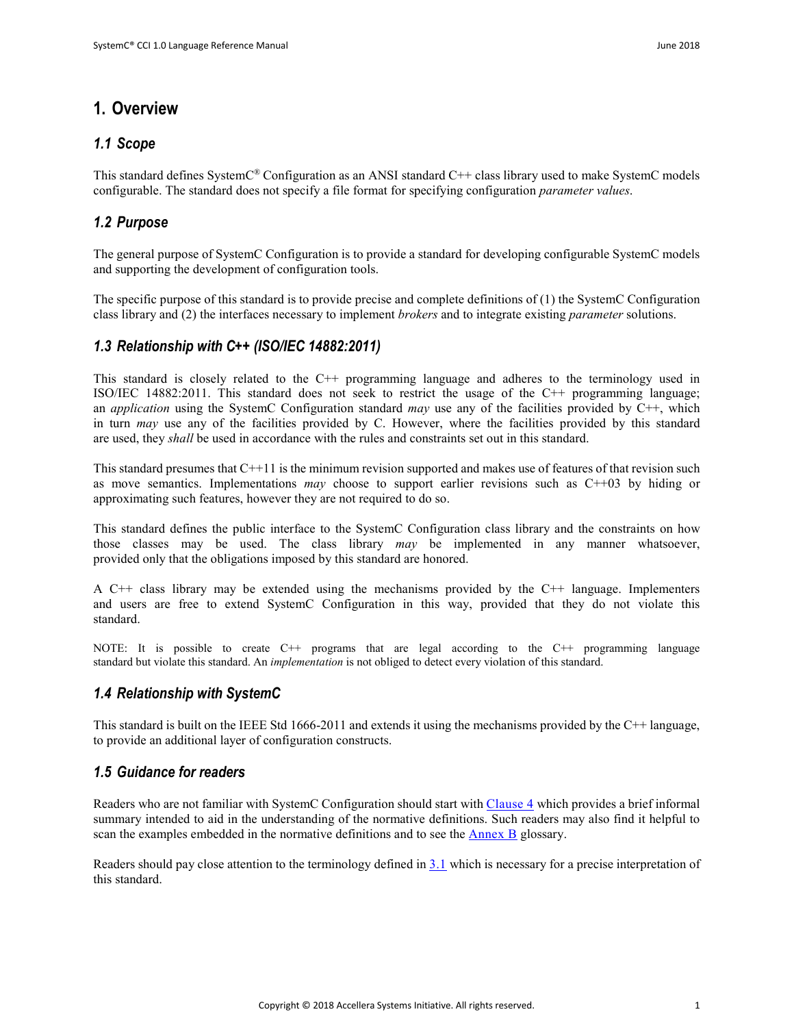# 1. Overview

## 1.1 Scope

This standard defines SystemC® Configuration as an ANSI standard C++ class library used to make SystemC models configurable. The standard does not specify a file format for specifying configuration *parameter values*.

## 1.2 Purpose

The general purpose of SystemC Configuration is to provide a standard for developing configurable SystemC models and supporting the development of configuration tools.

The specific purpose of this standard is to provide precise and complete definitions of (1) the SystemC Configuration class library and (2) the interfaces necessary to implement *brokers* and to integrate existing *parameter* solutions.

## 1.3 Relationship with C++ (ISO/IEC 14882:2011)

This standard is closely related to the C++ programming language and adheres to the terminology used in ISO/IEC 14882:2011. This standard does not seek to restrict the usage of the C++ programming language; an *application* using the SystemC Configuration standard *may* use any of the facilities provided by C++, which in turn *may* use any of the facilities provided by C. However, where the facilities provided by this standard are used, they *shall* be used in accordance with the rules and constraints set out in this standard.

This standard presumes that C++11 is the minimum revision supported and makes use of features of that revision such as move semantics. Implementations *may* choose to support earlier revisions such as C++03 by hiding or approximating such features, however they are not required to do so.

This standard defines the public interface to the SystemC Configuration class library and the constraints on how those classes may be used. The class library *may* be implemented in any manner whatsoever, provided only that the obligations imposed by this standard are honored.

A C++ class library may be extended using the mechanisms provided by the C++ language. Implementers and users are free to extend SystemC Configuration in this way, provided that they do not violate this standard.

NOTE: It is possible to create C++ programs that are legal according to the C++ programming language standard but violate this standard. An *implementation* is not obliged to detect every violation of this standard.

## 1.4 Relationship with SystemC

This standard is built on the IEEE Std 1666-2011 and extends it using the mechanisms provided by the C++ language, to provide an additional layer of configuration constructs.

## 1.5 Guidance for readers

Readers who are not familiar with SystemC Configuration should start with Clause 4 which provides a brief informal summary intended to aid in the understanding of the normative definitions. Such readers may also find it helpful to scan the examples embedded in the normative definitions and to see the Annex B glossary.

Readers should pay close attention to the terminology defined in 3.1 which is necessary for a precise interpretation of this standard.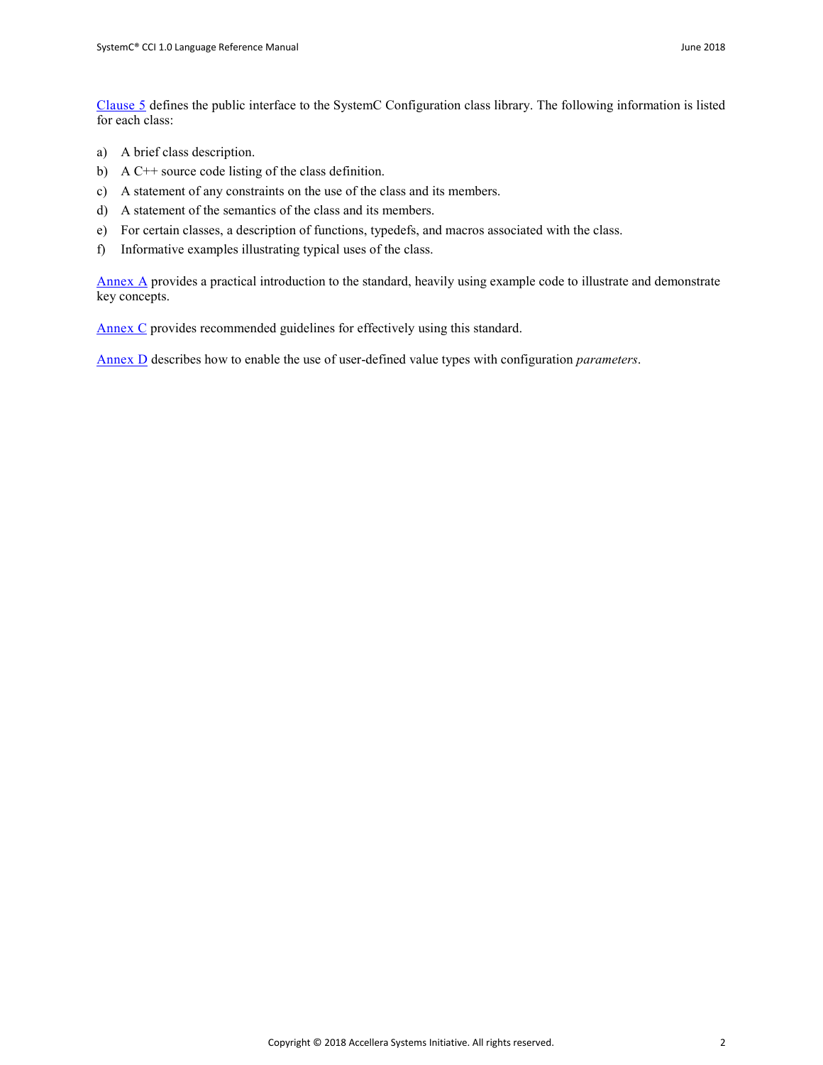Clause 5 defines the public interface to the SystemC Configuration class library. The following information is listed for each class:

a) A brief class description.
b) A C++ source code listing of the class definition.
c) A statement of any constraints on the use of the class and its members.
d) A statement of the semantics of the class and its members.
e) For certain classes, a description of functions, typedefs, and macros associated with the class.
f) Informative examples illustrating typical uses of the class.

Annex A provides a practical introduction to the standard, heavily using example code to illustrate and demonstrate key concepts.

Annex C provides recommended guidelines for effectively using this standard.

Annex D describes how to enable the use of user-defined value types with configuration *parameters*.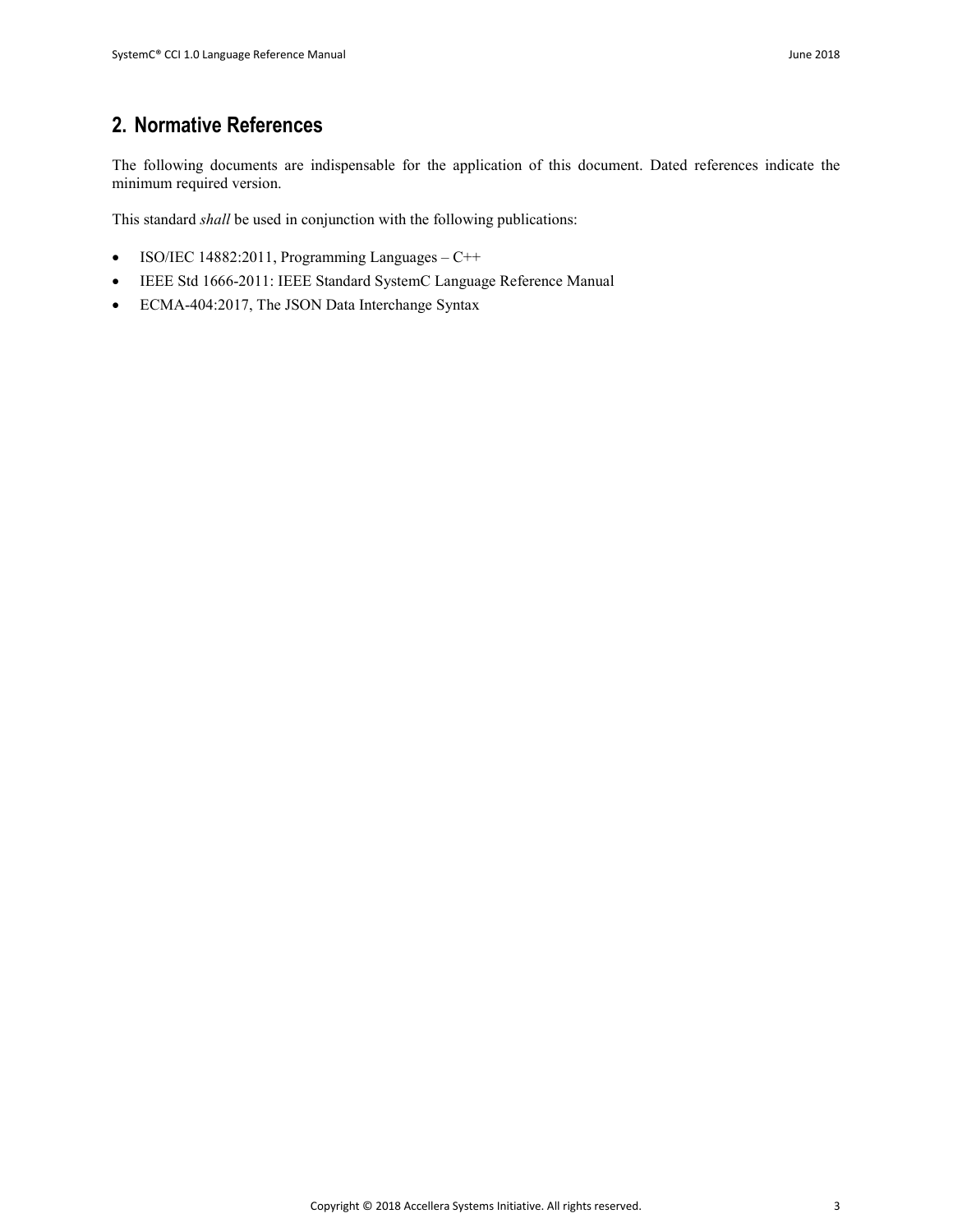# 2. Normative References

The following documents are indispensable for the application of this document. Dated references indicate the minimum required version.

This standard *shall* be used in conjunction with the following publications:

- ISO/IEC 14882:2011, Programming Languages – C++
- IEEE Std 1666-2011: IEEE Standard SystemC Language Reference Manual
- ECMA-404:2017, The JSON Data Interchange Syntax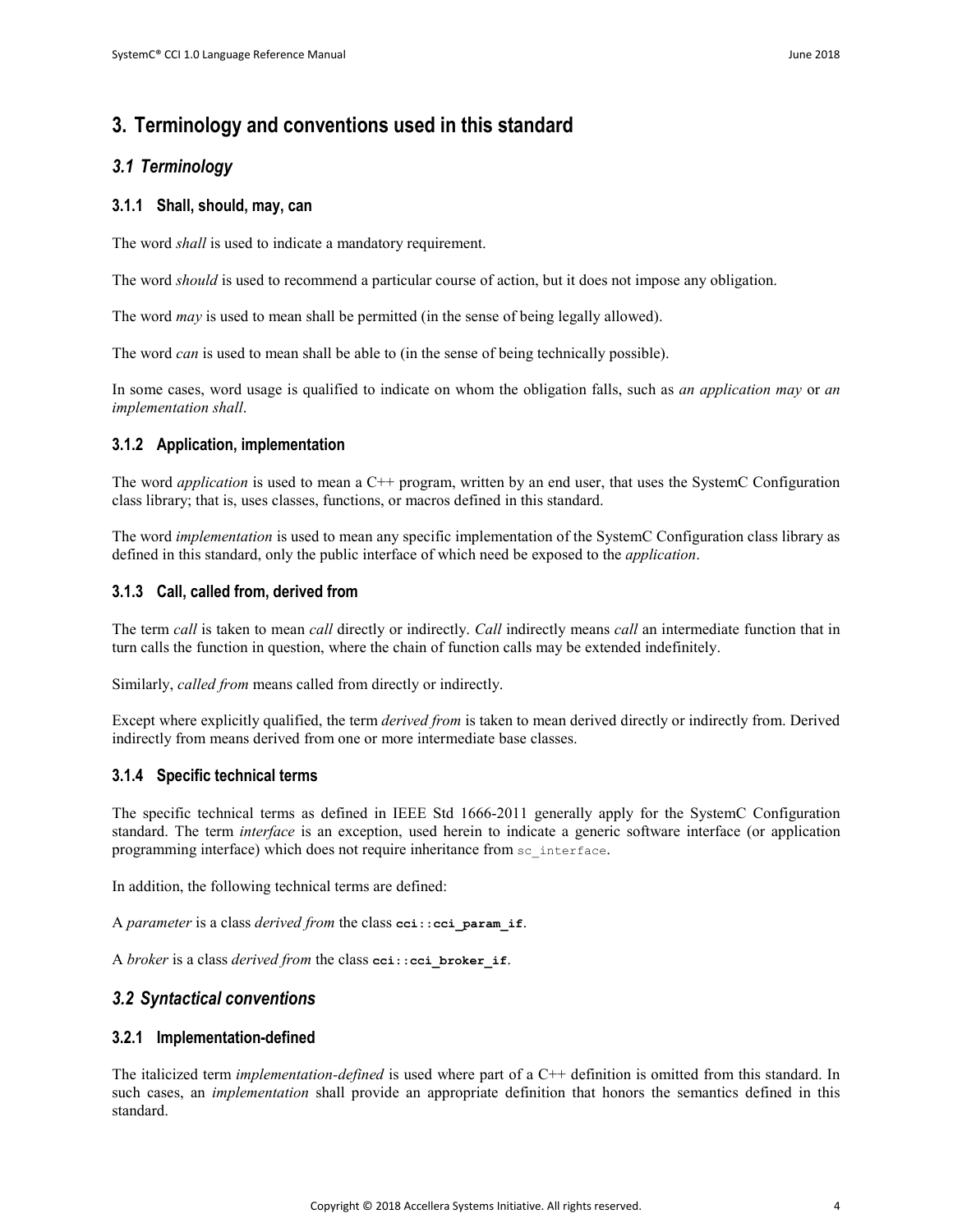# 3. Terminology and conventions used in this standard

## 3.1 Terminology

### 3.1.1 Shall, should, may, can

The word *shall* is used to indicate a mandatory requirement.

The word *should* is used to recommend a particular course of action, but it does not impose any obligation.

The word *may* is used to mean shall be permitted (in the sense of being legally allowed).

The word *can* is used to mean shall be able to (in the sense of being technically possible).

In some cases, word usage is qualified to indicate on whom the obligation falls, such as *an application may* or *an implementation shall*.

### 3.1.2 Application, implementation

The word *application* is used to mean a C++ program, written by an end user, that uses the SystemC Configuration class library; that is, uses classes, functions, or macros defined in this standard.

The word *implementation* is used to mean any specific implementation of the SystemC Configuration class library as defined in this standard, only the public interface of which need be exposed to the *application*.

### 3.1.3 Call, called from, derived from

The term *call* is taken to mean *call* directly or indirectly. *Call* indirectly means *call* an intermediate function that in turn calls the function in question, where the chain of function calls may be extended indefinitely.

Similarly, *called from* means called from directly or indirectly.

Except where explicitly qualified, the term *derived from* is taken to mean derived directly or indirectly from. Derived indirectly from means derived from one or more intermediate base classes.

### 3.1.4 Specific technical terms

The specific technical terms as defined in IEEE Std 1666-2011 generally apply for the SystemC Configuration standard. The term *interface* is an exception, used herein to indicate a generic software interface (or application programming interface) which does not require inheritance from `sc_interface`.

In addition, the following technical terms are defined:

A *parameter* is a class *derived from* the class **`cci::cci_param_if`**.

A *broker* is a class *derived from* the class **`cci::cci_broker_if`**.

## 3.2 Syntactical conventions

### 3.2.1 Implementation-defined

The italicized term *implementation-defined* is used where part of a C++ definition is omitted from this standard. In such cases, an *implementation* shall provide an appropriate definition that honors the semantics defined in this standard.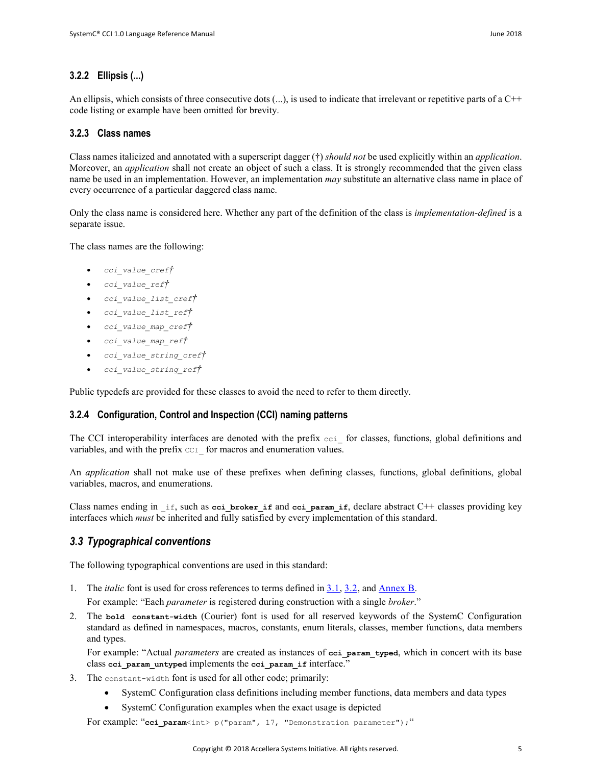### 3.2.2 Ellipsis (...)

An ellipsis, which consists of three consecutive dots (...), is used to indicate that irrelevant or repetitive parts of a C++ code listing or example have been omitted for brevity.

### 3.2.3 Class names

Class names italicized and annotated with a superscript dagger (†) *should not* be used explicitly within an *application*. Moreover, an *application* shall not create an object of such a class. It is strongly recommended that the given class name be used in an implementation. However, an implementation *may* substitute an alternative class name in place of every occurrence of a particular daggered class name.

Only the class name is considered here. Whether any part of the definition of the class is *implementation-defined* is a separate issue.

The class names are the following:

- *`cci_value_cref`*†
- *`cci_value_ref`*†
- *`cci_value_list_cref`*†
- *`cci_value_list_ref`*†
- *`cci_value_map_cref`*†
- *`cci_value_map_ref`*†
- *`cci_value_string_cref`*†
- *`cci_value_string_ref`*†

Public typedefs are provided for these classes to avoid the need to refer to them directly.

### 3.2.4 Configuration, Control and Inspection (CCI) naming patterns

The CCI interoperability interfaces are denoted with the prefix `cci_` for classes, functions, global definitions and variables, and with the prefix `CCI_` for macros and enumeration values.

An *application* shall not make use of these prefixes when defining classes, functions, global definitions, global variables, macros, and enumerations.

Class names ending in `_if`, such as **`cci_broker_if`** and **`cci_param_if`**, declare abstract C++ classes providing key interfaces which *must* be inherited and fully satisfied by every implementation of this standard.

## *3.3 Typographical conventions*

The following typographical conventions are used in this standard:

1. The *italic* font is used for cross references to terms defined in 3.1, 3.2, and Annex B.
   For example: "Each *parameter* is registered during construction with a single *broker*."
2. The **`bold constant-width`** (Courier) font is used for all reserved keywords of the SystemC Configuration standard as defined in namespaces, macros, constants, enum literals, classes, member functions, data members and types.
   For example: "Actual *parameters* are created as instances of **`cci_param_typed`**, which in concert with its base class **`cci_param_untyped`** implements the **`cci_param_if`** interface."
3. The `constant-width` font is used for all other code; primarily:
   - SystemC Configuration class definitions including member functions, data members and data types
   - SystemC Configuration examples when the exact usage is depicted

   For example: "**`cci_param`**`<int> p("param", 17, "Demonstration parameter");`"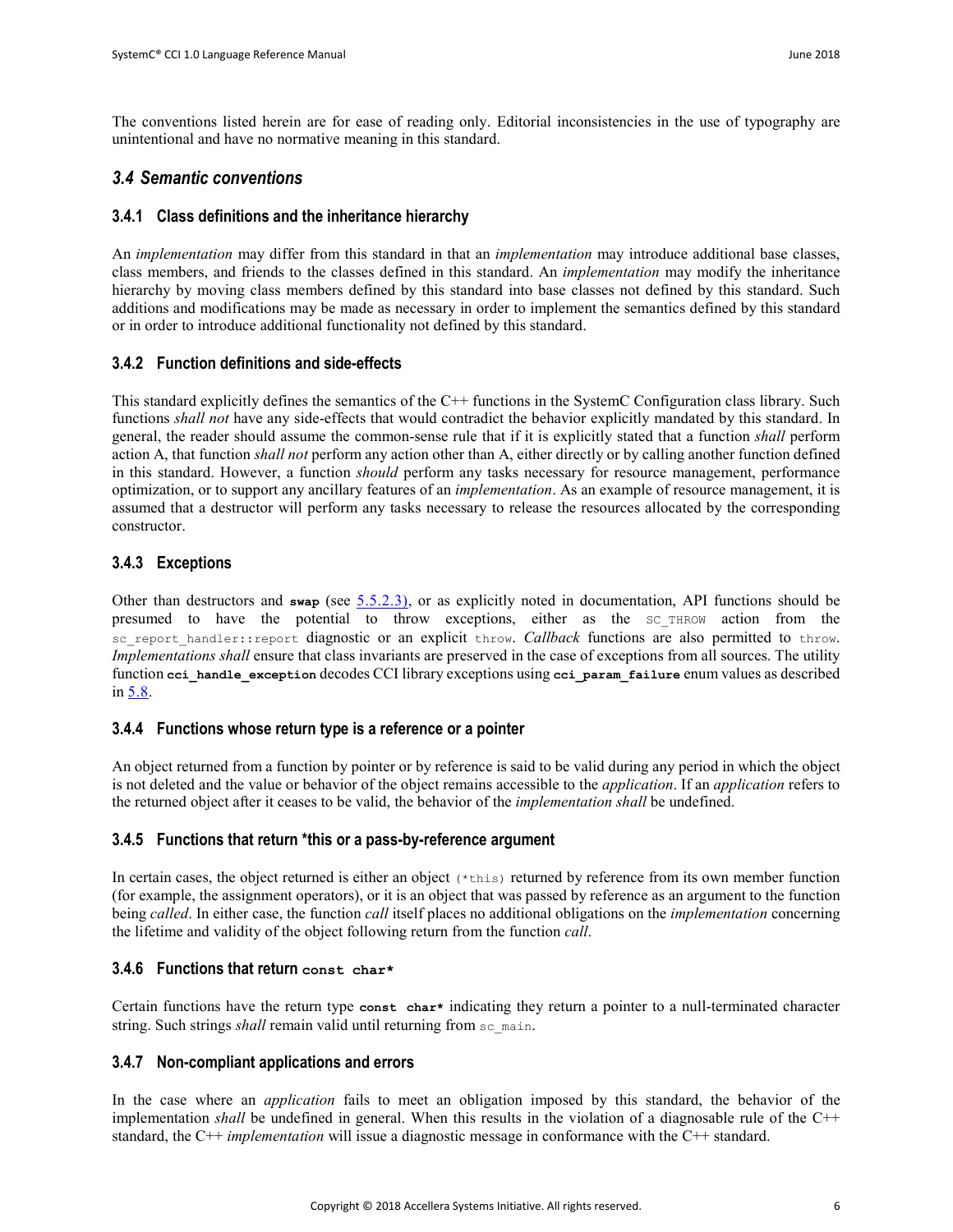The conventions listed herein are for ease of reading only. Editorial inconsistencies in the use of typography are unintentional and have no normative meaning in this standard.

## 3.4 Semantic conventions

### 3.4.1 Class definitions and the inheritance hierarchy

An *implementation* may differ from this standard in that an *implementation* may introduce additional base classes, class members, and friends to the classes defined in this standard. An *implementation* may modify the inheritance hierarchy by moving class members defined by this standard into base classes not defined by this standard. Such additions and modifications may be made as necessary in order to implement the semantics defined by this standard or in order to introduce additional functionality not defined by this standard.

### 3.4.2 Function definitions and side-effects

This standard explicitly defines the semantics of the C++ functions in the SystemC Configuration class library. Such functions *shall not* have any side-effects that would contradict the behavior explicitly mandated by this standard. In general, the reader should assume the common-sense rule that if it is explicitly stated that a function *shall* perform action A, that function *shall not* perform any action other than A, either directly or by calling another function defined in this standard. However, a function *should* perform any tasks necessary for resource management, performance optimization, or to support any ancillary features of an *implementation*. As an example of resource management, it is assumed that a destructor will perform any tasks necessary to release the resources allocated by the corresponding constructor.

### 3.4.3 Exceptions

Other than destructors and **`swap`** (see 5.5.2.3), or as explicitly noted in documentation, API functions should be presumed to have the potential to throw exceptions, either as the `SC_THROW` action from the `sc_report_handler::report` diagnostic or an explicit `throw`. *Callback* functions are also permitted to `throw`. *Implementations shall* ensure that class invariants are preserved in the case of exceptions from all sources. The utility function **`cci_handle_exception`** decodes CCI library exceptions using **`cci_param_failure`** enum values as described in 5.8.

### 3.4.4 Functions whose return type is a reference or a pointer

An object returned from a function by pointer or by reference is said to be valid during any period in which the object is not deleted and the value or behavior of the object remains accessible to the *application*. If an *application* refers to the returned object after it ceases to be valid, the behavior of the *implementation shall* be undefined.

### 3.4.5 Functions that return *this or a pass-by-reference argument

In certain cases, the object returned is either an object `(*this)` returned by reference from its own member function (for example, the assignment operators), or it is an object that was passed by reference as an argument to the function being *called*. In either case, the function *call* itself places no additional obligations on the *implementation* concerning the lifetime and validity of the object following return from the function *call*.

### 3.4.6 Functions that return `const char*`

Certain functions have the return type **`const char*`** indicating they return a pointer to a null-terminated character string. Such strings *shall* remain valid until returning from `sc_main`.

### 3.4.7 Non-compliant applications and errors

In the case where an *application* fails to meet an obligation imposed by this standard, the behavior of the implementation *shall* be undefined in general. When this results in the violation of a diagnosable rule of the C++ standard, the C++ *implementation* will issue a diagnostic message in conformance with the C++ standard.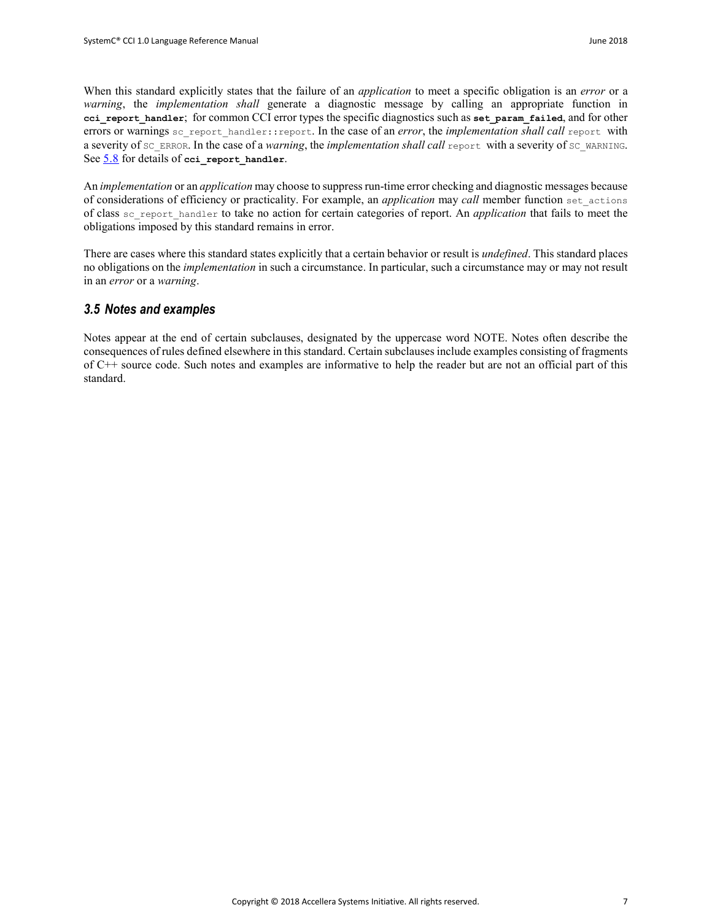When this standard explicitly states that the failure of an *application* to meet a specific obligation is an *error* or a *warning*, the *implementation shall* generate a diagnostic message by calling an appropriate function in **cci_report_handler**; for common CCI error types the specific diagnostics such as **set_param_failed**, and for other errors or warnings `sc_report_handler::report`. In the case of an *error*, the *implementation shall call* `report` with a severity of `SC_ERROR`. In the case of a *warning*, the *implementation shall call* `report` with a severity of `SC_WARNING`. See 5.8 for details of **cci_report_handler**.

An *implementation* or an *application* may choose to suppress run-time error checking and diagnostic messages because of considerations of efficiency or practicality. For example, an *application* may *call* member function `set_actions` of class `sc_report_handler` to take no action for certain categories of report. An *application* that fails to meet the obligations imposed by this standard remains in error.

There are cases where this standard states explicitly that a certain behavior or result is *undefined*. This standard places no obligations on the *implementation* in such a circumstance. In particular, such a circumstance may or may not result in an *error* or a *warning*.

### *3.5 Notes and examples*

Notes appear at the end of certain subclauses, designated by the uppercase word NOTE. Notes often describe the consequences of rules defined elsewhere in this standard. Certain subclauses include examples consisting of fragments of C++ source code. Such notes and examples are informative to help the reader but are not an official part of this standard.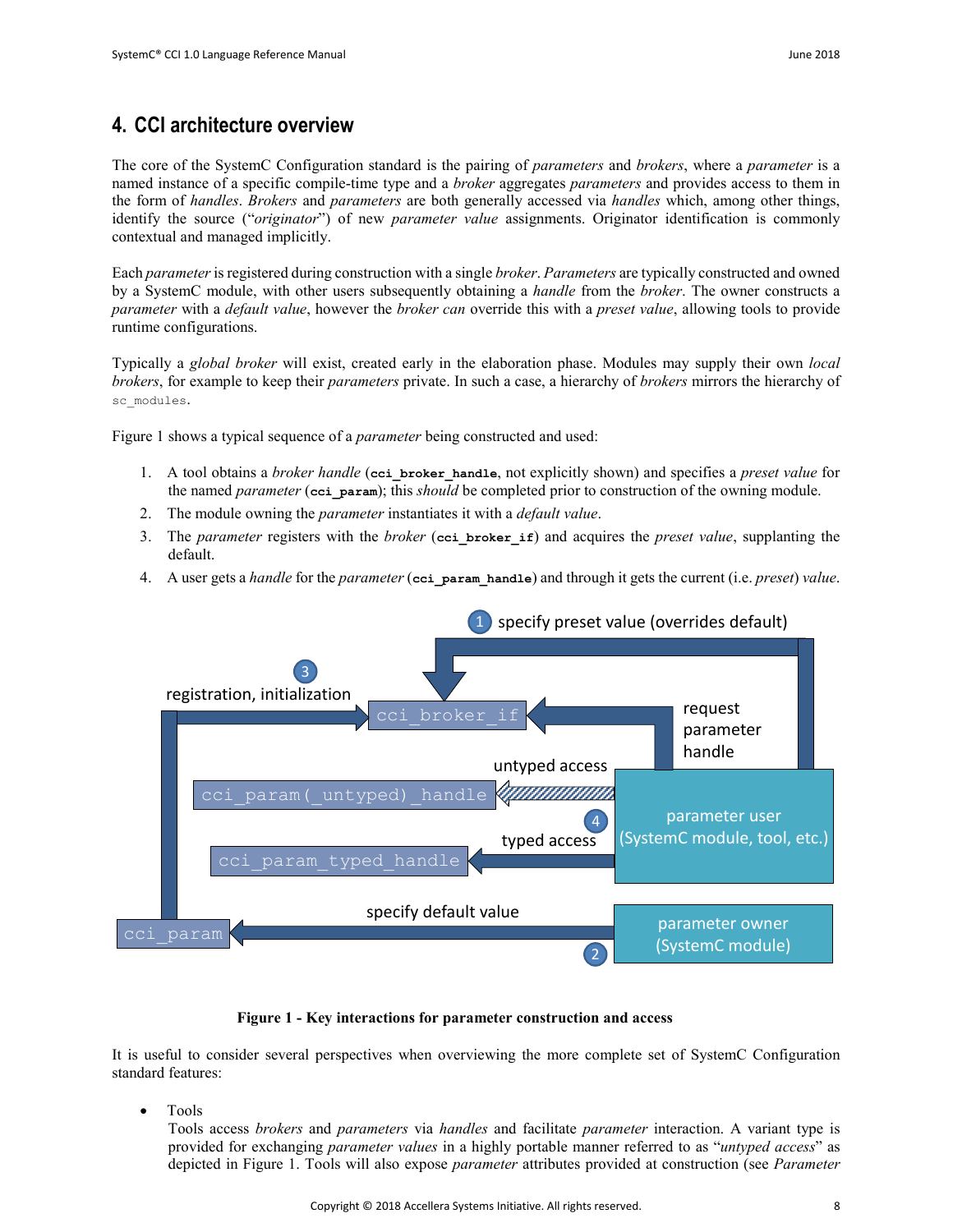# 4. CCI architecture overview

The core of the SystemC Configuration standard is the pairing of *parameters* and *brokers*, where a *parameter* is a named instance of a specific compile-time type and a *broker* aggregates *parameters* and provides access to them in the form of *handles*. *Brokers* and *parameters* are both generally accessed via *handles* which, among other things, identify the source ("*originator*") of new *parameter value* assignments. Originator identification is commonly contextual and managed implicitly.

Each *parameter* is registered during construction with a single *broker*. *Parameters* are typically constructed and owned by a SystemC module, with other users subsequently obtaining a *handle* from the *broker*. The owner constructs a *parameter* with a *default value*, however the *broker can* override this with a *preset value*, allowing tools to provide runtime configurations.

Typically a *global broker* will exist, created early in the elaboration phase. Modules may supply their own *local brokers*, for example to keep their *parameters* private. In such a case, a hierarchy of *brokers* mirrors the hierarchy of `sc_modules`.

Figure 1 shows a typical sequence of a *parameter* being constructed and used:

1. A tool obtains a *broker handle* (**`cci_broker_handle`**, not explicitly shown) and specifies a *preset value* for the named *parameter* (**`cci_param`**); this *should* be completed prior to construction of the owning module.
2. The module owning the *parameter* instantiates it with a *default value*.
3. The *parameter* registers with the *broker* (**`cci_broker_if`**) and acquires the *preset value*, supplanting the default.
4. A user gets a *handle* for the *parameter* (**`cci_param_handle`**) and through it gets the current (i.e. *preset*) *value*.

1 specify preset value (overrides default)

3 registration, initialization

cci_broker_if

request parameter handle

untyped access

cci_param(_untyped)_handle

4 typed access

cci_param_typed_handle

parameter user (SystemC module, tool, etc.)

specify default value

cci_param

parameter owner (SystemC module)

2

**Figure 1 - Key interactions for parameter construction and access**

It is useful to consider several perspectives when overviewing the more complete set of SystemC Configuration standard features:

- Tools
  Tools access *brokers* and *parameters* via *handles* and facilitate *parameter* interaction. A variant type is provided for exchanging *parameter values* in a highly portable manner referred to as "*untyped access*" as depicted in Figure 1. Tools will also expose *parameter* attributes provided at construction (see *Parameter*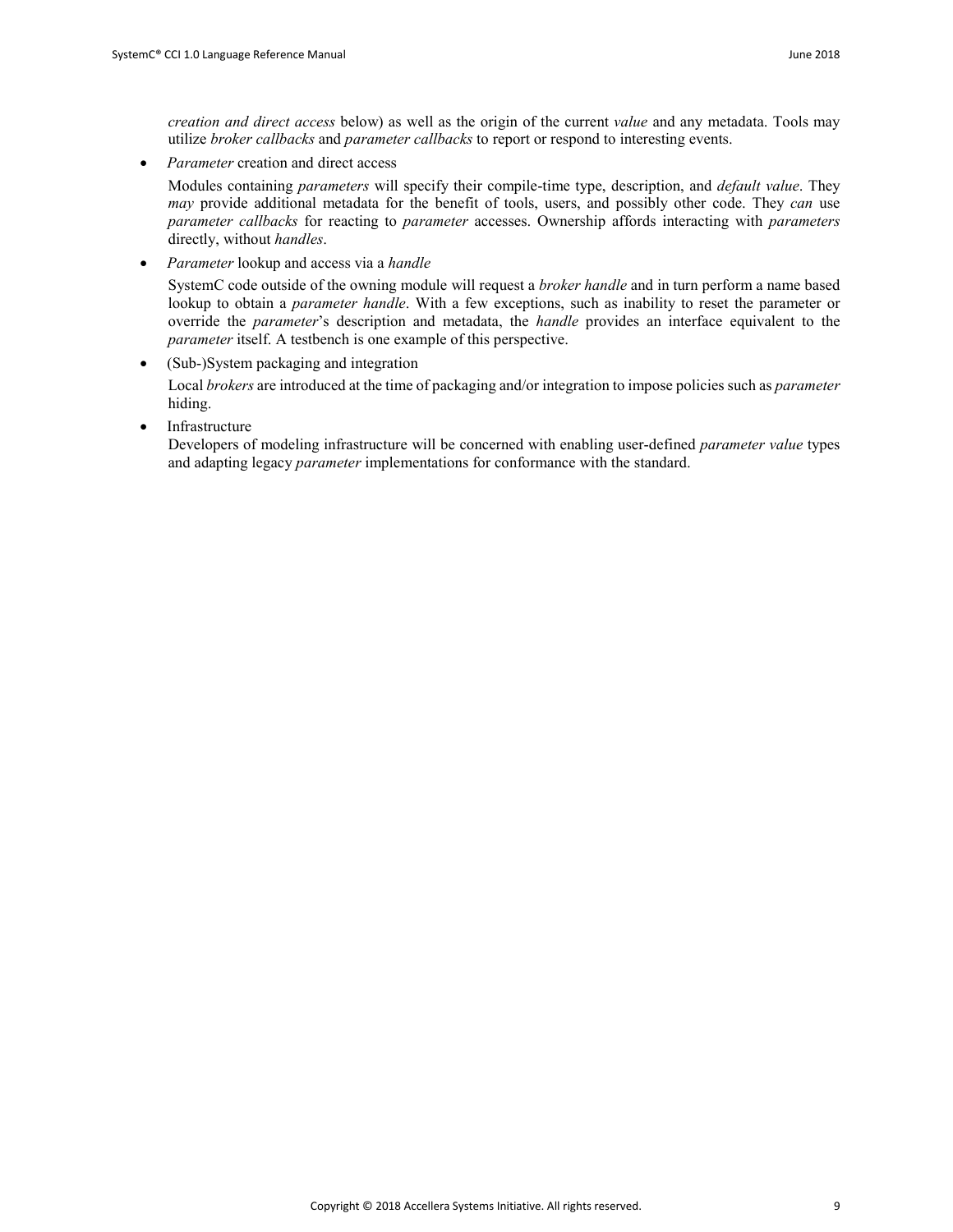*creation and direct access* below) as well as the origin of the current *value* and any metadata. Tools may utilize *broker callbacks* and *parameter callbacks* to report or respond to interesting events.

- *Parameter* creation and direct access

  Modules containing *parameters* will specify their compile-time type, description, and *default value*. They *may* provide additional metadata for the benefit of tools, users, and possibly other code. They *can* use *parameter callbacks* for reacting to *parameter* accesses. Ownership affords interacting with *parameters* directly, without *handles*.

- *Parameter* lookup and access via a *handle*

  SystemC code outside of the owning module will request a *broker handle* and in turn perform a name based lookup to obtain a *parameter handle*. With a few exceptions, such as inability to reset the parameter or override the *parameter*'s description and metadata, the *handle* provides an interface equivalent to the *parameter* itself. A testbench is one example of this perspective.

- (Sub-)System packaging and integration

  Local *brokers* are introduced at the time of packaging and/or integration to impose policies such as *parameter* hiding.

- Infrastructure

  Developers of modeling infrastructure will be concerned with enabling user-defined *parameter value* types and adapting legacy *parameter* implementations for conformance with the standard.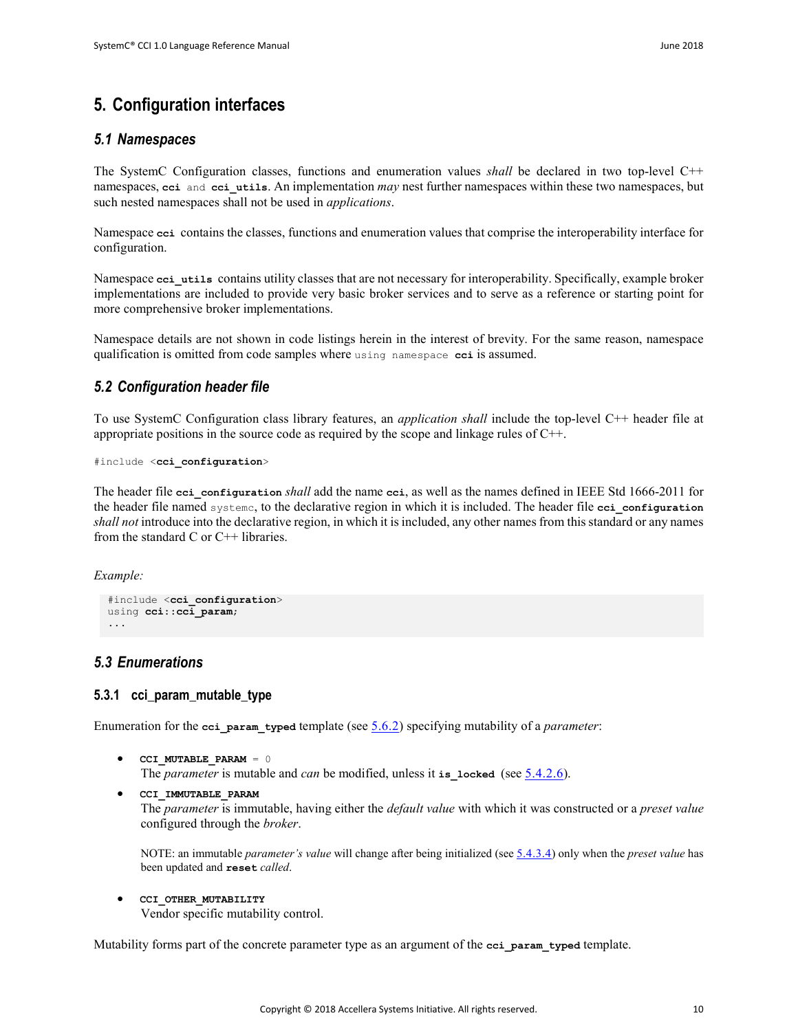# 5. Configuration interfaces

## 5.1 Namespaces

The SystemC Configuration classes, functions and enumeration values *shall* be declared in two top-level C++ namespaces, **cci** and **cci_utils**. An implementation *may* nest further namespaces within these two namespaces, but such nested namespaces shall not be used in *applications*.

Namespace **cci** contains the classes, functions and enumeration values that comprise the interoperability interface for configuration.

Namespace **cci_utils** contains utility classes that are not necessary for interoperability. Specifically, example broker implementations are included to provide very basic broker services and to serve as a reference or starting point for more comprehensive broker implementations.

Namespace details are not shown in code listings herein in the interest of brevity. For the same reason, namespace qualification is omitted from code samples where `using namespace cci` is assumed.

## 5.2 Configuration header file

To use SystemC Configuration class library features, an *application shall* include the top-level C++ header file at appropriate positions in the source code as required by the scope and linkage rules of C++.

```
#include <cci_configuration>
```

The header file **cci_configuration** *shall* add the name **cci**, as well as the names defined in IEEE Std 1666-2011 for the header file named `systemc`, to the declarative region in which it is included. The header file **cci_configuration** *shall not* introduce into the declarative region, in which it is included, any other names from this standard or any names from the standard C or C++ libraries.

*Example:*

```
#include <cci_configuration>
using cci::cci_param;
...
```

## 5.3 Enumerations

### 5.3.1 cci_param_mutable_type

Enumeration for the **cci_param_typed** template (see 5.6.2) specifying mutability of a *parameter*:

- **CCI_MUTABLE_PARAM** = 0
  The *parameter* is mutable and *can* be modified, unless it **is_locked** (see 5.4.2.6).
- **CCI_IMMUTABLE_PARAM**
  The *parameter* is immutable, having either the *default value* with which it was constructed or a *preset value* configured through the *broker*.

  NOTE: an immutable *parameter's value* will change after being initialized (see 5.4.3.4) only when the *preset value* has been updated and **reset** *called*.
- **CCI_OTHER_MUTABILITY**
  Vendor specific mutability control.

Mutability forms part of the concrete parameter type as an argument of the **cci_param_typed** template.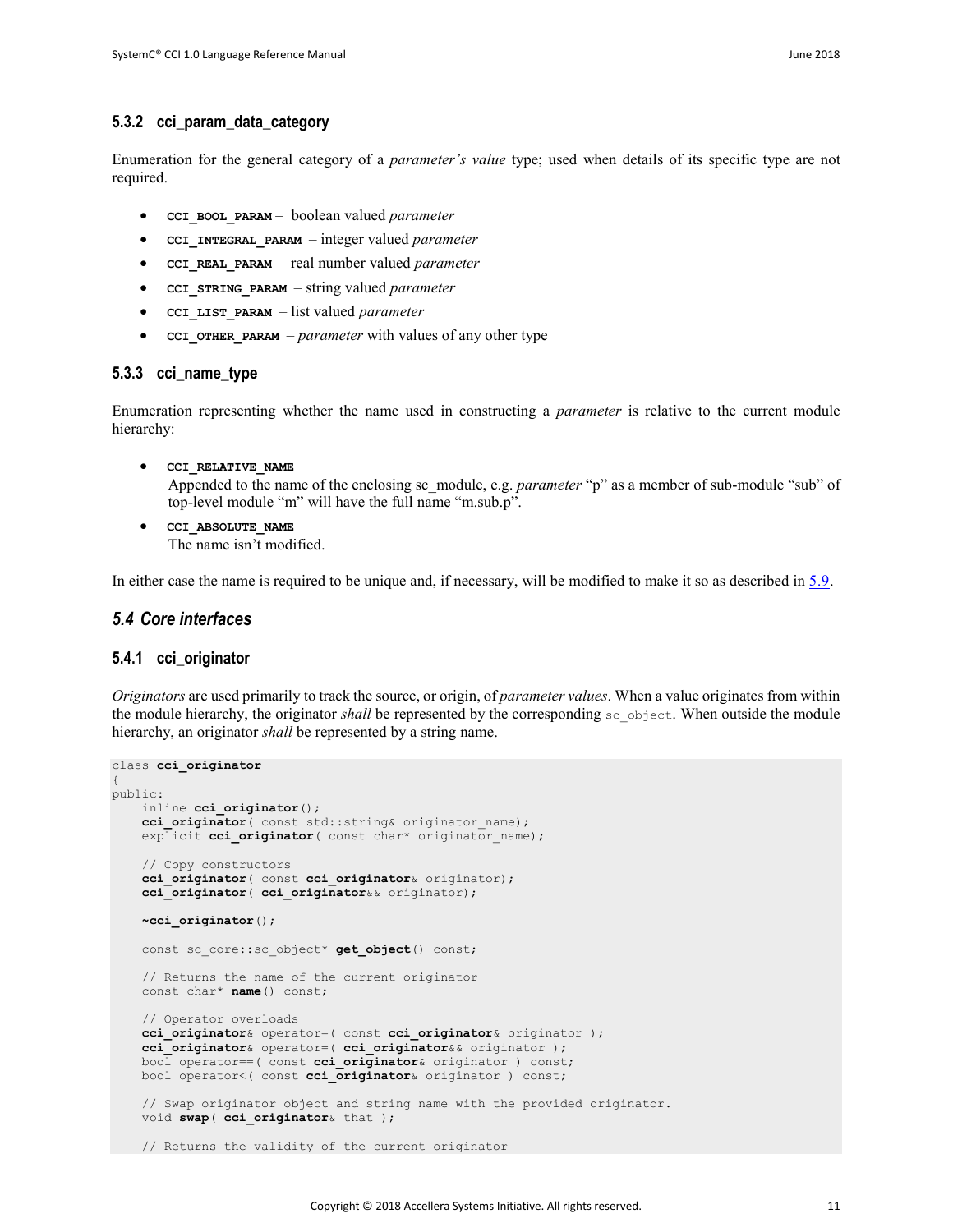### 5.3.2 cci_param_data_category

Enumeration for the general category of a *parameter's value* type; used when details of its specific type are not required.

- **CCI_BOOL_PARAM** – boolean valued *parameter*
- **CCI_INTEGRAL_PARAM** – integer valued *parameter*
- **CCI_REAL_PARAM** – real number valued *parameter*
- **CCI_STRING_PARAM** – string valued *parameter*
- **CCI_LIST_PARAM** – list valued *parameter*
- **CCI_OTHER_PARAM** – *parameter* with values of any other type

### 5.3.3 cci_name_type

Enumeration representing whether the name used in constructing a *parameter* is relative to the current module hierarchy:

- **CCI_RELATIVE_NAME**
  Appended to the name of the enclosing sc_module, e.g. *parameter* "p" as a member of sub-module "sub" of top-level module "m" will have the full name "m.sub.p".
- **CCI_ABSOLUTE_NAME**
  The name isn't modified.

In either case the name is required to be unique and, if necessary, will be modified to make it so as described in 5.9.

## 5.4 Core interfaces

### 5.4.1 cci_originator

*Originators* are used primarily to track the source, or origin, of *parameter values*. When a value originates from within the module hierarchy, the originator *shall* be represented by the corresponding `sc_object`. When outside the module hierarchy, an originator *shall* be represented by a string name.

```
class cci_originator
{
public:
    inline cci_originator();
    cci_originator( const std::string& originator_name);
    explicit cci_originator( const char* originator_name);

    // Copy constructors
    cci_originator( const cci_originator& originator);
    cci_originator( cci_originator&& originator);

    ~cci_originator();

    const sc_core::sc_object* get_object() const;

    // Returns the name of the current originator
    const char* name() const;

    // Operator overloads
    cci_originator& operator=( const cci_originator& originator );
    cci_originator& operator=( cci_originator&& originator );
    bool operator==( const cci_originator& originator ) const;
    bool operator<( const cci_originator& originator ) const;

    // Swap originator object and string name with the provided originator.
    void swap( cci_originator& that );

    // Returns the validity of the current originator
```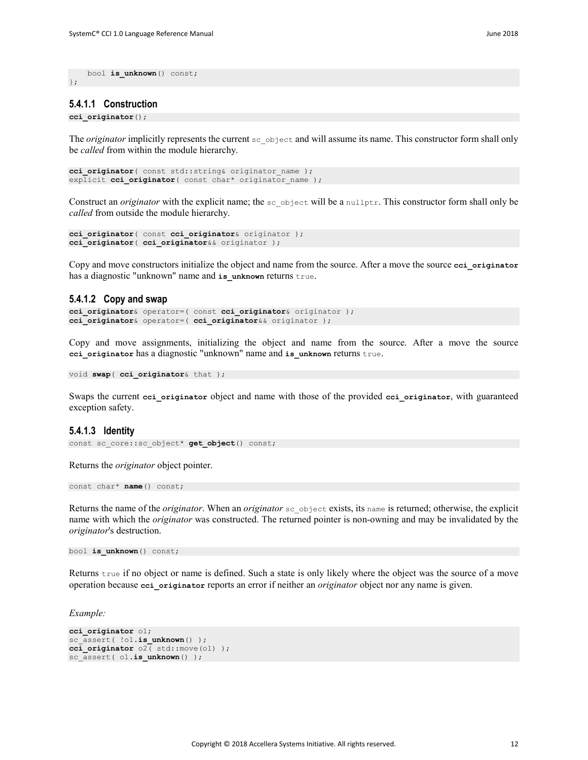```
    bool is_unknown() const;
};
```

#### 5.4.1.1 Construction

```
cci_originator();
```

The *originator* implicitly represents the current `sc_object` and will assume its name. This constructor form shall only be *called* from within the module hierarchy.

```
cci_originator( const std::string& originator_name );
explicit cci_originator( const char* originator_name );
```

Construct an *originator* with the explicit name; the `sc_object` will be a `nullptr`. This constructor form shall only be *called* from outside the module hierarchy.

```
cci_originator( const cci_originator& originator );
cci_originator( cci_originator&& originator );
```

Copy and move constructors initialize the object and name from the source. After a move the source **`cci_originator`** has a diagnostic "unknown" name and **`is_unknown`** returns `true`.

#### 5.4.1.2 Copy and swap

```
cci_originator& operator=( const cci_originator& originator );
cci_originator& operator=( cci_originator&& originator );
```

Copy and move assignments, initializing the object and name from the source. After a move the source **`cci_originator`** has a diagnostic "unknown" name and **`is_unknown`** returns `true`.

```
void swap( cci_originator& that );
```

Swaps the current **`cci_originator`** object and name with those of the provided **`cci_originator`**, with guaranteed exception safety.

#### 5.4.1.3 Identity

```
const sc_core::sc_object* get_object() const;
```

Returns the *originator* object pointer.

```
const char* name() const;
```

Returns the name of the *originator*. When an *originator* `sc_object` exists, its `name` is returned; otherwise, the explicit name with which the *originator* was constructed. The returned pointer is non-owning and may be invalidated by the *originator*'s destruction.

```
bool is_unknown() const;
```

Returns `true` if no object or name is defined. Such a state is only likely where the object was the source of a move operation because **`cci_originator`** reports an error if neither an *originator* object nor any name is given.

*Example:*

```
cci_originator o1;
sc_assert( !o1.is_unknown() );
cci_originator o2( std::move(o1) );
sc_assert( o1.is_unknown() );
```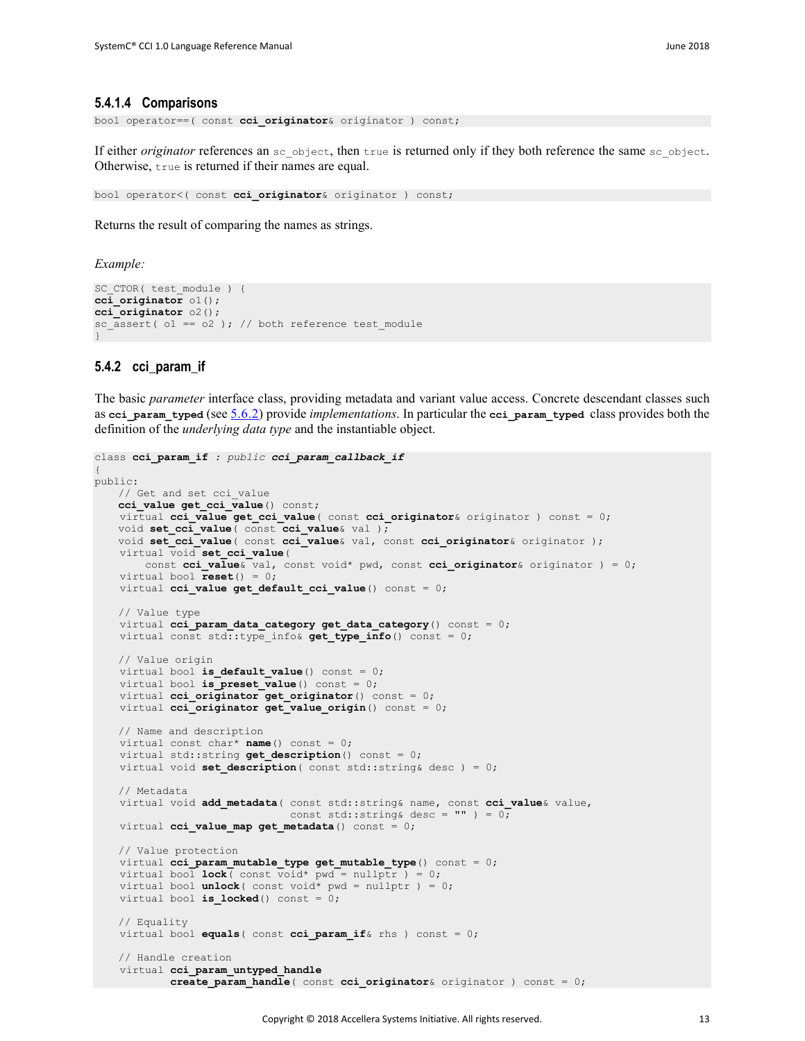#### 5.4.1.4 Comparisons

```
bool operator==( const cci_originator& originator ) const;
```

If either *originator* references an `sc_object`, then `true` is returned only if they both reference the same `sc_object`. Otherwise, `true` is returned if their names are equal.

```
bool operator<( const cci_originator& originator ) const;
```

Returns the result of comparing the names as strings.

*Example:*

```
SC_CTOR( test_module ) {
cci_originator o1();
cci_originator o2();
sc_assert( o1 == o2 ); // both reference test_module
}
```

### 5.4.2 cci_param_if

The basic *parameter* interface class, providing metadata and variant value access. Concrete descendant classes such as **cci_param_typed** (see 5.6.2) provide *implementations*. In particular the **cci_param_typed** class provides both the definition of the *underlying data type* and the instantiable object.

```
class cci_param_if : public cci_param_callback_if
{
public:
    // Get and set cci_value
    cci_value get_cci_value() const;
    virtual cci_value get_cci_value( const cci_originator& originator ) const = 0;
    void set_cci_value( const cci_value& val );
    void set_cci_value( const cci_value& val, const cci_originator& originator );
    virtual void set_cci_value(
        const cci_value& val, const void* pwd, const cci_originator& originator ) = 0;
    virtual bool reset() = 0;
    virtual cci_value get_default_cci_value() const = 0;

    // Value type
    virtual cci_param_data_category get_data_category() const = 0;
    virtual const std::type_info& get_type_info() const = 0;

    // Value origin
    virtual bool is_default_value() const = 0;
    virtual bool is_preset_value() const = 0;
    virtual cci_originator get_originator() const = 0;
    virtual cci_originator get_value_origin() const = 0;

    // Name and description
    virtual const char* name() const = 0;
    virtual std::string get_description() const = 0;
    virtual void set_description( const std::string& desc ) = 0;

    // Metadata
    virtual void add_metadata( const std::string& name, const cci_value& value,
                               const std::string& desc = "" ) = 0;
    virtual cci_value_map get_metadata() const = 0;

    // Value protection
    virtual cci_param_mutable_type get_mutable_type() const = 0;
    virtual bool lock( const void* pwd = nullptr ) = 0;
    virtual bool unlock( const void* pwd = nullptr ) = 0;
    virtual bool is_locked() const = 0;

    // Equality
    virtual bool equals( const cci_param_if& rhs ) const = 0;

    // Handle creation
    virtual cci_param_untyped_handle
            create_param_handle( const cci_originator& originator ) const = 0;
```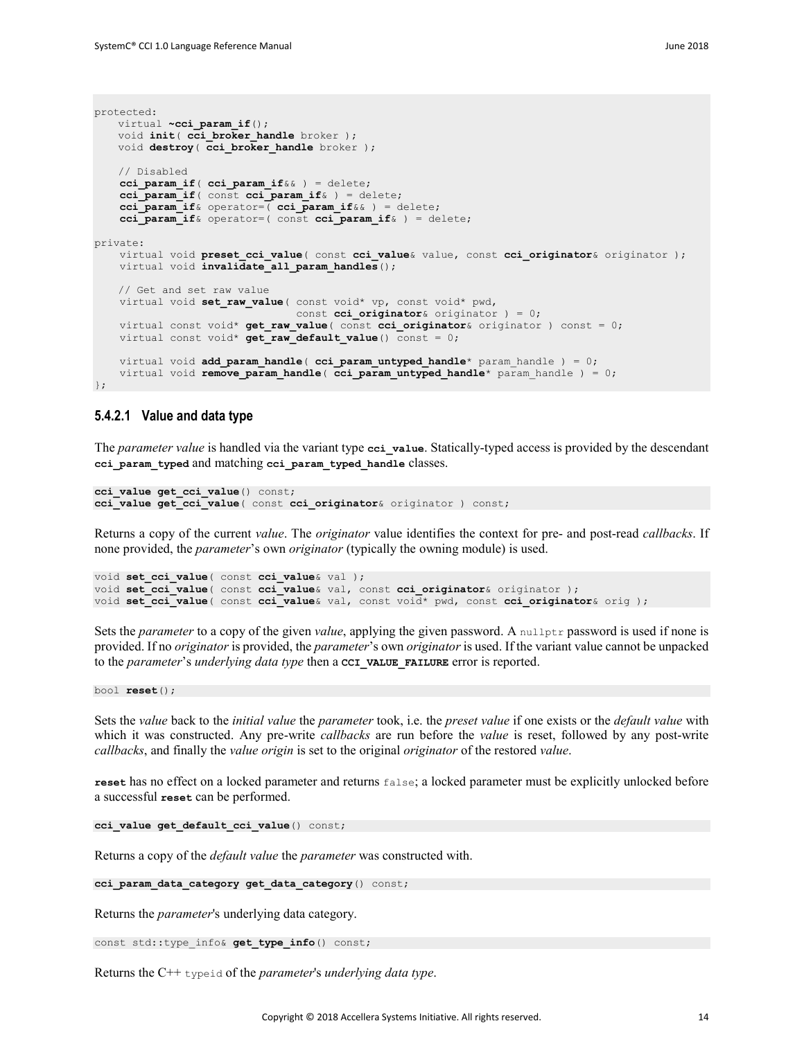```
protected:
    virtual ~cci_param_if();
    void init( cci_broker_handle broker );
    void destroy( cci_broker_handle broker );

    // Disabled
    cci_param_if( cci_param_if&& ) = delete;
    cci_param_if( const cci_param_if& ) = delete;
    cci_param_if& operator=( cci_param_if&& ) = delete;
    cci_param_if& operator=( const cci_param_if& ) = delete;

private:
    virtual void preset_cci_value( const cci_value& value, const cci_originator& originator );
    virtual void invalidate_all_param_handles();

    // Get and set raw value
    virtual void set_raw_value( const void* vp, const void* pwd,
                                const cci_originator& originator ) = 0;
    virtual const void* get_raw_value( const cci_originator& originator ) const = 0;
    virtual const void* get_raw_default_value() const = 0;

    virtual void add_param_handle( cci_param_untyped_handle* param_handle ) = 0;
    virtual void remove_param_handle( cci_param_untyped_handle* param_handle ) = 0;
};
```

#### 5.4.2.1 Value and data type

The *parameter value* is handled via the variant type **cci_value**. Statically-typed access is provided by the descendant **cci_param_typed** and matching **cci_param_typed_handle** classes.

```
cci_value get_cci_value() const;
cci_value get_cci_value( const cci_originator& originator ) const;
```

Returns a copy of the current *value*. The *originator* value identifies the context for pre- and post-read *callbacks*. If none provided, the *parameter*'s own *originator* (typically the owning module) is used.

```
void set_cci_value( const cci_value& val );
void set_cci_value( const cci_value& val, const cci_originator& originator );
void set_cci_value( const cci_value& val, const void* pwd, const cci_originator& orig );
```

Sets the *parameter* to a copy of the given *value*, applying the given password. A nullptr password is used if none is provided. If no *originator* is provided, the *parameter*'s own *originator* is used. If the variant value cannot be unpacked to the *parameter*'s *underlying data type* then a **CCI_VALUE_FAILURE** error is reported.

```
bool reset();
```

Sets the *value* back to the *initial value* the *parameter* took, i.e. the *preset value* if one exists or the *default value* with which it was constructed. Any pre-write *callbacks* are run before the *value* is reset, followed by any post-write *callbacks*, and finally the *value origin* is set to the original *originator* of the restored *value*.

**reset** has no effect on a locked parameter and returns false; a locked parameter must be explicitly unlocked before a successful **reset** can be performed.

```
cci_value get_default_cci_value() const;
```

Returns a copy of the *default value* the *parameter* was constructed with.

```
cci_param_data_category get_data_category() const;
```

Returns the *parameter*'s underlying data category.

```
const std::type_info& get_type_info() const;
```

Returns the C++ typeid of the *parameter*'s *underlying data type*.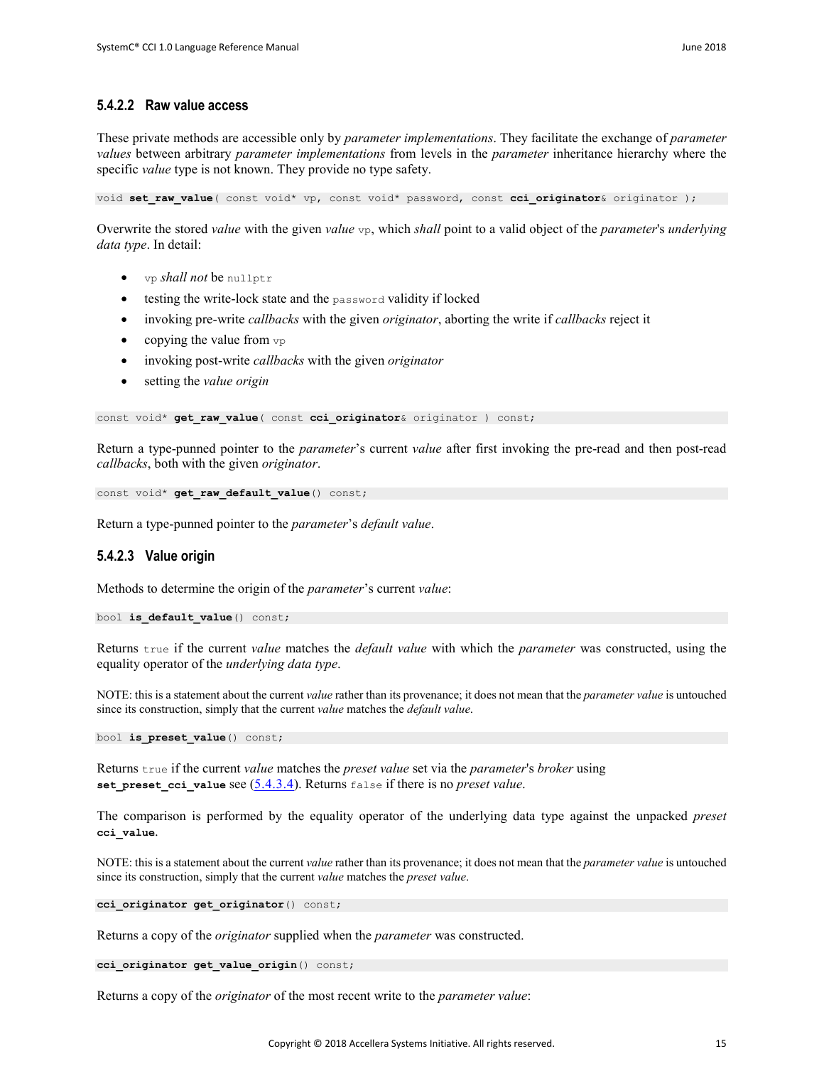#### 5.4.2.2 Raw value access

These private methods are accessible only by *parameter implementations*. They facilitate the exchange of *parameter values* between arbitrary *parameter implementations* from levels in the *parameter* inheritance hierarchy where the specific *value* type is not known. They provide no type safety.

```
void set_raw_value( const void* vp, const void* password, const cci_originator& originator );
```

Overwrite the stored *value* with the given *value* `vp`, which *shall* point to a valid object of the *parameter*'s *underlying data type*. In detail:

- `vp` *shall not* be `nullptr`
- testing the write-lock state and the `password` validity if locked
- invoking pre-write *callbacks* with the given *originator*, aborting the write if *callbacks* reject it
- copying the value from `vp`
- invoking post-write *callbacks* with the given *originator*
- setting the *value origin*

```
const void* get_raw_value( const cci_originator& originator ) const;
```

Return a type-punned pointer to the *parameter*'s current *value* after first invoking the pre-read and then post-read *callbacks*, both with the given *originator*.

```
const void* get_raw_default_value() const;
```

Return a type-punned pointer to the *parameter*'s *default value*.

#### 5.4.2.3 Value origin

Methods to determine the origin of the *parameter*'s current *value*:

```
bool is_default_value() const;
```

Returns `true` if the current *value* matches the *default value* with which the *parameter* was constructed, using the equality operator of the *underlying data type*.

NOTE: this is a statement about the current *value* rather than its provenance; it does not mean that the *parameter value* is untouched since its construction, simply that the current *value* matches the *default value*.

```
bool is_preset_value() const;
```

Returns `true` if the current *value* matches the *preset value* set via the *parameter*'s *broker* using **`set_preset_cci_value`** see (5.4.3.4). Returns `false` if there is no *preset value*.

The comparison is performed by the equality operator of the underlying data type against the unpacked *preset* **`cci_value`**.

NOTE: this is a statement about the current *value* rather than its provenance; it does not mean that the *parameter value* is untouched since its construction, simply that the current *value* matches the *preset value*.

```
cci_originator get_originator() const;
```

Returns a copy of the *originator* supplied when the *parameter* was constructed.

```
cci_originator get_value_origin() const;
```

Returns a copy of the *originator* of the most recent write to the *parameter value*: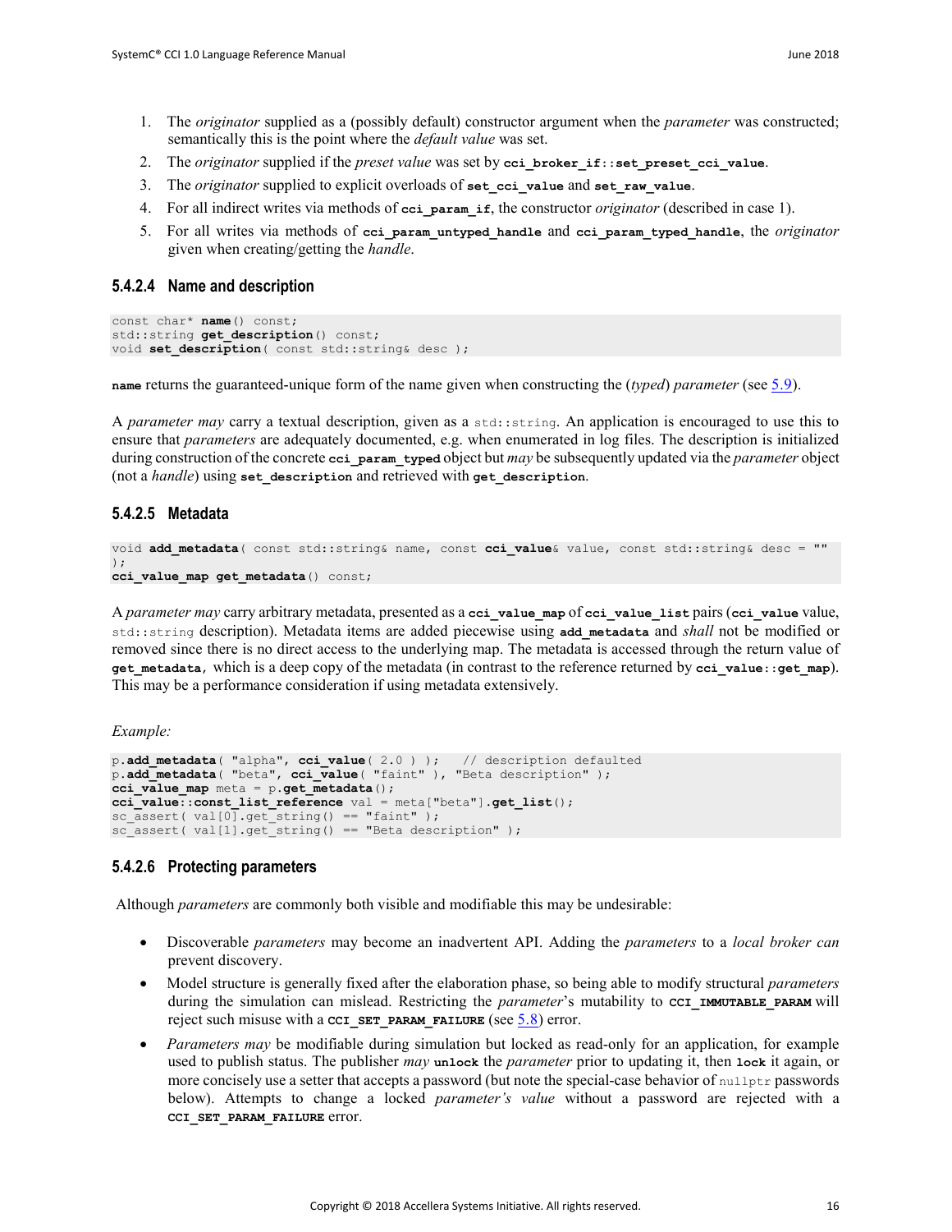1. The *originator* supplied as a (possibly default) constructor argument when the *parameter* was constructed; semantically this is the point where the *default value* was set.
2. The *originator* supplied if the *preset value* was set by **`cci_broker_if::set_preset_cci_value`**.
3. The *originator* supplied to explicit overloads of **`set_cci_value`** and **`set_raw_value`**.
4. For all indirect writes via methods of **`cci_param_if`**, the constructor *originator* (described in case 1).
5. For all writes via methods of **`cci_param_untyped_handle`** and **`cci_param_typed_handle`**, the *originator* given when creating/getting the *handle*.

#### 5.4.2.4 Name and description

```
const char* name() const;
std::string get_description() const;
void set_description( const std::string& desc );
```

**`name`** returns the guaranteed-unique form of the name given when constructing the (*typed*) *parameter* (see 5.9).

A *parameter may* carry a textual description, given as a `std::string`. An application is encouraged to use this to ensure that *parameters* are adequately documented, e.g. when enumerated in log files. The description is initialized during construction of the concrete **`cci_param_typed`** object but *may* be subsequently updated via the *parameter* object (not a *handle*) using **`set_description`** and retrieved with **`get_description`**.

#### 5.4.2.5 Metadata

```
void add_metadata( const std::string& name, const cci_value& value, const std::string& desc = ""
);
cci_value_map get_metadata() const;
```

A *parameter may* carry arbitrary metadata, presented as a **`cci_value_map`** of **`cci_value_list`** pairs (**`cci_value`** value, `std::string` description). Metadata items are added piecewise using **`add_metadata`** and *shall* not be modified or removed since there is no direct access to the underlying map. The metadata is accessed through the return value of **`get_metadata`**, which is a deep copy of the metadata (in contrast to the reference returned by **`cci_value::get_map`**). This may be a performance consideration if using metadata extensively.

*Example:*

```
p.add_metadata( "alpha", cci_value( 2.0 ) );   // description defaulted
p.add_metadata( "beta", cci_value( "faint" ), "Beta description" );
cci_value_map meta = p.get_metadata();
cci_value::const_list_reference val = meta["beta"].get_list();
sc_assert( val[0].get_string() == "faint" );
sc_assert( val[1].get_string() == "Beta description" );
```

#### 5.4.2.6 Protecting parameters

Although *parameters* are commonly both visible and modifiable this may be undesirable:

- Discoverable *parameters* may become an inadvertent API. Adding the *parameters* to a *local broker can* prevent discovery.
- Model structure is generally fixed after the elaboration phase, so being able to modify structural *parameters* during the simulation can mislead. Restricting the *parameter*'s mutability to **`CCI_IMMUTABLE_PARAM`** will reject such misuse with a **`CCI_SET_PARAM_FAILURE`** (see 5.8) error.
- *Parameters may* be modifiable during simulation but locked as read-only for an application, for example used to publish status. The publisher *may* **`unlock`** the *parameter* prior to updating it, then **`lock`** it again, or more concisely use a setter that accepts a password (but note the special-case behavior of `nullptr` passwords below). Attempts to change a locked *parameter's value* without a password are rejected with a **`CCI_SET_PARAM_FAILURE`** error.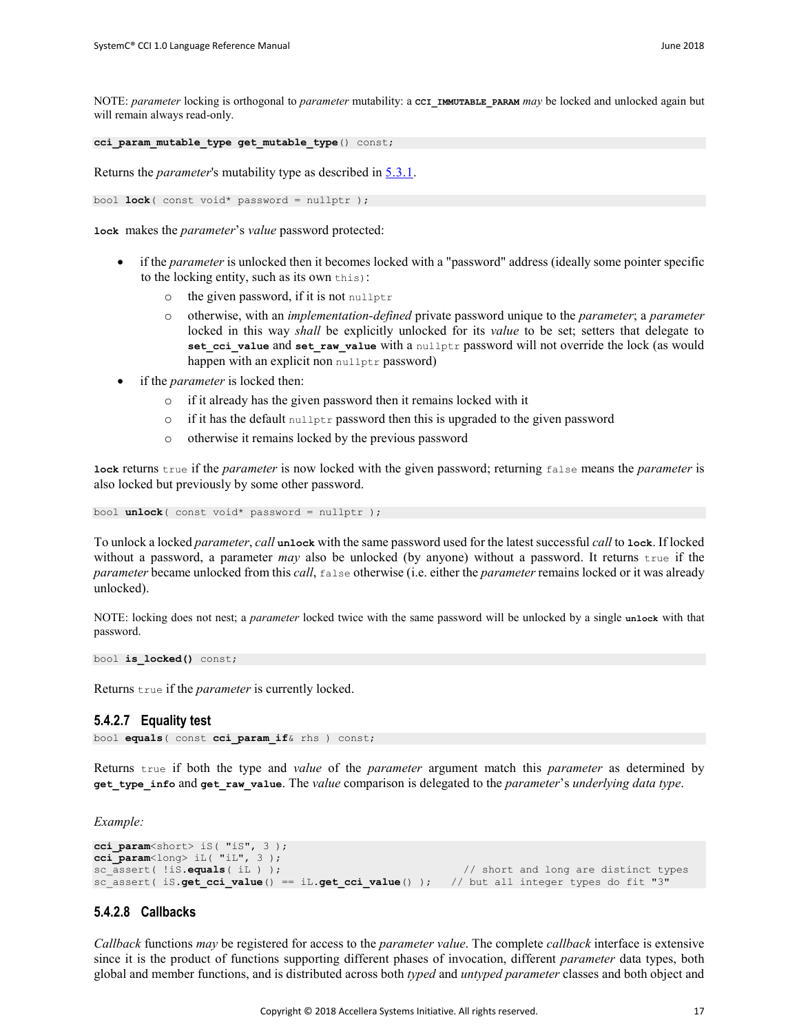NOTE: *parameter* locking is orthogonal to *parameter* mutability: a **CCI_IMMUTABLE_PARAM** *may* be locked and unlocked again but will remain always read-only.

```
cci_param_mutable_type get_mutable_type() const;
```

Returns the *parameter*'s mutability type as described in 5.3.1.

```
bool lock( const void* password = nullptr );
```

**lock** makes the *parameter*'s *value* password protected:

- if the *parameter* is unlocked then it becomes locked with a "password" address (ideally some pointer specific to the locking entity, such as its own `this`):
  - the given password, if it is not `nullptr`
  - otherwise, with an *implementation-defined* private password unique to the *parameter*; a *parameter* locked in this way *shall* be explicitly unlocked for its *value* to be set; setters that delegate to **set_cci_value** and **set_raw_value** with a `nullptr` password will not override the lock (as would happen with an explicit non `nullptr` password)
- if the *parameter* is locked then:
  - if it already has the given password then it remains locked with it
  - if it has the default `nullptr` password then this is upgraded to the given password
  - otherwise it remains locked by the previous password

**lock** returns `true` if the *parameter* is now locked with the given password; returning `false` means the *parameter* is also locked but previously by some other password.

```
bool unlock( const void* password = nullptr );
```

To unlock a locked *parameter*, *call* **unlock** with the same password used for the latest successful *call* to **lock**. If locked without a password, a parameter *may* also be unlocked (by anyone) without a password. It returns `true` if the *parameter* became unlocked from this *call*, `false` otherwise (i.e. either the *parameter* remains locked or it was already unlocked).

NOTE: locking does not nest; a *parameter* locked twice with the same password will be unlocked by a single **unlock** with that password.

```
bool is_locked() const;
```

Returns `true` if the *parameter* is currently locked.

### 5.4.2.7 Equality test

```
bool equals( const cci_param_if& rhs ) const;
```

Returns `true` if both the type and *value* of the *parameter* argument match this *parameter* as determined by **get_type_info** and **get_raw_value**. The *value* comparison is delegated to the *parameter*'s *underlying data type*.

*Example:*

```
cci_param<short> iS( "iS", 3 );
cci_param<long> iL( "iL", 3 );
sc_assert( !iS.equals( iL ) );                              // short and long are distinct types
sc_assert( iS.get_cci_value() == iL.get_cci_value() );    // but all integer types do fit "3"
```

### 5.4.2.8 Callbacks

*Callback* functions *may* be registered for access to the *parameter value*. The complete *callback* interface is extensive since it is the product of functions supporting different phases of invocation, different *parameter* data types, both global and member functions, and is distributed across both *typed* and *untyped parameter* classes and both object and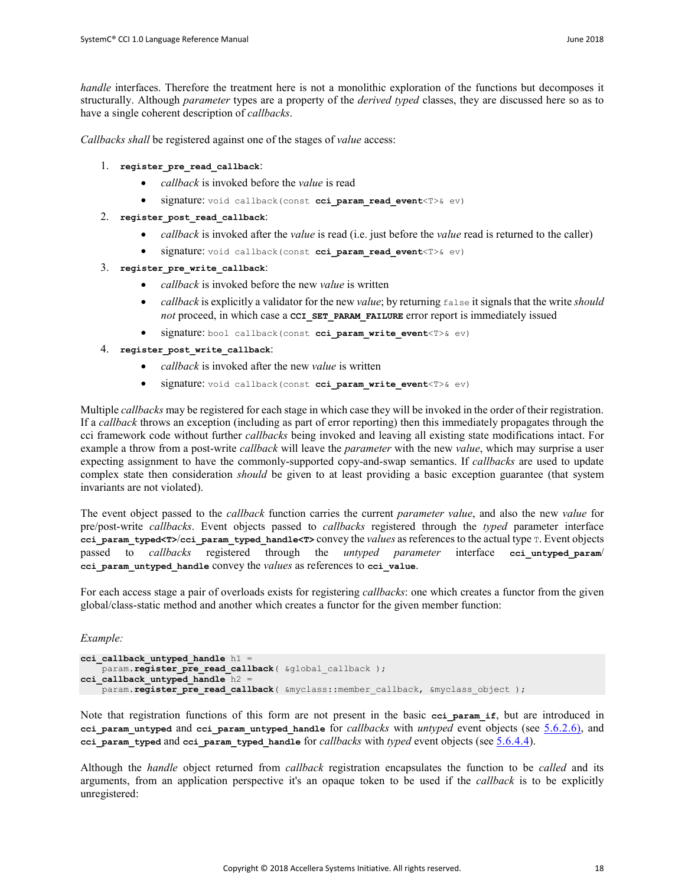*handle* interfaces. Therefore the treatment here is not a monolithic exploration of the functions but decomposes it structurally. Although *parameter* types are a property of the *derived typed* classes, they are discussed here so as to have a single coherent description of *callbacks*.

*Callbacks shall* be registered against one of the stages of *value* access:

1. **register_pre_read_callback**:
   - *callback* is invoked before the *value* is read
   - signature: `void callback(const cci_param_read_event<T>& ev)`
2. **register_post_read_callback**:
   - *callback* is invoked after the *value* is read (i.e. just before the *value* read is returned to the caller)
   - signature: `void callback(const cci_param_read_event<T>& ev)`
3. **register_pre_write_callback**:
   - *callback* is invoked before the new *value* is written
   - *callback* is explicitly a validator for the new *value*; by returning `false` it signals that the write *should not* proceed, in which case a **CCI_SET_PARAM_FAILURE** error report is immediately issued
   - signature: `bool callback(const cci_param_write_event<T>& ev)`
4. **register_post_write_callback**:
   - *callback* is invoked after the new *value* is written
   - signature: `void callback(const cci_param_write_event<T>& ev)`

Multiple *callbacks* may be registered for each stage in which case they will be invoked in the order of their registration. If a *callback* throws an exception (including as part of error reporting) then this immediately propagates through the cci framework code without further *callbacks* being invoked and leaving all existing state modifications intact. For example a throw from a post-write *callback* will leave the *parameter* with the new *value*, which may surprise a user expecting assignment to have the commonly-supported copy-and-swap semantics. If *callbacks* are used to update complex state then consideration *should* be given to at least providing a basic exception guarantee (that system invariants are not violated).

The event object passed to the *callback* function carries the current *parameter value*, and also the new *value* for pre/post-write *callbacks*. Event objects passed to *callbacks* registered through the *typed* parameter interface **cci_param_typed<T>**/**cci_param_typed_handle<T>** convey the *values* as references to the actual type `T`. Event objects passed to *callbacks* registered through the *untyped parameter* interface **cci_untyped_param**/ **cci_param_untyped_handle** convey the *values* as references to **cci_value**.

For each access stage a pair of overloads exists for registering *callbacks*: one which creates a functor from the given global/class-static method and another which creates a functor for the given member function:

*Example:*

```
cci_callback_untyped_handle h1 =
    param.register_pre_read_callback( &global_callback );
cci_callback_untyped_handle h2 =
    param.register_pre_read_callback( &myclass::member_callback, &myclass_object );
```

Note that registration functions of this form are not present in the basic **cci_param_if**, but are introduced in **cci_param_untyped** and **cci_param_untyped_handle** for *callbacks* with *untyped* event objects (see 5.6.2.6), and **cci_param_typed** and **cci_param_typed_handle** for *callbacks* with *typed* event objects (see 5.6.4.4).

Although the *handle* object returned from *callback* registration encapsulates the function to be *called* and its arguments, from an application perspective it's an opaque token to be used if the *callback* is to be explicitly unregistered: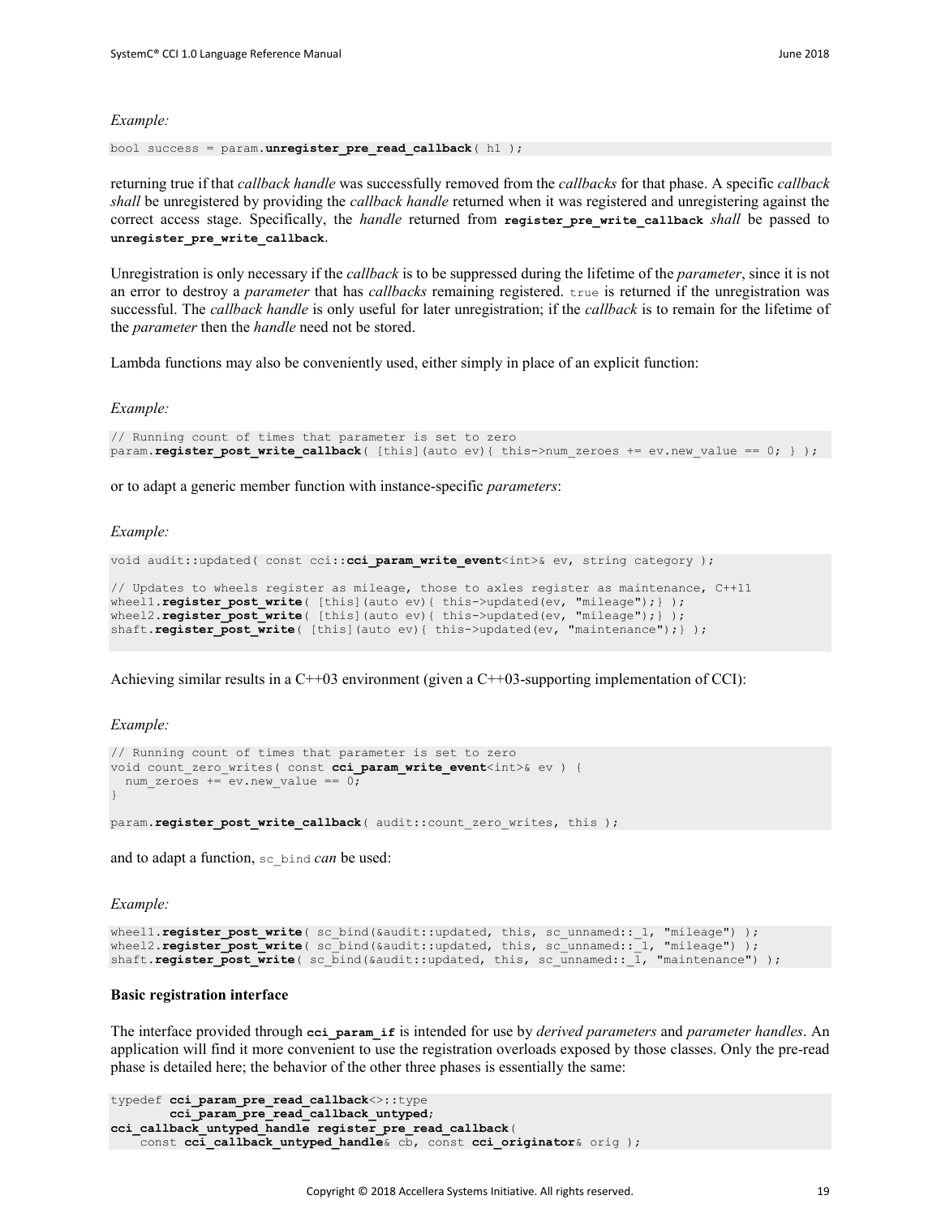*Example:*

```
bool success = param.unregister_pre_read_callback( h1 );
```

returning true if that *callback handle* was successfully removed from the *callbacks* for that phase. A specific *callback* *shall* be unregistered by providing the *callback handle* returned when it was registered and unregistering against the correct access stage. Specifically, the *handle* returned from **register_pre_write_callback** *shall* be passed to **unregister_pre_write_callback**.

Unregistration is only necessary if the *callback* is to be suppressed during the lifetime of the *parameter*, since it is not an error to destroy a *parameter* that has *callbacks* remaining registered. `true` is returned if the unregistration was successful. The *callback handle* is only useful for later unregistration; if the *callback* is to remain for the lifetime of the *parameter* then the *handle* need not be stored.

Lambda functions may also be conveniently used, either simply in place of an explicit function:

*Example:*

```
// Running count of times that parameter is set to zero
param.register_post_write_callback( [this](auto ev){ this->num_zeroes += ev.new_value == 0; } );
```

or to adapt a generic member function with instance-specific *parameters*:

*Example:*

```
void audit::updated( const cci::cci_param_write_event<int>& ev, string category );

// Updates to wheels register as mileage, those to axles register as maintenance, C++11
wheel1.register_post_write( [this](auto ev){ this->updated(ev, "mileage");} );
wheel2.register_post_write( [this](auto ev){ this->updated(ev, "mileage");} );
shaft.register_post_write( [this](auto ev){ this->updated(ev, "maintenance");} );
```

Achieving similar results in a C++03 environment (given a C++03-supporting implementation of CCI):

*Example:*

```
// Running count of times that parameter is set to zero
void count_zero_writes( const cci_param_write_event<int>& ev ) {
  num_zeroes += ev.new_value == 0;
}

param.register_post_write_callback( audit::count_zero_writes, this );
```

and to adapt a function, `sc_bind` *can* be used:

*Example:*

```
wheel1.register_post_write( sc_bind(&audit::updated, this, sc_unnamed::_1, "mileage") );
wheel2.register_post_write( sc_bind(&audit::updated, this, sc_unnamed::_1, "mileage") );
shaft.register_post_write( sc_bind(&audit::updated, this, sc_unnamed::_1, "maintenance") );
```

**Basic registration interface**

The interface provided through **cci_param_if** is intended for use by *derived parameters* and *parameter handles*. An application will find it more convenient to use the registration overloads exposed by those classes. Only the pre-read phase is detailed here; the behavior of the other three phases is essentially the same:

```
typedef cci_param_pre_read_callback<>::type
        cci_param_pre_read_callback_untyped;
cci_callback_untyped_handle register_pre_read_callback(
    const cci_callback_untyped_handle& cb, const cci_originator& orig );
```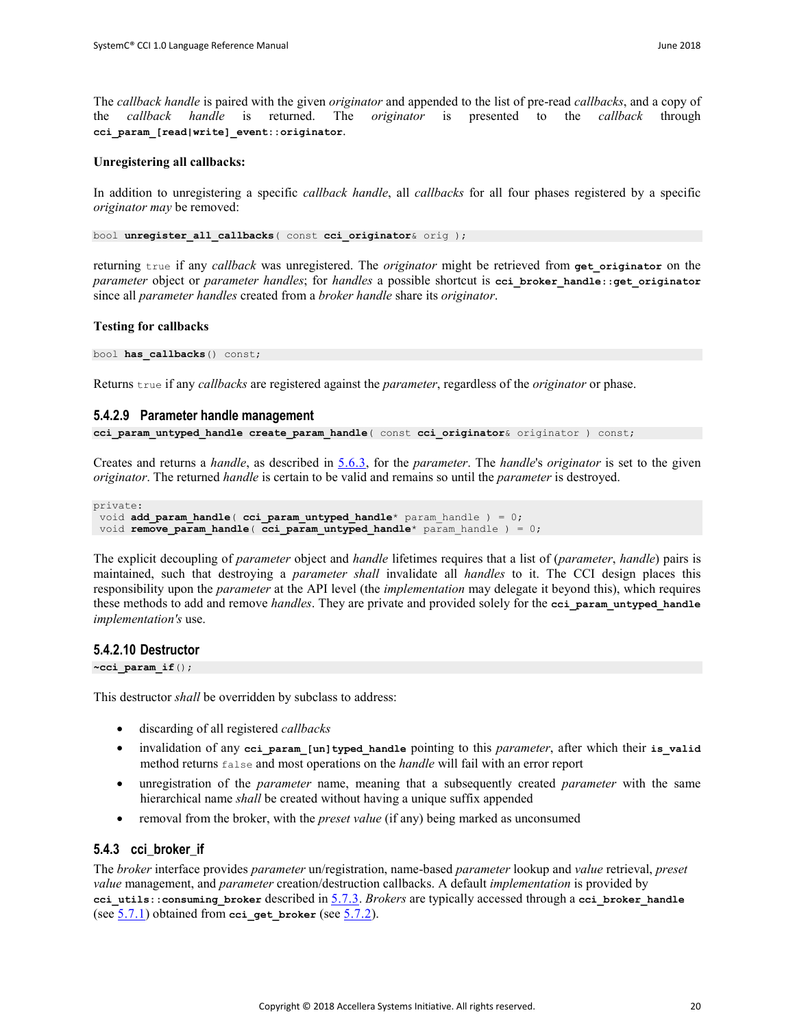The *callback handle* is paired with the given *originator* and appended to the list of pre-read *callbacks*, and a copy of the *callback handle* is returned. The *originator* is presented to the *callback* through **cci_param_[read|write]_event::originator**.

**Unregistering all callbacks:**

In addition to unregistering a specific *callback handle*, all *callbacks* for all four phases registered by a specific *originator may* be removed:

```
bool unregister_all_callbacks( const cci_originator& orig );
```

returning `true` if any *callback* was unregistered. The *originator* might be retrieved from **get_originator** on the *parameter* object or *parameter handles*; for *handles* a possible shortcut is **cci_broker_handle::get_originator** since all *parameter handles* created from a *broker handle* share its *originator*.

**Testing for callbacks**

```
bool has_callbacks() const;
```

Returns `true` if any *callbacks* are registered against the *parameter*, regardless of the *originator* or phase.

### 5.4.2.9 Parameter handle management

```
cci_param_untyped_handle create_param_handle( const cci_originator& originator ) const;
```

Creates and returns a *handle*, as described in 5.6.3, for the *parameter*. The *handle*'s *originator* is set to the given *originator*. The returned *handle* is certain to be valid and remains so until the *parameter* is destroyed.

```
private:
 void add_param_handle( cci_param_untyped_handle* param_handle ) = 0;
 void remove_param_handle( cci_param_untyped_handle* param_handle ) = 0;
```

The explicit decoupling of *parameter* object and *handle* lifetimes requires that a list of (*parameter*, *handle*) pairs is maintained, such that destroying a *parameter shall* invalidate all *handles* to it. The CCI design places this responsibility upon the *parameter* at the API level (the *implementation* may delegate it beyond this), which requires these methods to add and remove *handles*. They are private and provided solely for the **cci_param_untyped_handle** *implementation's* use.

### 5.4.2.10 Destructor

```
~cci_param_if();
```

This destructor *shall* be overridden by subclass to address:

- discarding of all registered *callbacks*
- invalidation of any **cci_param_[un]typed_handle** pointing to this *parameter*, after which their **is_valid** method returns `false` and most operations on the *handle* will fail with an error report
- unregistration of the *parameter* name, meaning that a subsequently created *parameter* with the same hierarchical name *shall* be created without having a unique suffix appended
- removal from the broker, with the *preset value* (if any) being marked as unconsumed

### 5.4.3 cci_broker_if

The *broker* interface provides *parameter* un/registration, name-based *parameter* lookup and *value* retrieval, *preset value* management, and *parameter* creation/destruction callbacks. A default *implementation* is provided by **cci_utils::consuming_broker** described in 5.7.3. *Brokers* are typically accessed through a **cci_broker_handle** (see 5.7.1) obtained from **cci_get_broker** (see 5.7.2).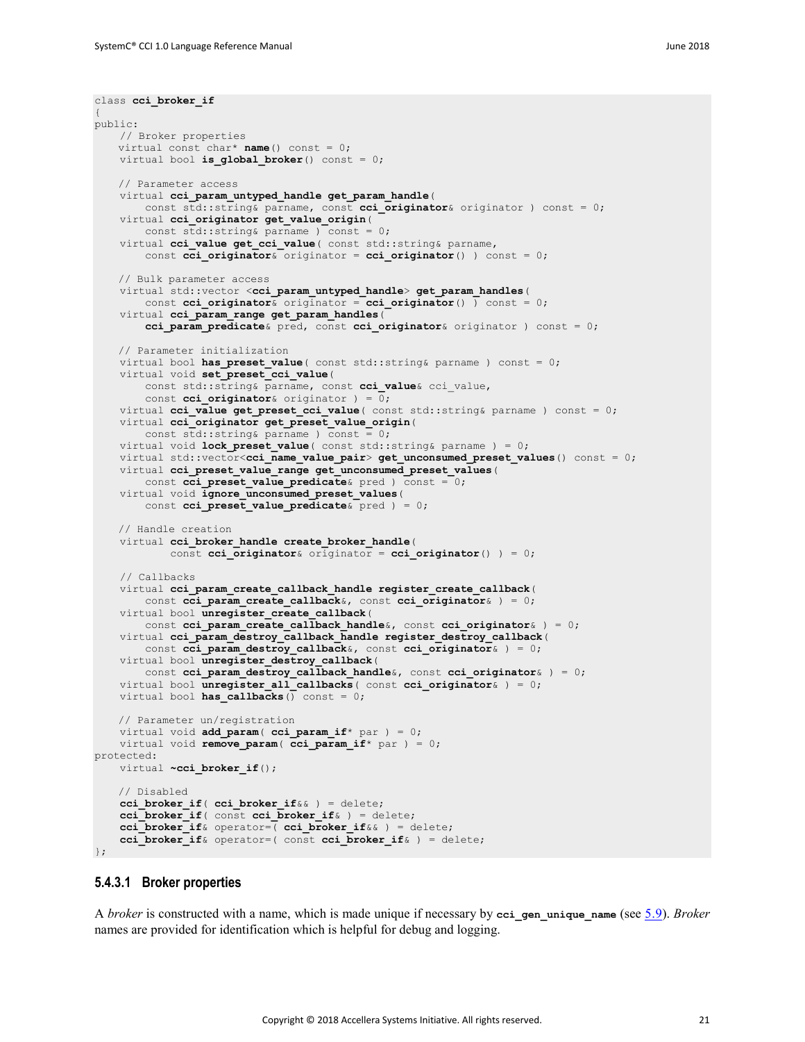```
class cci_broker_if
{
public:
    // Broker properties
    virtual const char* name() const = 0;
    virtual bool is_global_broker() const = 0;

    // Parameter access
    virtual cci_param_untyped_handle get_param_handle(
        const std::string& parname, const cci_originator& originator ) const = 0;
    virtual cci_originator get_value_origin(
        const std::string& parname ) const = 0;
    virtual cci_value get_cci_value( const std::string& parname,
        const cci_originator& originator = cci_originator() ) const = 0;

    // Bulk parameter access
    virtual std::vector <cci_param_untyped_handle> get_param_handles(
        const cci_originator& originator = cci_originator() ) const = 0;
    virtual cci_param_range get_param_handles(
        cci_param_predicate& pred, const cci_originator& originator ) const = 0;

    // Parameter initialization
    virtual bool has_preset_value( const std::string& parname ) const = 0;
    virtual void set_preset_cci_value(
        const std::string& parname, const cci_value& cci_value,
        const cci_originator& originator ) = 0;
    virtual cci_value get_preset_cci_value( const std::string& parname ) const = 0;
    virtual cci_originator get_preset_value_origin(
        const std::string& parname ) const = 0;
    virtual void lock_preset_value( const std::string& parname ) = 0;
    virtual std::vector<cci_name_value_pair> get_unconsumed_preset_values() const = 0;
    virtual cci_preset_value_range get_unconsumed_preset_values(
        const cci_preset_value_predicate& pred ) const = 0;
    virtual void ignore_unconsumed_preset_values(
        const cci_preset_value_predicate& pred ) = 0;

    // Handle creation
    virtual cci_broker_handle create_broker_handle(
            const cci_originator& originator = cci_originator() ) = 0;

    // Callbacks
    virtual cci_param_create_callback_handle register_create_callback(
        const cci_param_create_callback&, const cci_originator& ) = 0;
    virtual bool unregister_create_callback(
        const cci_param_create_callback_handle&, const cci_originator& ) = 0;
    virtual cci_param_destroy_callback_handle register_destroy_callback(
        const cci_param_destroy_callback&, const cci_originator& ) = 0;
    virtual bool unregister_destroy_callback(
        const cci_param_destroy_callback_handle&, const cci_originator& ) = 0;
    virtual bool unregister_all_callbacks( const cci_originator& ) = 0;
    virtual bool has_callbacks() const = 0;

    // Parameter un/registration
    virtual void add_param( cci_param_if* par ) = 0;
    virtual void remove_param( cci_param_if* par ) = 0;
protected:
    virtual ~cci_broker_if();

    // Disabled
    cci_broker_if( cci_broker_if&& ) = delete;
    cci_broker_if( const cci_broker_if& ) = delete;
    cci_broker_if& operator=( cci_broker_if&& ) = delete;
    cci_broker_if& operator=( const cci_broker_if& ) = delete;
};
```

#### 5.4.3.1 Broker properties

A *broker* is constructed with a name, which is made unique if necessary by **`cci_gen_unique_name`** (see 5.9). *Broker* names are provided for identification which is helpful for debug and logging.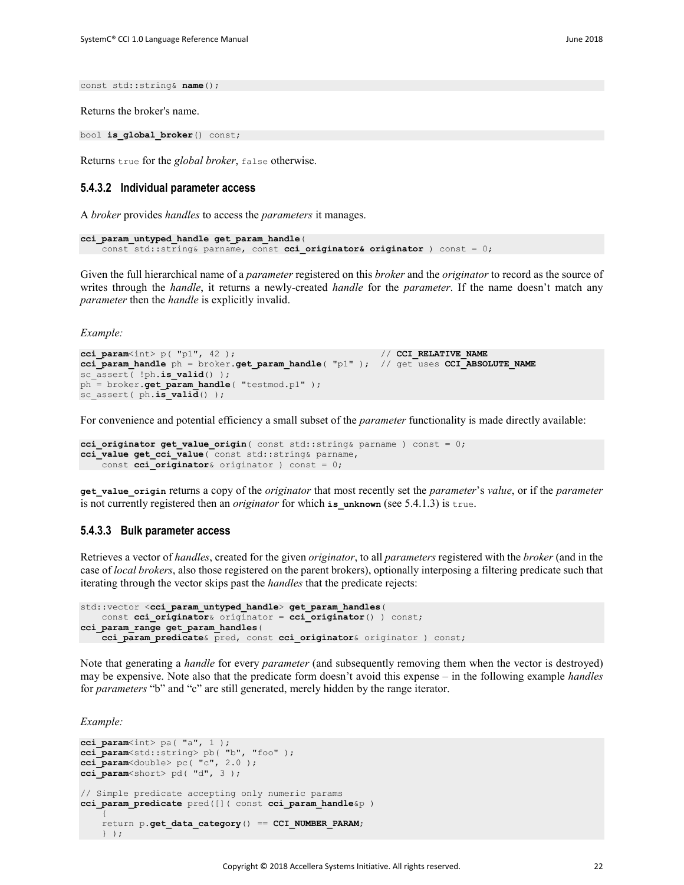```
const std::string& name();
```

Returns the broker's name.

```
bool is_global_broker() const;
```

Returns `true` for the *global broker*, `false` otherwise.

### 5.4.3.2 Individual parameter access

A *broker* provides *handles* to access the *parameters* it manages.

```
cci_param_untyped_handle get_param_handle(
    const std::string& parname, const cci_originator& originator ) const = 0;
```

Given the full hierarchical name of a *parameter* registered on this *broker* and the *originator* to record as the source of writes through the *handle*, it returns a newly-created *handle* for the *parameter*. If the name doesn't match any *parameter* then the *handle* is explicitly invalid.

*Example:*

```
cci_param<int> p( "p1", 42 );                              // CCI_RELATIVE_NAME
cci_param_handle ph = broker.get_param_handle( "p1" );  // get uses CCI_ABSOLUTE_NAME
sc_assert( !ph.is_valid() );
ph = broker.get_param_handle( "testmod.p1" );
sc_assert( ph.is_valid() );
```

For convenience and potential efficiency a small subset of the *parameter* functionality is made directly available:

```
cci_originator get_value_origin( const std::string& parname ) const = 0;
cci_value get_cci_value( const std::string& parname,
    const cci_originator& originator ) const = 0;
```

**`get_value_origin`** returns a copy of the *originator* that most recently set the *parameter*'s *value*, or if the *parameter* is not currently registered then an *originator* for which **`is_unknown`** (see 5.4.1.3) is `true`.

### 5.4.3.3 Bulk parameter access

Retrieves a vector of *handles*, created for the given *originator*, to all *parameters* registered with the *broker* (and in the case of *local brokers*, also those registered on the parent brokers), optionally interposing a filtering predicate such that iterating through the vector skips past the *handles* that the predicate rejects:

```
std::vector <cci_param_untyped_handle> get_param_handles(
    const cci_originator& originator = cci_originator() ) const;
cci_param_range get_param_handles(
    cci_param_predicate& pred, const cci_originator& originator ) const;
```

Note that generating a *handle* for every *parameter* (and subsequently removing them when the vector is destroyed) may be expensive. Note also that the predicate form doesn't avoid this expense – in the following example *handles* for *parameters* "b" and "c" are still generated, merely hidden by the range iterator.

*Example:*

```
cci_param<int> pa( "a", 1 );
cci_param<std::string> pb( "b", "foo" );
cci_param<double> pc( "c", 2.0 );
cci_param<short> pd( "d", 3 );

// Simple predicate accepting only numeric params
cci_param_predicate pred([]( const cci_param_handle&p )
    {
    return p.get_data_category() == CCI_NUMBER_PARAM;
    } );
```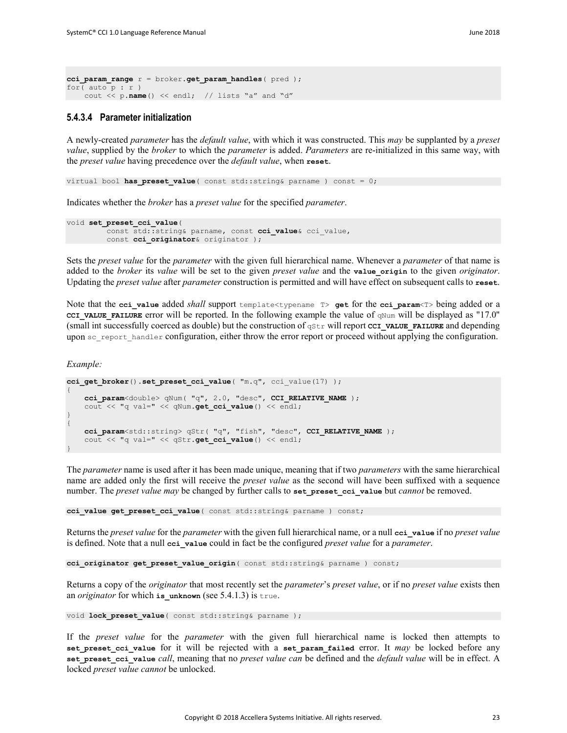```
cci_param_range r = broker.get_param_handles( pred );
for( auto p : r )
    cout << p.name() << endl;  // lists "a" and "d"
```

#### 5.4.3.4 Parameter initialization

A newly-created *parameter* has the *default value*, with which it was constructed. This *may* be supplanted by a *preset value*, supplied by the *broker* to which the *parameter* is added. *Parameters* are re-initialized in this same way, with the *preset value* having precedence over the *default value*, when **reset**.

```
virtual bool has_preset_value( const std::string& parname ) const = 0;
```

Indicates whether the *broker* has a *preset value* for the specified *parameter*.

```
void set_preset_cci_value(
        const std::string& parname, const cci_value& cci_value,
        const cci_originator& originator );
```

Sets the *preset value* for the *parameter* with the given full hierarchical name. Whenever a *parameter* of that name is added to the *broker* its *value* will be set to the given *preset value* and the **value_origin** to the given *originator*. Updating the *preset value* after *parameter* construction is permitted and will have effect on subsequent calls to **reset**.

Note that the **cci_value** added *shall* support `template<typename T>` **get** for the **cci_param**`<T>` being added or a **CCI_VALUE_FAILURE** error will be reported. In the following example the value of `qNum` will be displayed as "17.0" (small int successfully coerced as double) but the construction of `qStr` will report **CCI_VALUE_FAILURE** and depending upon `sc_report_handler` configuration, either throw the error report or proceed without applying the configuration.

*Example:*

```
cci_get_broker().set_preset_cci_value( "m.q", cci_value(17) );
{
    cci_param<double> qNum( "q", 2.0, "desc", CCI_RELATIVE_NAME );
    cout << "q val=" << qNum.get_cci_value() << endl;
}
{
    cci_param<std::string> qStr( "q", "fish", "desc", CCI_RELATIVE_NAME );
    cout << "q val=" << qStr.get_cci_value() << endl;
}
```

The *parameter* name is used after it has been made unique, meaning that if two *parameters* with the same hierarchical name are added only the first will receive the *preset value* as the second will have been suffixed with a sequence number. The *preset value may* be changed by further calls to **set_preset_cci_value** but *cannot* be removed.

```
cci_value get_preset_cci_value( const std::string& parname ) const;
```

Returns the *preset value* for the *parameter* with the given full hierarchical name, or a null **cci_value** if no *preset value* is defined. Note that a null **cci_value** could in fact be the configured *preset value* for a *parameter*.

```
cci_originator get_preset_value_origin( const std::string& parname ) const;
```

Returns a copy of the *originator* that most recently set the *parameter*'s *preset value*, or if no *preset value* exists then an *originator* for which **is_unknown** (see 5.4.1.3) is `true`.

```
void lock_preset_value( const std::string& parname );
```

If the *preset value* for the *parameter* with the given full hierarchical name is locked then attempts to **set_preset_cci_value** for it will be rejected with a **set_param_failed** error. It *may* be locked before any **set_preset_cci_value** *call*, meaning that no *preset value can* be defined and the *default value* will be in effect. A locked *preset value cannot* be unlocked.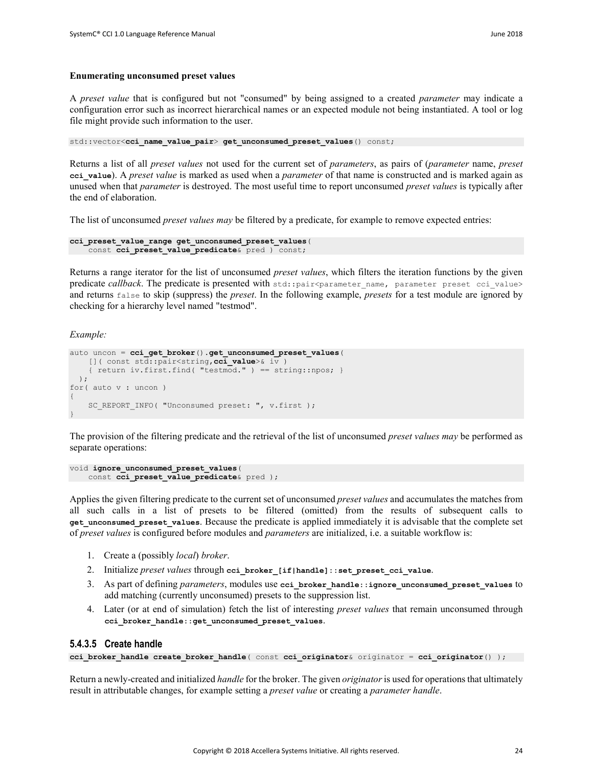**Enumerating unconsumed preset values**

A *preset value* that is configured but not "consumed" by being assigned to a created *parameter* may indicate a configuration error such as incorrect hierarchical names or an expected module not being instantiated. A tool or log file might provide such information to the user.

```
std::vector<cci_name_value_pair> get_unconsumed_preset_values() const;
```

Returns a list of all *preset values* not used for the current set of *parameters*, as pairs of (*parameter* name, *preset* **cci_value**). A *preset value* is marked as used when a *parameter* of that name is constructed and is marked again as unused when that *parameter* is destroyed. The most useful time to report unconsumed *preset values* is typically after the end of elaboration.

The list of unconsumed *preset values may* be filtered by a predicate, for example to remove expected entries:

```
cci_preset_value_range get_unconsumed_preset_values(
    const cci_preset_value_predicate& pred ) const;
```

Returns a range iterator for the list of unconsumed *preset values*, which filters the iteration functions by the given predicate *callback*. The predicate is presented with `std::pair<parameter_name, parameter preset cci_value>` and returns `false` to skip (suppress) the *preset*. In the following example, *presets* for a test module are ignored by checking for a hierarchy level named "testmod".

*Example:*

```
auto uncon = cci_get_broker().get_unconsumed_preset_values(
    []( const std::pair<string,cci_value>& iv )
    { return iv.first.find( "testmod." ) == string::npos; }
  );
for( auto v : uncon )
{
    SC_REPORT_INFO( "Unconsumed preset: ", v.first );
}
```

The provision of the filtering predicate and the retrieval of the list of unconsumed *preset values may* be performed as separate operations:

```
void ignore_unconsumed_preset_values(
    const cci_preset_value_predicate& pred );
```

Applies the given filtering predicate to the current set of unconsumed *preset values* and accumulates the matches from all such calls in a list of presets to be filtered (omitted) from the results of subsequent calls to **get_unconsumed_preset_values**. Because the predicate is applied immediately it is advisable that the complete set of *preset values* is configured before modules and *parameters* are initialized, i.e. a suitable workflow is:

1. Create a (possibly *local*) *broker*.
2. Initialize *preset values* through **cci_broker_[if|handle]::set_preset_cci_value**.
3. As part of defining *parameters*, modules use **cci_broker_handle::ignore_unconsumed_preset_values** to add matching (currently unconsumed) presets to the suppression list.
4. Later (or at end of simulation) fetch the list of interesting *preset values* that remain unconsumed through **cci_broker_handle::get_unconsumed_preset_values**.

#### 5.4.3.5 Create handle

```
cci_broker_handle create_broker_handle( const cci_originator& originator = cci_originator() );
```

Return a newly-created and initialized *handle* for the broker. The given *originator* is used for operations that ultimately result in attributable changes, for example setting a *preset value* or creating a *parameter handle*.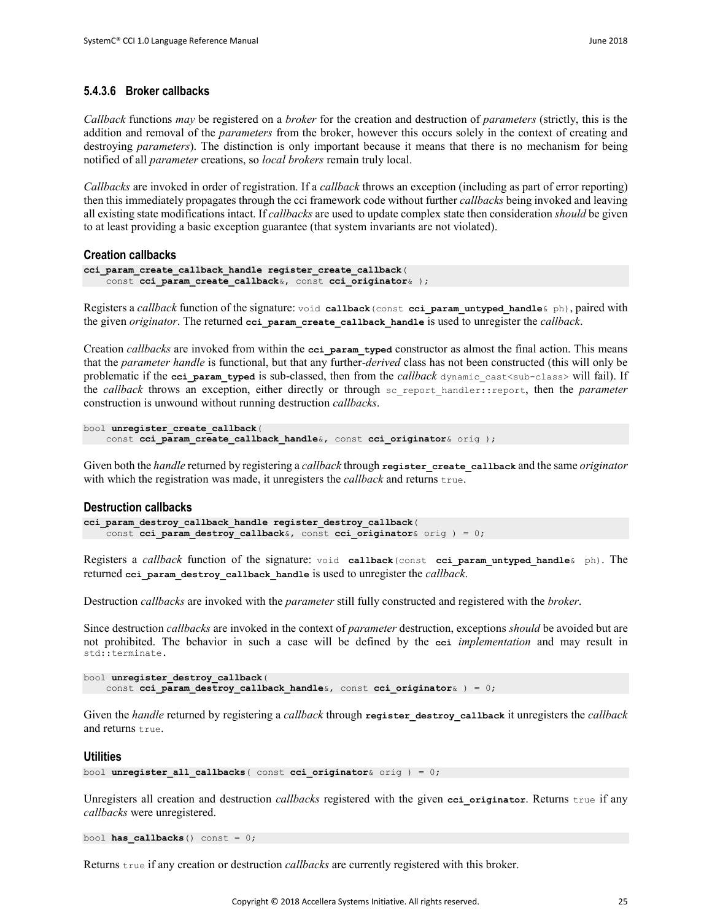### 5.4.3.6 Broker callbacks

*Callback* functions *may* be registered on a *broker* for the creation and destruction of *parameters* (strictly, this is the addition and removal of the *parameters* from the broker, however this occurs solely in the context of creating and destroying *parameters*). The distinction is only important because it means that there is no mechanism for being notified of all *parameter* creations, so *local brokers* remain truly local.

*Callbacks* are invoked in order of registration. If a *callback* throws an exception (including as part of error reporting) then this immediately propagates through the cci framework code without further *callbacks* being invoked and leaving all existing state modifications intact. If *callbacks* are used to update complex state then consideration *should* be given to at least providing a basic exception guarantee (that system invariants are not violated).

#### Creation callbacks

```
cci_param_create_callback_handle register_create_callback(
    const cci_param_create_callback&, const cci_originator& );
```

Registers a *callback* function of the signature: `void callback(const cci_param_untyped_handle& ph)`, paired with the given *originator*. The returned **cci_param_create_callback_handle** is used to unregister the *callback*.

Creation *callbacks* are invoked from within the **cci_param_typed** constructor as almost the final action. This means that the *parameter handle* is functional, but that any further-*derived* class has not been constructed (this will only be problematic if the **cci_param_typed** is sub-classed, then from the *callback* `dynamic_cast<sub-class>` will fail). If the *callback* throws an exception, either directly or through `sc_report_handler::report`, then the *parameter* construction is unwound without running destruction *callbacks*.

```
bool unregister_create_callback(
    const cci_param_create_callback_handle&, const cci_originator& orig );
```

Given both the *handle* returned by registering a *callback* through **register_create_callback** and the same *originator* with which the registration was made, it unregisters the *callback* and returns `true`.

#### Destruction callbacks

```
cci_param_destroy_callback_handle register_destroy_callback(
    const cci_param_destroy_callback&, const cci_originator& orig ) = 0;
```

Registers a *callback* function of the signature: `void callback(const cci_param_untyped_handle& ph)`. The returned **cci_param_destroy_callback_handle** is used to unregister the *callback*.

Destruction *callbacks* are invoked with the *parameter* still fully constructed and registered with the *broker*.

Since destruction *callbacks* are invoked in the context of *parameter* destruction, exceptions *should* be avoided but are not prohibited. The behavior in such a case will be defined by the **cci** *implementation* and may result in `std::terminate`.

```
bool unregister_destroy_callback(
    const cci_param_destroy_callback_handle&, const cci_originator& ) = 0;
```

Given the *handle* returned by registering a *callback* through **register_destroy_callback** it unregisters the *callback* and returns `true`.

#### Utilities

```
bool unregister_all_callbacks( const cci_originator& orig ) = 0;
```

Unregisters all creation and destruction *callbacks* registered with the given **cci_originator**. Returns `true` if any *callbacks* were unregistered.

```
bool has_callbacks() const = 0;
```

Returns `true` if any creation or destruction *callbacks* are currently registered with this broker.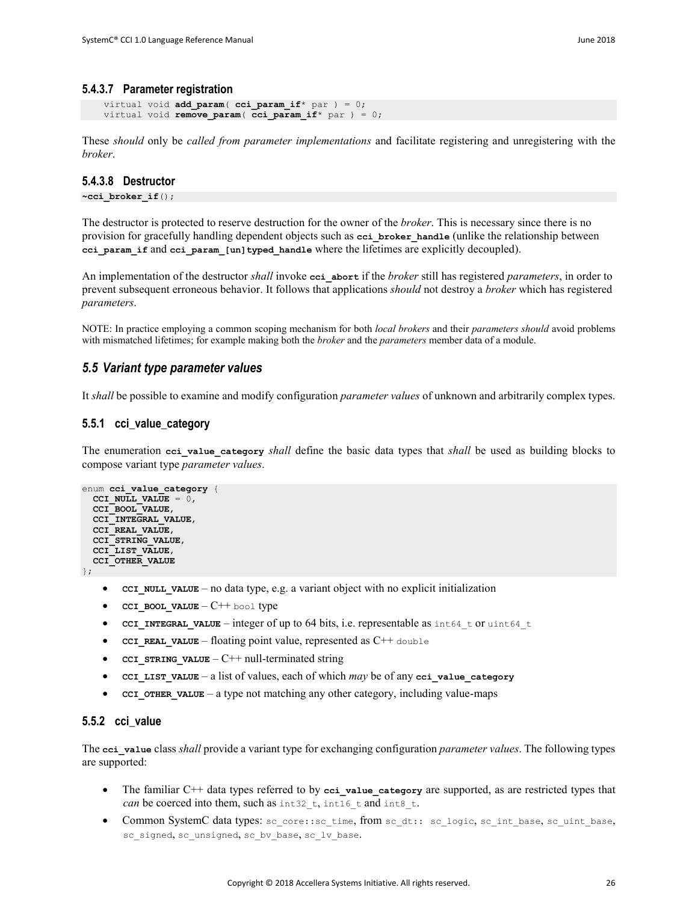#### 5.4.3.7 Parameter registration

```
virtual void add_param( cci_param_if* par ) = 0;
virtual void remove_param( cci_param_if* par ) = 0;
```

These *should* only be *called from parameter implementations* and facilitate registering and unregistering with the *broker*.

#### 5.4.3.8 Destructor

```
~cci_broker_if();
```

The destructor is protected to reserve destruction for the owner of the *broker*. This is necessary since there is no provision for gracefully handling dependent objects such as **cci_broker_handle** (unlike the relationship between **cci_param_if** and **cci_param_[un]typed_handle** where the lifetimes are explicitly decoupled).

An implementation of the destructor *shall* invoke **cci_abort** if the *broker* still has registered *parameters*, in order to prevent subsequent erroneous behavior. It follows that applications *should* not destroy a *broker* which has registered *parameters*.

NOTE: In practice employing a common scoping mechanism for both *local brokers* and their *parameters should* avoid problems with mismatched lifetimes; for example making both the *broker* and the *parameters* member data of a module.

## *5.5 Variant type parameter values*

It *shall* be possible to examine and modify configuration *parameter values* of unknown and arbitrarily complex types.

### 5.5.1 cci_value_category

The enumeration **cci_value_category** *shall* define the basic data types that *shall* be used as building blocks to compose variant type *parameter values*.

```
enum cci_value_category {
  CCI_NULL_VALUE = 0,
  CCI_BOOL_VALUE,
  CCI_INTEGRAL_VALUE,
  CCI_REAL_VALUE,
  CCI_STRING_VALUE,
  CCI_LIST_VALUE,
  CCI_OTHER_VALUE
};
```

- **CCI_NULL_VALUE** – no data type, e.g. a variant object with no explicit initialization
- **CCI_BOOL_VALUE** – C++ `bool` type
- **CCI_INTEGRAL_VALUE** – integer of up to 64 bits, i.e. representable as `int64_t` or `uint64_t`
- **CCI_REAL_VALUE** – floating point value, represented as C++ `double`
- **CCI_STRING_VALUE** – C++ null-terminated string
- **CCI_LIST_VALUE** – a list of values, each of which *may* be of any **cci_value_category**
- **CCI_OTHER_VALUE** – a type not matching any other category, including value-maps

### 5.5.2 cci_value

The **cci_value** class *shall* provide a variant type for exchanging configuration *parameter values*. The following types are supported:

- The familiar C++ data types referred to by **cci_value_category** are supported, as are restricted types that *can* be coerced into them, such as `int32_t`, `int16_t` and `int8_t`.
- Common SystemC data types: `sc_core::sc_time`, from `sc_dt:: sc_logic`, `sc_int_base`, `sc_uint_base`, `sc_signed`, `sc_unsigned`, `sc_bv_base`, `sc_lv_base`.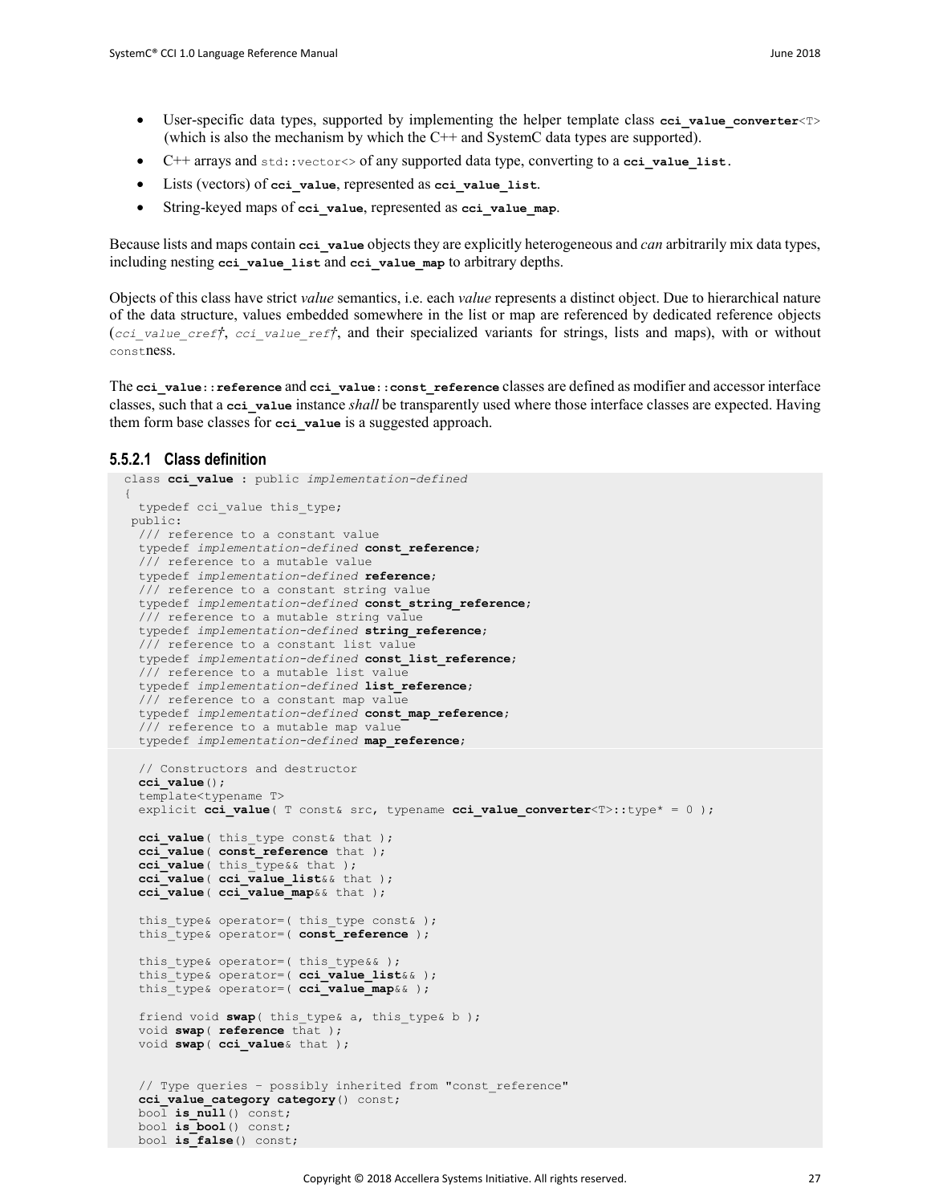- User-specific data types, supported by implementing the helper template class **cci_value_converter**<T> (which is also the mechanism by which the C++ and SystemC data types are supported).
- C++ arrays and std::vector<> of any supported data type, converting to a **cci_value_list**.
- Lists (vectors) of **cci_value**, represented as **cci_value_list**.
- String-keyed maps of **cci_value**, represented as **cci_value_map**.

Because lists and maps contain **cci_value** objects they are explicitly heterogeneous and *can* arbitrarily mix data types, including nesting **cci_value_list** and **cci_value_map** to arbitrary depths.

Objects of this class have strict *value* semantics, i.e. each *value* represents a distinct object. Due to hierarchical nature of the data structure, values embedded somewhere in the list or map are referenced by dedicated reference objects (*cci_value_cref†*, *cci_value_ref†*, and their specialized variants for strings, lists and maps), with or without constness.

The **cci_value::reference** and **cci_value::const_reference** classes are defined as modifier and accessor interface classes, such that a **cci_value** instance *shall* be transparently used where those interface classes are expected. Having them form base classes for **cci_value** is a suggested approach.

#### 5.5.2.1 Class definition

```
class cci_value : public implementation-defined
{
  typedef cci_value this_type;
 public:
  /// reference to a constant value
  typedef implementation-defined const_reference;
  /// reference to a mutable value
  typedef implementation-defined reference;
  /// reference to a constant string value
  typedef implementation-defined const_string_reference;
  /// reference to a mutable string value
  typedef implementation-defined string_reference;
  /// reference to a constant list value
  typedef implementation-defined const_list_reference;
  /// reference to a mutable list value
  typedef implementation-defined list_reference;
  /// reference to a constant map value
  typedef implementation-defined const_map_reference;
  /// reference to a mutable map value
  typedef implementation-defined map_reference;

  // Constructors and destructor
  cci_value();
  template<typename T>
  explicit cci_value( T const& src, typename cci_value_converter<T>::type* = 0 );

  cci_value( this_type const& that );
  cci_value( const_reference that );
  cci_value( this_type&& that );
  cci_value( cci_value_list&& that );
  cci_value( cci_value_map&& that );

  this_type& operator=( this_type const& );
  this_type& operator=( const_reference );

  this_type& operator=( this_type&& );
  this_type& operator=( cci_value_list&& );
  this_type& operator=( cci_value_map&& );

  friend void swap( this_type& a, this_type& b );
  void swap( reference that );
  void swap( cci_value& that );


  // Type queries - possibly inherited from "const_reference"
  cci_value_category category() const;
  bool is_null() const;
  bool is_bool() const;
  bool is_false() const;
```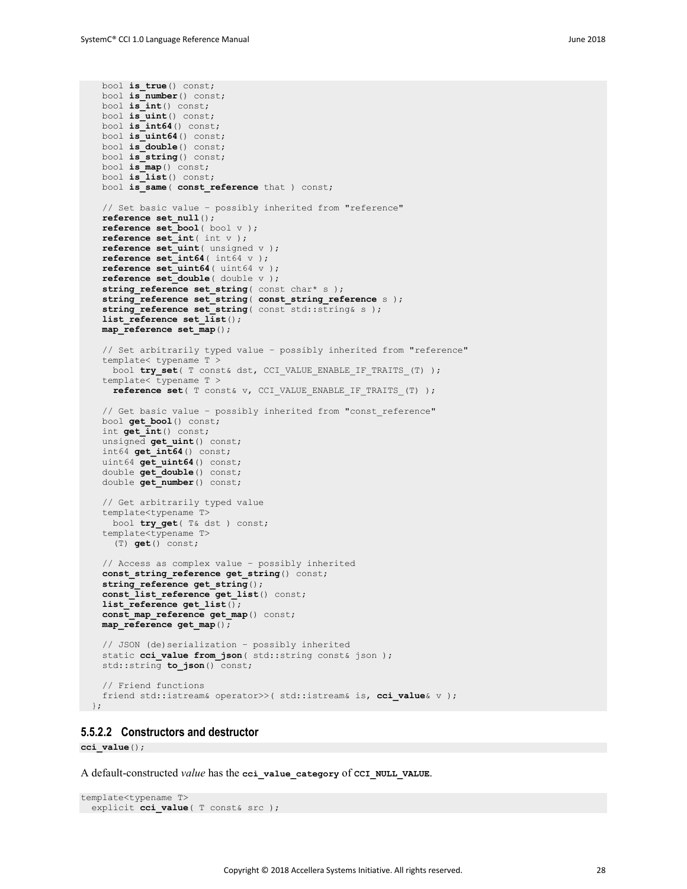```
    bool is_true() const;
    bool is_number() const;
    bool is_int() const;
    bool is_uint() const;
    bool is_int64() const;
    bool is_uint64() const;
    bool is_double() const;
    bool is_string() const;
    bool is_map() const;
    bool is_list() const;
    bool is_same( const_reference that ) const;

    // Set basic value - possibly inherited from "reference"
    reference set_null();
    reference set_bool( bool v );
    reference set_int( int v );
    reference set_uint( unsigned v );
    reference set_int64( int64 v );
    reference set_uint64( uint64 v );
    reference set_double( double v );
    string_reference set_string( const char* s );
    string_reference set_string( const_string_reference s );
    string_reference set_string( const std::string& s );
    list_reference set_list();
    map_reference set_map();

    // Set arbitrarily typed value - possibly inherited from "reference"
    template< typename T >
      bool try_set( T const& dst, CCI_VALUE_ENABLE_IF_TRAITS_(T) );
    template< typename T >
      reference set( T const& v, CCI_VALUE_ENABLE_IF_TRAITS_(T) );

    // Get basic value - possibly inherited from "const_reference"
    bool get_bool() const;
    int get_int() const;
    unsigned get_uint() const;
    int64 get_int64() const;
    uint64 get_uint64() const;
    double get_double() const;
    double get_number() const;

    // Get arbitrarily typed value
    template<typename T>
      bool try_get( T& dst ) const;
    template<typename T>
      (T) get() const;

    // Access as complex value - possibly inherited
    const_string_reference get_string() const;
    string_reference get_string();
    const_list_reference get_list() const;
    list_reference get_list();
    const_map_reference get_map() const;
    map_reference get_map();

    // JSON (de)serialization - possibly inherited
    static cci_value from_json( std::string const& json );
    std::string to_json() const;

    // Friend functions
    friend std::istream& operator>>( std::istream& is, cci_value& v );
  };
```

#### 5.5.2.2 Constructors and destructor

```
cci_value();
```

A default-constructed *value* has the **cci_value_category** of **CCI_NULL_VALUE**.

```
template<typename T>
  explicit cci_value( T const& src );
```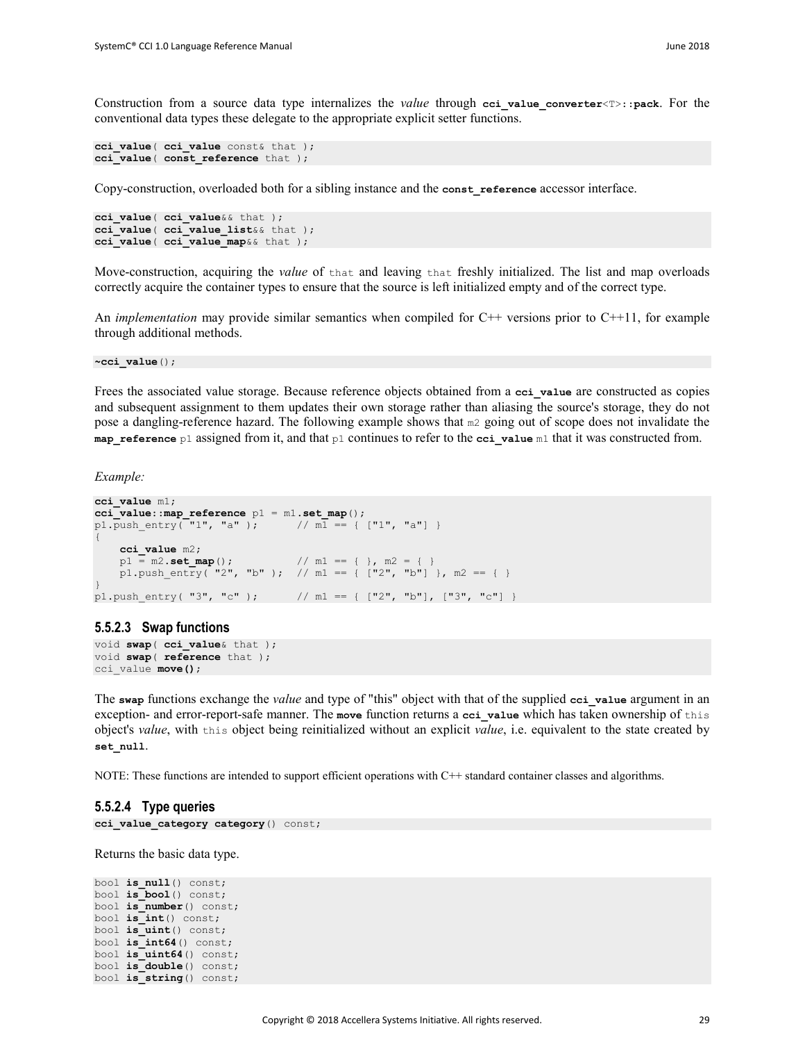Construction from a source data type internalizes the *value* through **cci_value_converter**<T>**::pack**. For the conventional data types these delegate to the appropriate explicit setter functions.

```
cci_value( cci_value const& that );
cci_value( const_reference that );
```

Copy-construction, overloaded both for a sibling instance and the **const_reference** accessor interface.

```
cci_value( cci_value&& that );
cci_value( cci_value_list&& that );
cci_value( cci_value_map&& that );
```

Move-construction, acquiring the *value* of that and leaving that freshly initialized. The list and map overloads correctly acquire the container types to ensure that the source is left initialized empty and of the correct type.

An *implementation* may provide similar semantics when compiled for C++ versions prior to C++11, for example through additional methods.

```
~cci_value();
```

Frees the associated value storage. Because reference objects obtained from a **cci_value** are constructed as copies and subsequent assignment to them updates their own storage rather than aliasing the source's storage, they do not pose a dangling-reference hazard. The following example shows that m2 going out of scope does not invalidate the **map_reference** p1 assigned from it, and that p1 continues to refer to the **cci_value** m1 that it was constructed from.

*Example:*

```
cci_value m1;
cci_value::map_reference p1 = m1.set_map();
p1.push_entry( "1", "a" );      // m1 == { ["1", "a"] }
{
    cci_value m2;
    p1 = m2.set_map();          // m1 == { }, m2 = { }
    p1.push_entry( "2", "b" );  // m1 == { ["2", "b"] }, m2 == { }
}
p1.push_entry( "3", "c" );      // m1 == { ["2", "b"], ["3", "c"] }
```

#### 5.5.2.3 Swap functions

```
void swap( cci_value& that );
void swap( reference that );
cci_value move();
```

The **swap** functions exchange the *value* and type of "this" object with that of the supplied **cci_value** argument in an exception- and error-report-safe manner. The **move** function returns a **cci_value** which has taken ownership of this object's *value*, with this object being reinitialized without an explicit *value*, i.e. equivalent to the state created by **set_null**.

NOTE: These functions are intended to support efficient operations with C++ standard container classes and algorithms.

#### 5.5.2.4 Type queries

```
cci_value_category category() const;
```

Returns the basic data type.

```
bool is_null() const;
bool is_bool() const;
bool is_number() const;
bool is_int() const;
bool is_uint() const;
bool is_int64() const;
bool is_uint64() const;
bool is_double() const;
bool is_string() const;
```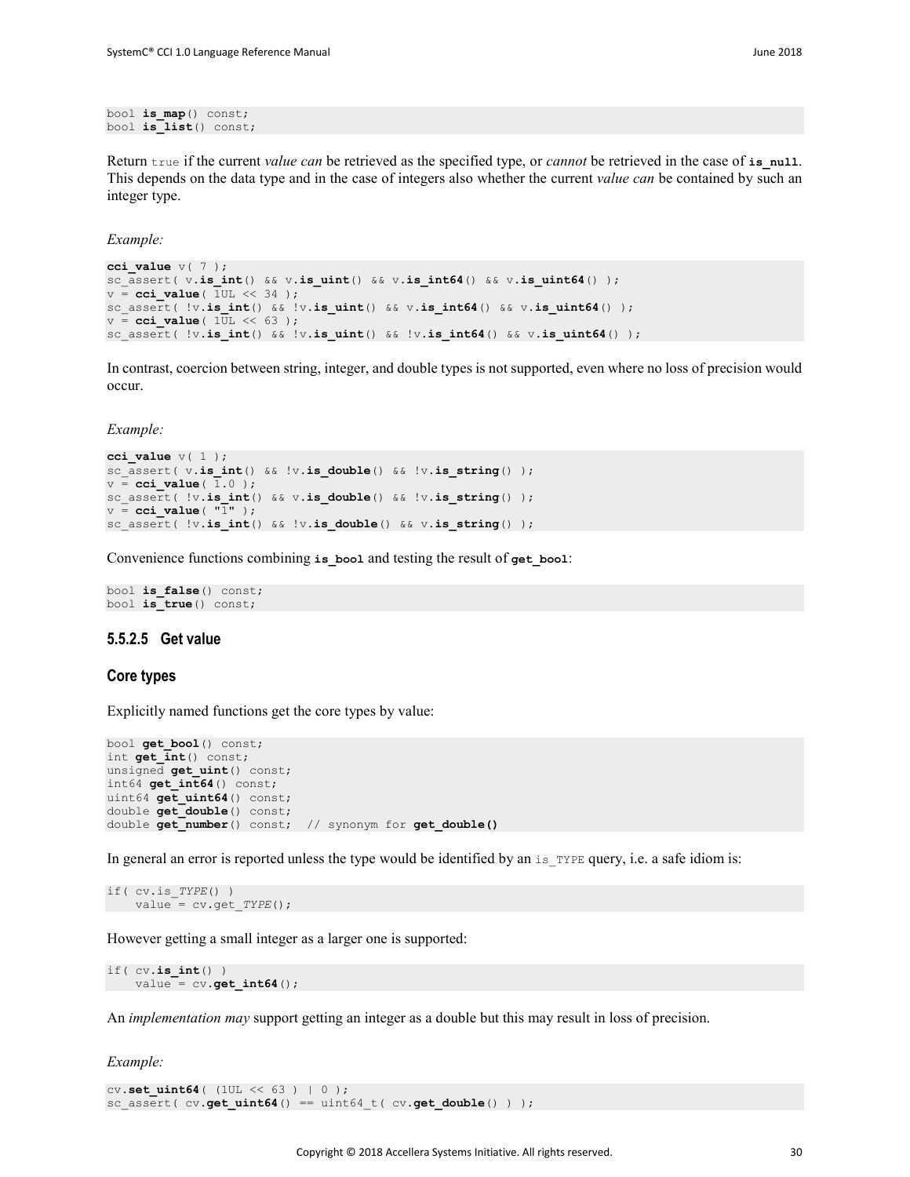```
bool is_map() const;
bool is_list() const;
```

Return `true` if the current *value can* be retrieved as the specified type, or *cannot* be retrieved in the case of **`is_null`**. This depends on the data type and in the case of integers also whether the current *value can* be contained by such an integer type.

*Example:*

```
cci_value v( 7 );
sc_assert( v.is_int() && v.is_uint() && v.is_int64() && v.is_uint64() );
v = cci_value( 1UL << 34 );
sc_assert( !v.is_int() && !v.is_uint() && v.is_int64() && v.is_uint64() );
v = cci_value( 1UL << 63 );
sc_assert( !v.is_int() && !v.is_uint() && !v.is_int64() && v.is_uint64() );
```

In contrast, coercion between string, integer, and double types is not supported, even where no loss of precision would occur.

*Example:*

```
cci_value v( 1 );
sc_assert( v.is_int() && !v.is_double() && !v.is_string() );
v = cci_value( 1.0 );
sc_assert( !v.is_int() && v.is_double() && !v.is_string() );
v = cci_value( "1" );
sc_assert( !v.is_int() && !v.is_double() && v.is_string() );
```

Convenience functions combining **`is_bool`** and testing the result of **`get_bool`**:

```
bool is_false() const;
bool is_true() const;
```

#### 5.5.2.5 Get value

#### Core types

Explicitly named functions get the core types by value:

```
bool get_bool() const;
int get_int() const;
unsigned get_uint() const;
int64 get_int64() const;
uint64 get_uint64() const;
double get_double() const;
double get_number() const;  // synonym for get_double()
```

In general an error is reported unless the type would be identified by an `is_TYPE` query, i.e. a safe idiom is:

```
if( cv.is_TYPE() )
    value = cv.get_TYPE();
```

However getting a small integer as a larger one is supported:

```
if( cv.is_int() )
    value = cv.get_int64();
```

An *implementation may* support getting an integer as a double but this may result in loss of precision.

*Example:*

```
cv.set_uint64( (1UL << 63 ) | 0 );
sc_assert( cv.get_uint64() == uint64_t( cv.get_double() ) );
```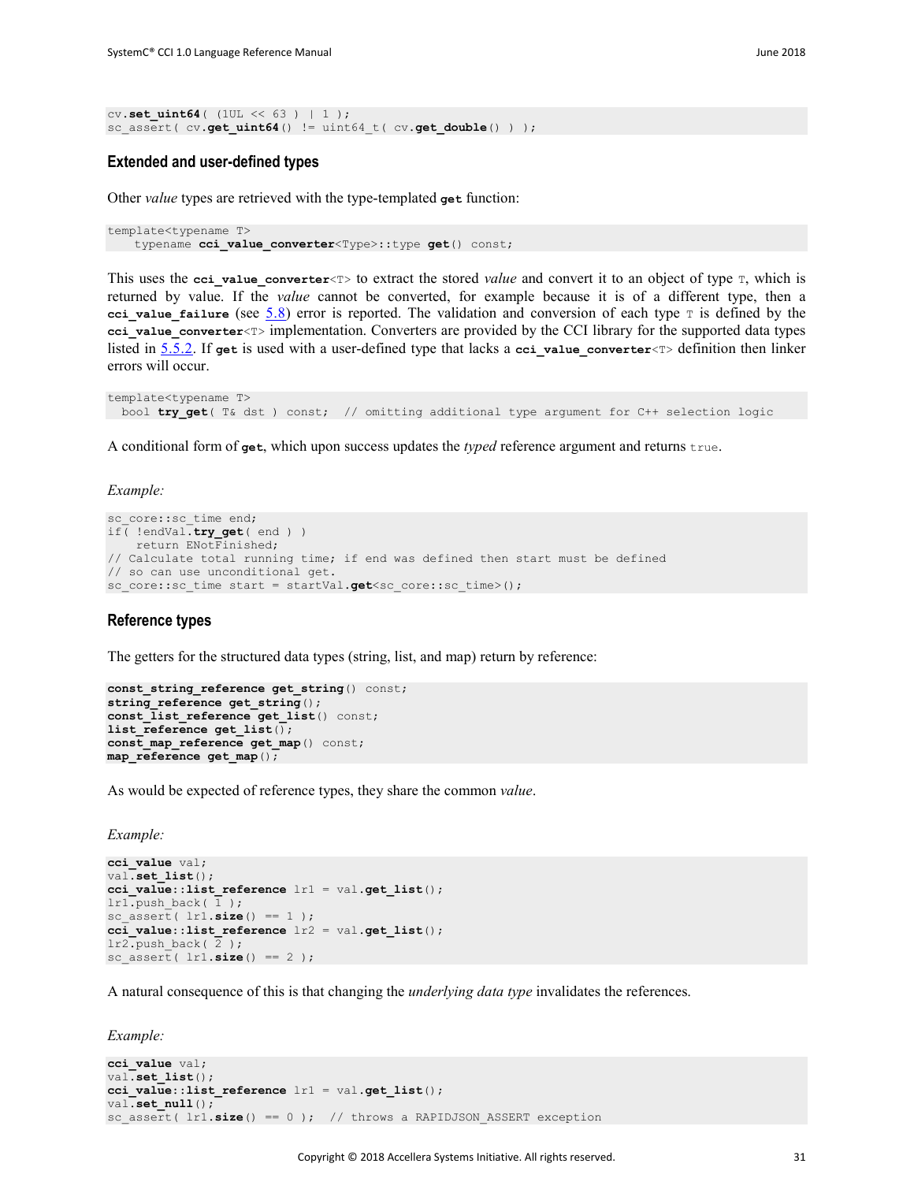```
cv.set_uint64( (1UL << 63 ) | 1 );
sc_assert( cv.get_uint64() != uint64_t( cv.get_double() ) );
```

### Extended and user-defined types

Other *value* types are retrieved with the type-templated **get** function:

```
template<typename T>
    typename cci_value_converter<Type>::type get() const;
```

This uses the **cci_value_converter**<T> to extract the stored *value* and convert it to an object of type T, which is returned by value. If the *value* cannot be converted, for example because it is of a different type, then a **cci_value_failure** (see 5.8) error is reported. The validation and conversion of each type T is defined by the **cci_value_converter**<T> implementation. Converters are provided by the CCI library for the supported data types listed in 5.5.2. If **get** is used with a user-defined type that lacks a **cci_value_converter**<T> definition then linker errors will occur.

```
template<typename T>
  bool try_get( T& dst ) const;  // omitting additional type argument for C++ selection logic
```

A conditional form of **get**, which upon success updates the *typed* reference argument and returns true.

*Example:*

```
sc_core::sc_time end;
if( !endVal.try_get( end ) )
    return ENotFinished;
// Calculate total running time; if end was defined then start must be defined
// so can use unconditional get.
sc_core::sc_time start = startVal.get<sc_core::sc_time>();
```

### Reference types

The getters for the structured data types (string, list, and map) return by reference:

```
const_string_reference get_string() const;
string_reference get_string();
const_list_reference get_list() const;
list_reference get_list();
const_map_reference get_map() const;
map_reference get_map();
```

As would be expected of reference types, they share the common *value*.

*Example:*

```
cci_value val;
val.set_list();
cci_value::list_reference lr1 = val.get_list();
lr1.push_back( 1 );
sc_assert( lr1.size() == 1 );
cci_value::list_reference lr2 = val.get_list();
lr2.push_back( 2 );
sc_assert( lr1.size() == 2 );
```

A natural consequence of this is that changing the *underlying data type* invalidates the references.

*Example:*

```
cci_value val;
val.set_list();
cci_value::list_reference lr1 = val.get_list();
val.set_null();
sc_assert( lr1.size() == 0 );  // throws a RAPIDJSON_ASSERT exception
```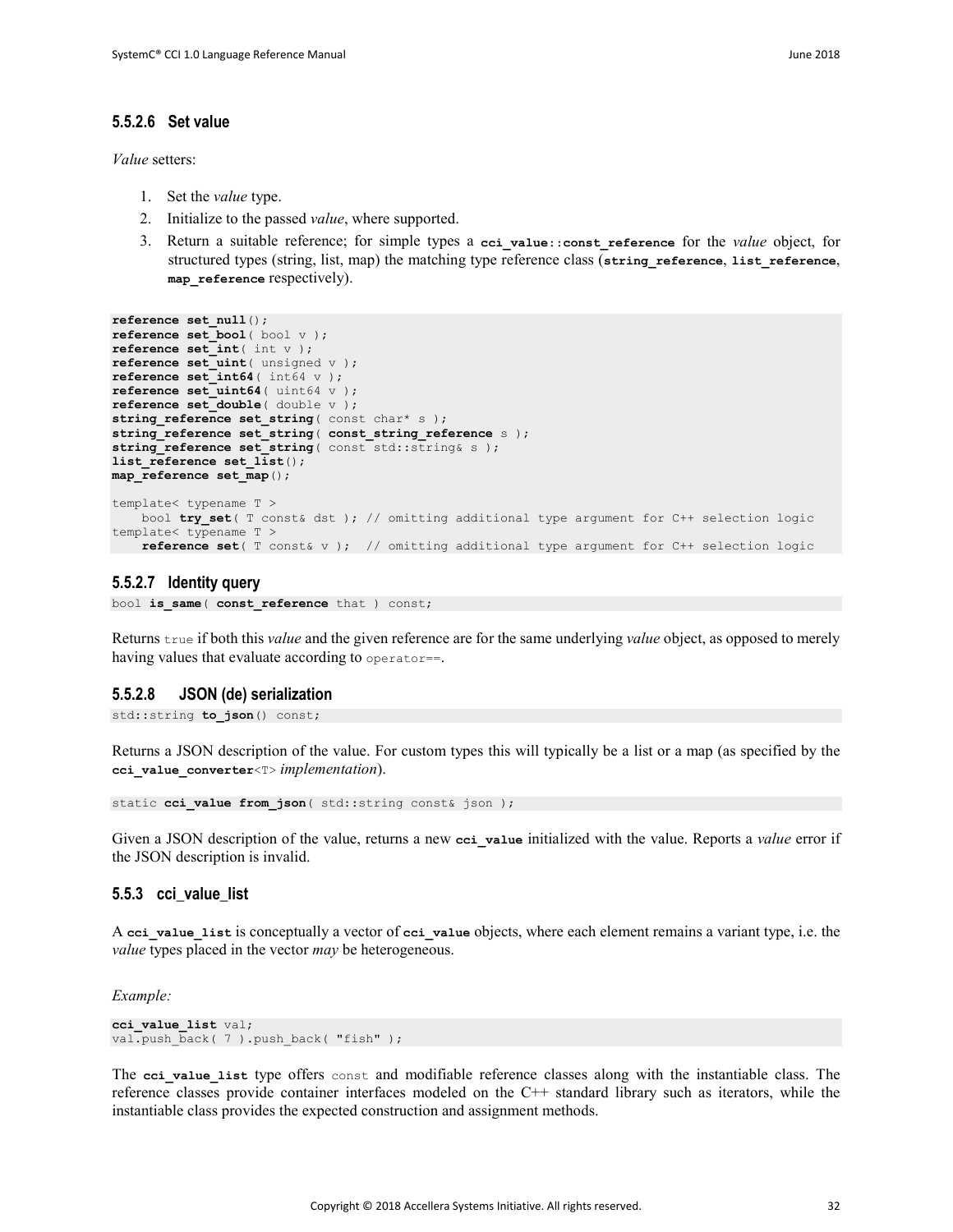#### 5.5.2.6 Set value

*Value* setters:

1. Set the *value* type.
2. Initialize to the passed *value*, where supported.
3. Return a suitable reference; for simple types a **cci_value::const_reference** for the *value* object, for structured types (string, list, map) the matching type reference class (**string_reference**, **list_reference**, **map_reference** respectively).

```
reference set_null();
reference set_bool( bool v );
reference set_int( int v );
reference set_uint( unsigned v );
reference set_int64( int64 v );
reference set_uint64( uint64 v );
reference set_double( double v );
string_reference set_string( const char* s );
string_reference set_string( const_string_reference s );
string_reference set_string( const std::string& s );
list_reference set_list();
map_reference set_map();

template< typename T >
    bool try_set( T const& dst ); // omitting additional type argument for C++ selection logic
template< typename T >
    reference set( T const& v );  // omitting additional type argument for C++ selection logic
```

#### 5.5.2.7 Identity query

```
bool is_same( const_reference that ) const;
```

Returns `true` if both this *value* and the given reference are for the same underlying *value* object, as opposed to merely having values that evaluate according to `operator==`.

#### 5.5.2.8 JSON (de) serialization

```
std::string to_json() const;
```

Returns a JSON description of the value. For custom types this will typically be a list or a map (as specified by the **cci_value_converter**<T> *implementation*).

```
static cci_value from_json( std::string const& json );
```

Given a JSON description of the value, returns a new **cci_value** initialized with the value. Reports a *value* error if the JSON description is invalid.

### 5.5.3 cci_value_list

A **cci_value_list** is conceptually a vector of **cci_value** objects, where each element remains a variant type, i.e. the *value* types placed in the vector *may* be heterogeneous.

*Example:*

```
cci_value_list val;
val.push_back( 7 ).push_back( "fish" );
```

The **cci_value_list** type offers `const` and modifiable reference classes along with the instantiable class. The reference classes provide container interfaces modeled on the C++ standard library such as iterators, while the instantiable class provides the expected construction and assignment methods.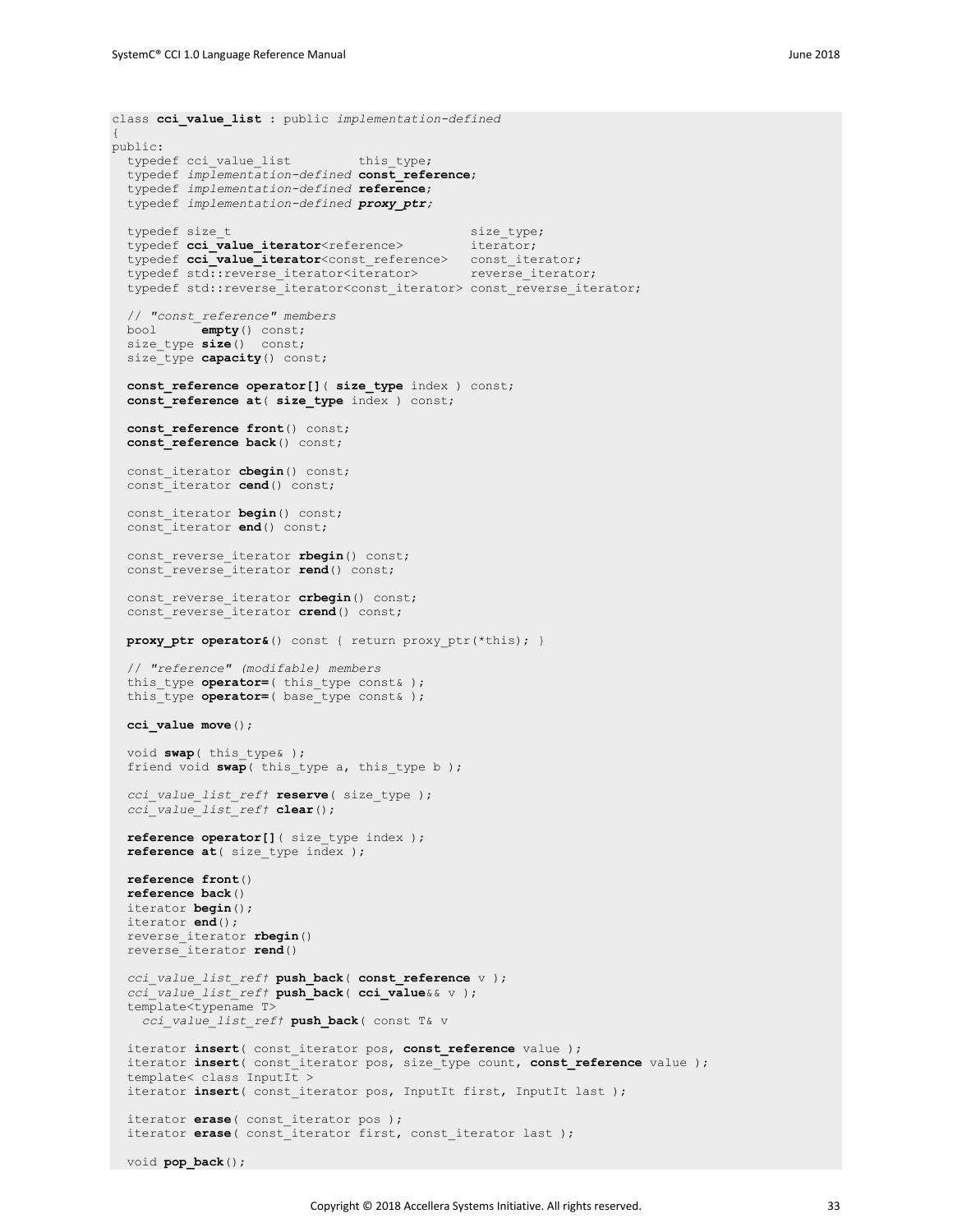```
class cci_value_list : public implementation-defined
{
public:
  typedef cci_value_list         this_type;
  typedef implementation-defined const_reference;
  typedef implementation-defined reference;
  typedef implementation-defined proxy_ptr;

  typedef size_t                                  size_type;
  typedef cci_value_iterator<reference>           iterator;
  typedef cci_value_iterator<const_reference>     const_iterator;
  typedef std::reverse_iterator<iterator>         reverse_iterator;
  typedef std::reverse_iterator<const_iterator>   const_reverse_iterator;

  // "const_reference" members
  bool      empty() const;
  size_type size()  const;
  size_type capacity() const;

  const_reference operator[]( size_type index ) const;
  const_reference at( size_type index ) const;

  const_reference front() const;
  const_reference back() const;

  const_iterator cbegin() const;
  const_iterator cend() const;

  const_iterator begin() const;
  const_iterator end() const;

  const_reverse_iterator rbegin() const;
  const_reverse_iterator rend() const;

  const_reverse_iterator crbegin() const;
  const_reverse_iterator crend() const;

  proxy_ptr operator&() const { return proxy_ptr(*this); }

  // "reference" (modifable) members
  this_type operator=( this_type const& );
  this_type operator=( base_type const& );

  cci_value move();

  void swap( this_type& );
  friend void swap( this_type a, this_type b );

  cci_value_list_ref† reserve( size_type );
  cci_value_list_ref† clear();

  reference operator[]( size_type index );
  reference at( size_type index );

  reference front()
  reference back()
  iterator begin();
  iterator end();
  reverse_iterator rbegin()
  reverse_iterator rend()

  cci_value_list_ref† push_back( const_reference v );
  cci_value_list_ref† push_back( cci_value&& v );
  template<typename T>
    cci_value_list_ref† push_back( const T& v

  iterator insert( const_iterator pos, const_reference value );
  iterator insert( const_iterator pos, size_type count, const_reference value );
  template< class InputIt >
  iterator insert( const_iterator pos, InputIt first, InputIt last );

  iterator erase( const_iterator pos );
  iterator erase( const_iterator first, const_iterator last );

  void pop_back();
```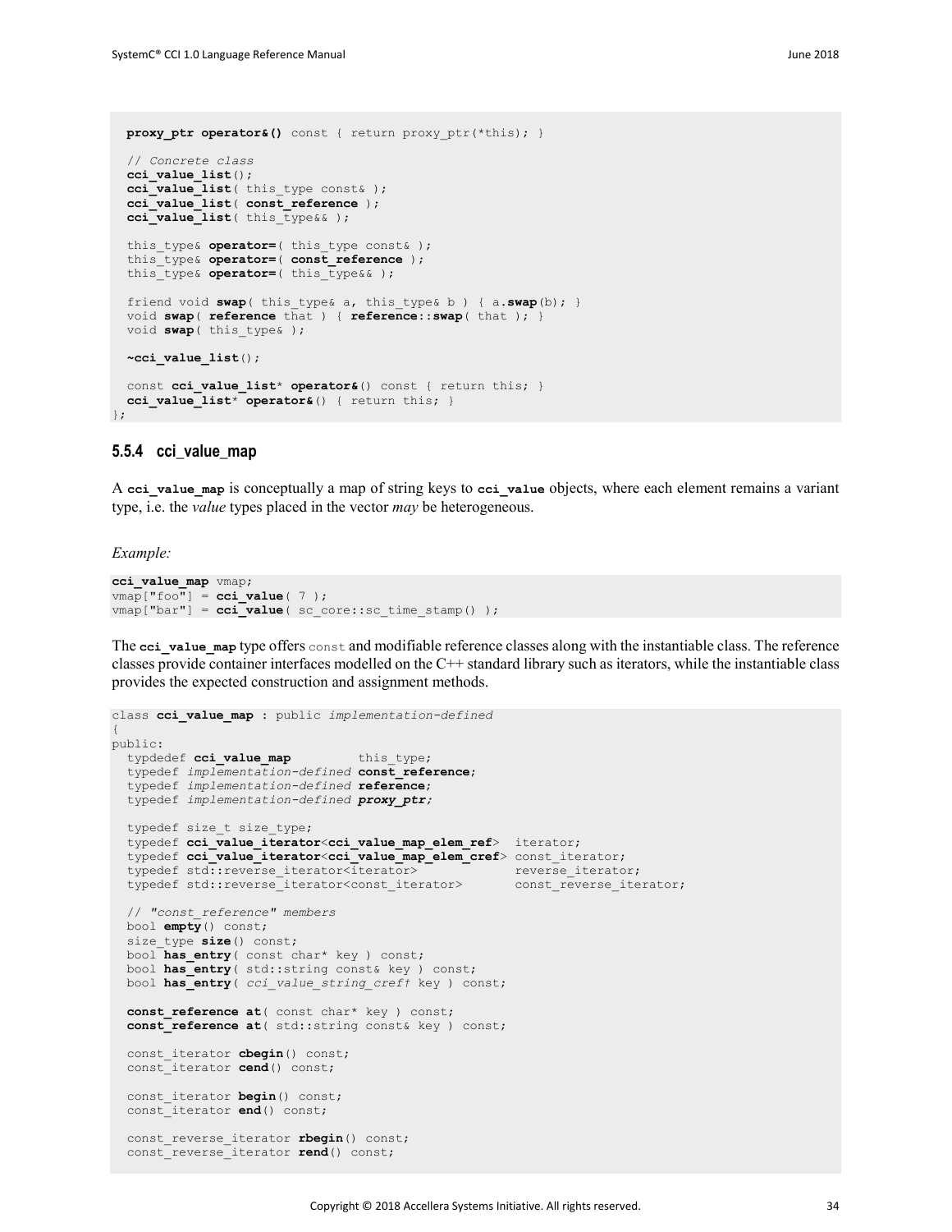```
  proxy_ptr operator&() const { return proxy_ptr(*this); }

  // Concrete class
  cci_value_list();
  cci_value_list( this_type const& );
  cci_value_list( const_reference );
  cci_value_list( this_type&& );

  this_type& operator=( this_type const& );
  this_type& operator=( const_reference );
  this_type& operator=( this_type&& );

  friend void swap( this_type& a, this_type& b ) { a.swap(b); }
  void swap( reference that ) { reference::swap( that ); }
  void swap( this_type& );

  ~cci_value_list();

  const cci_value_list* operator&() const { return this; }
  cci_value_list* operator&() { return this; }
};
```

### 5.5.4 cci_value_map

A **cci_value_map** is conceptually a map of string keys to **cci_value** objects, where each element remains a variant type, i.e. the *value* types placed in the vector *may* be heterogeneous.

*Example:*

```
cci_value_map vmap;
vmap["foo"] = cci_value( 7 );
vmap["bar"] = cci_value( sc_core::sc_time_stamp() );
```

The **cci_value_map** type offers const and modifiable reference classes along with the instantiable class. The reference classes provide container interfaces modelled on the C++ standard library such as iterators, while the instantiable class provides the expected construction and assignment methods.

```
class cci_value_map : public implementation-defined
{
public:
  typdedef cci_value_map         this_type;
  typedef implementation-defined const_reference;
  typedef implementation-defined reference;
  typedef implementation-defined proxy_ptr;

  typedef size_t size_type;
  typedef cci_value_iterator<cci_value_map_elem_ref>  iterator;
  typedef cci_value_iterator<cci_value_map_elem_cref> const_iterator;
  typedef std::reverse_iterator<iterator>             reverse_iterator;
  typedef std::reverse_iterator<const_iterator>       const_reverse_iterator;

  // "const_reference" members
  bool empty() const;
  size_type size() const;
  bool has_entry( const char* key ) const;
  bool has_entry( std::string const& key ) const;
  bool has_entry( cci_value_string_cref† key ) const;

  const_reference at( const char* key ) const;
  const_reference at( std::string const& key ) const;

  const_iterator cbegin() const;
  const_iterator cend() const;

  const_iterator begin() const;
  const_iterator end() const;

  const_reverse_iterator rbegin() const;
  const_reverse_iterator rend() const;
```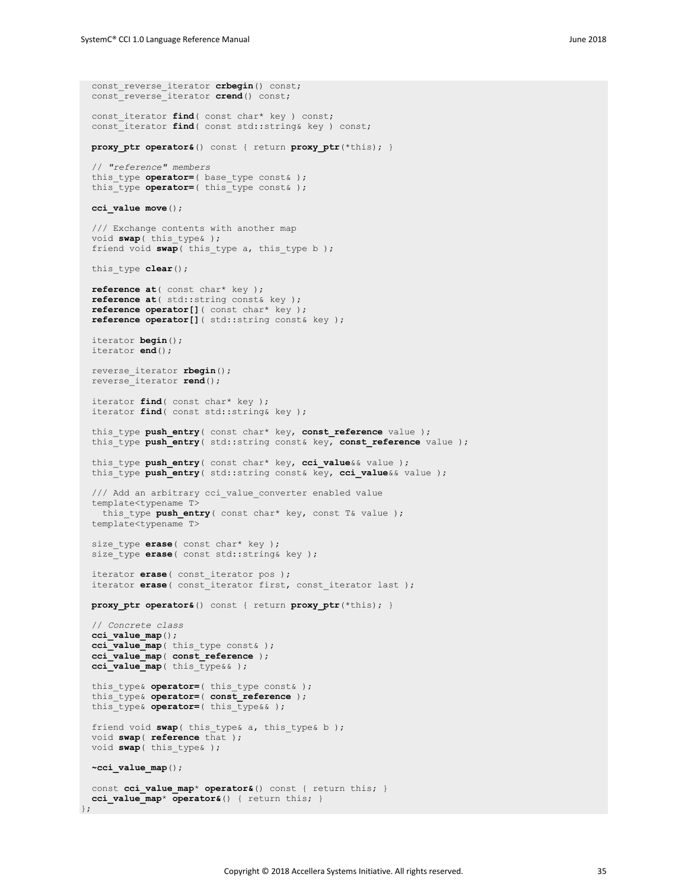```
  const_reverse_iterator crbegin() const;
  const_reverse_iterator crend() const;

  const_iterator find( const char* key ) const;
  const_iterator find( const std::string& key ) const;

  proxy_ptr operator&() const { return proxy_ptr(*this); }

  // "reference" members
  this_type operator=( base_type const& );
  this_type operator=( this_type const& );

  cci_value move();

  /// Exchange contents with another map
  void swap( this_type& );
  friend void swap( this_type a, this_type b );

  this_type clear();

  reference at( const char* key );
  reference at( std::string const& key );
  reference operator[]( const char* key );
  reference operator[]( std::string const& key );

  iterator begin();
  iterator end();

  reverse_iterator rbegin();
  reverse_iterator rend();

  iterator find( const char* key );
  iterator find( const std::string& key );

  this_type push_entry( const char* key, const_reference value );
  this_type push_entry( std::string const& key, const_reference value );

  this_type push_entry( const char* key, cci_value&& value );
  this_type push_entry( std::string const& key, cci_value&& value );

  /// Add an arbitrary cci_value_converter enabled value
  template<typename T>
    this_type push_entry( const char* key, const T& value );
  template<typename T>

  size_type erase( const char* key );
  size_type erase( const std::string& key );

  iterator erase( const_iterator pos );
  iterator erase( const_iterator first, const_iterator last );

  proxy_ptr operator&() const { return proxy_ptr(*this); }

  // Concrete class
  cci_value_map();
  cci_value_map( this_type const& );
  cci_value_map( const_reference );
  cci_value_map( this_type&& );

  this_type& operator=( this_type const& );
  this_type& operator=( const_reference );
  this_type& operator=( this_type&& );

  friend void swap( this_type& a, this_type& b );
  void swap( reference that );
  void swap( this_type& );

  ~cci_value_map();

  const cci_value_map* operator&() const { return this; }
  cci_value_map* operator&() { return this; }
};
```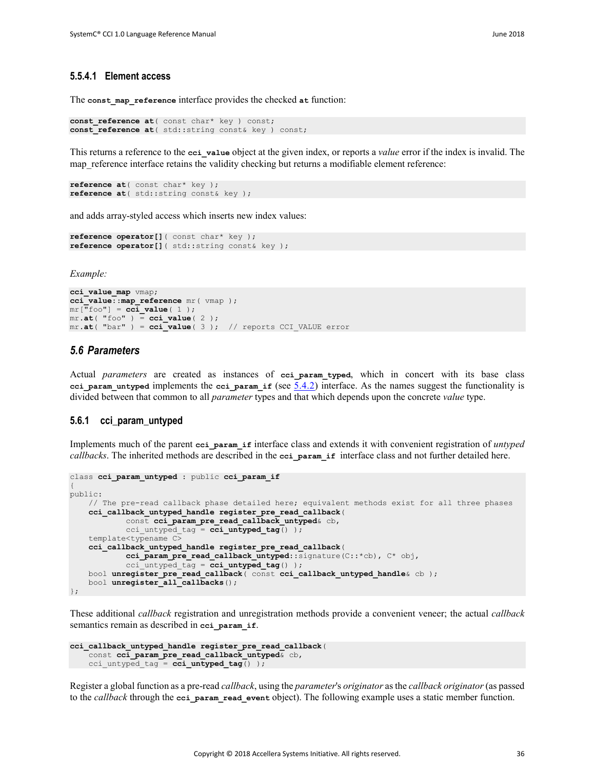#### 5.5.4.1 Element access

The **const_map_reference** interface provides the checked **at** function:

```
const_reference at( const char* key ) const;
const_reference at( std::string const& key ) const;
```

This returns a reference to the **cci_value** object at the given index, or reports a *value* error if the index is invalid. The map_reference interface retains the validity checking but returns a modifiable element reference:

```
reference at( const char* key );
reference at( std::string const& key );
```

and adds array-styled access which inserts new index values:

```
reference operator[]( const char* key );
reference operator[]( std::string const& key );
```

*Example:*

```
cci_value_map vmap;
cci_value::map_reference mr( vmap );
mr["foo"] = cci_value( 1 );
mr.at( "foo" ) = cci_value( 2 );
mr.at( "bar" ) = cci_value( 3 );  // reports CCI_VALUE error
```

## 5.6 Parameters

Actual *parameters* are created as instances of **cci_param_typed**, which in concert with its base class **cci_param_untyped** implements the **cci_param_if** (see 5.4.2) interface. As the names suggest the functionality is divided between that common to all *parameter* types and that which depends upon the concrete *value* type.

### 5.6.1 cci_param_untyped

Implements much of the parent **cci_param_if** interface class and extends it with convenient registration of *untyped callbacks*. The inherited methods are described in the **cci_param_if** interface class and not further detailed here.

```
class cci_param_untyped : public cci_param_if
{
public:
    // The pre-read callback phase detailed here; equivalent methods exist for all three phases
    cci_callback_untyped_handle register_pre_read_callback(
            const cci_param_pre_read_callback_untyped& cb,
            cci_untyped_tag = cci_untyped_tag() );
    template<typename C>
    cci_callback_untyped_handle register_pre_read_callback(
            cci_param_pre_read_callback_untyped::signature(C::*cb), C* obj,
            cci_untyped_tag = cci_untyped_tag() );
    bool unregister_pre_read_callback( const cci_callback_untyped_handle& cb );
    bool unregister_all_callbacks();
};
```

These additional *callback* registration and unregistration methods provide a convenient veneer; the actual *callback* semantics remain as described in **cci_param_if**.

```
cci_callback_untyped_handle register_pre_read_callback(
    const cci_param_pre_read_callback_untyped& cb,
    cci_untyped_tag = cci_untyped_tag() );
```

Register a global function as a pre-read *callback*, using the *parameter*'s *originator* as the *callback originator* (as passed to the *callback* through the **cci_param_read_event** object). The following example uses a static member function.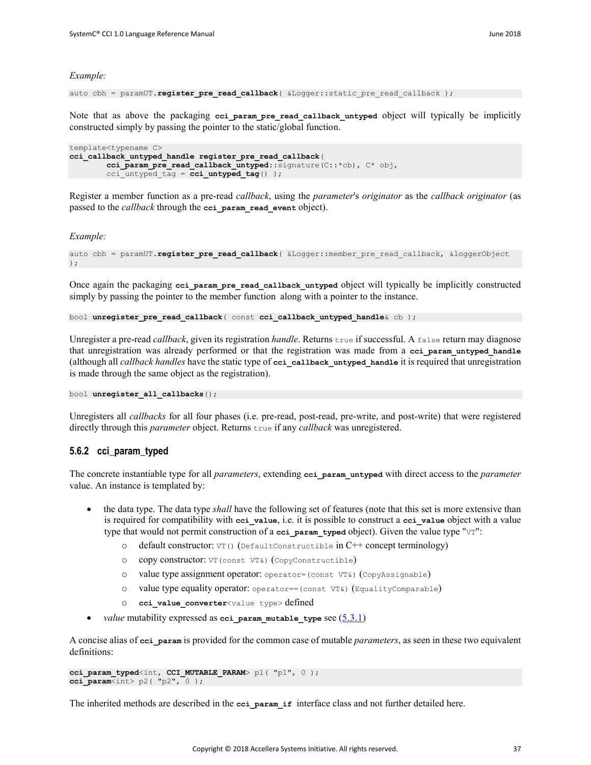*Example:*

```
auto cbh = paramUT.register_pre_read_callback( &Logger::static_pre_read_callback );
```

Note that as above the packaging **cci_param_pre_read_callback_untyped** object will typically be implicitly constructed simply by passing the pointer to the static/global function.

```
template<typename C>
cci_callback_untyped_handle register_pre_read_callback(
        cci_param_pre_read_callback_untyped::signature(C::*cb), C* obj,
        cci_untyped_tag = cci_untyped_tag() );
```

Register a member function as a pre-read *callback*, using the *parameter*'s *originator* as the *callback originator* (as passed to the *callback* through the **cci_param_read_event** object).

*Example:*

```
auto cbh = paramUT.register_pre_read_callback( &Logger::member_pre_read_callback, &loggerObject
);
```

Once again the packaging **cci_param_pre_read_callback_untyped** object will typically be implicitly constructed simply by passing the pointer to the member function along with a pointer to the instance.

```
bool unregister_pre_read_callback( const cci_callback_untyped_handle& cb );
```

Unregister a pre-read *callback*, given its registration *handle*. Returns `true` if successful. A `false` return may diagnose that unregistration was already performed or that the registration was made from a **cci_param_untyped_handle** (although all *callback handles* have the static type of **cci_callback_untyped_handle** it is required that unregistration is made through the same object as the registration).

```
bool unregister_all_callbacks();
```

Unregisters all *callbacks* for all four phases (i.e. pre-read, post-read, pre-write, and post-write) that were registered directly through this *parameter* object. Returns `true` if any *callback* was unregistered.

### 5.6.2 cci_param_typed

The concrete instantiable type for all *parameters*, extending **cci_param_untyped** with direct access to the *parameter* value. An instance is templated by:

- the data type. The data type *shall* have the following set of features (note that this set is more extensive than is required for compatibility with **cci_value**, i.e. it is possible to construct a **cci_value** object with a value type that would not permit construction of a **cci_param_typed** object). Given the value type "`VT`":
  - default constructor: `VT()` (`DefaultConstructible` in C++ concept terminology)
  - copy constructor: `VT(const VT&)` (`CopyConstructible`)
  - value type assignment operator: `operator=(const VT&)` (`CopyAssignable`)
  - value type equality operator: `operator==(const VT&)` (`EqualityComparable`)
  - **cci_value_converter**`<value type>` defined
- *value* mutability expressed as **cci_param_mutable_type** see (5.3.1)

A concise alias of **cci_param** is provided for the common case of mutable *parameters*, as seen in these two equivalent definitions:

```
cci_param_typed<int, CCI_MUTABLE_PARAM> p1( "p1", 0 );
cci_param<int> p2( "p2", 0 );
```

The inherited methods are described in the **cci_param_if** interface class and not further detailed here.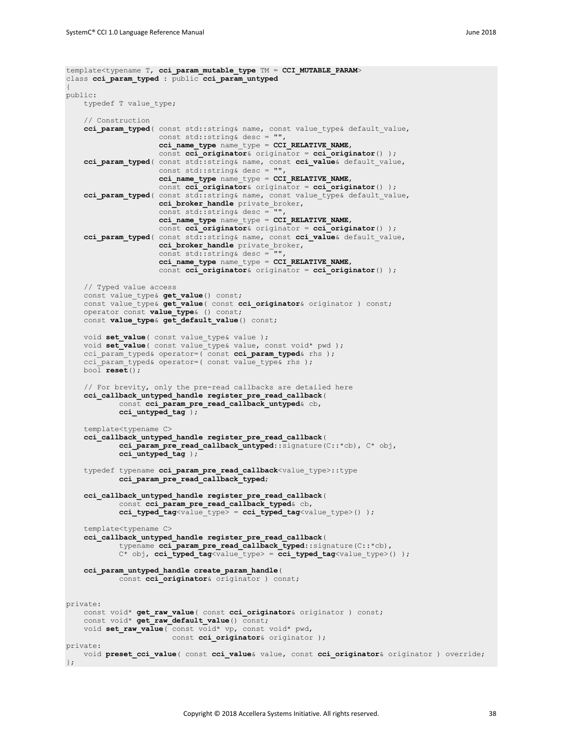```
template<typename T, cci_param_mutable_type TM = CCI_MUTABLE_PARAM>
class cci_param_typed : public cci_param_untyped
{
public:
    typedef T value_type;

    // Construction
    cci_param_typed( const std::string& name, const value_type& default_value,
                     const std::string& desc = "",
                     cci_name_type name_type = CCI_RELATIVE_NAME,
                     const cci_originator& originator = cci_originator() );
    cci_param_typed( const std::string& name, const cci_value& default_value,
                     const std::string& desc = "",
                     cci_name_type name_type = CCI_RELATIVE_NAME,
                     const cci_originator& originator = cci_originator() );
    cci_param_typed( const std::string& name, const value_type& default_value,
                     cci_broker_handle private_broker,
                     const std::string& desc = "",
                     cci_name_type name_type = CCI_RELATIVE_NAME,
                     const cci_originator& originator = cci_originator() );
    cci_param_typed( const std::string& name, const cci_value& default_value,
                     cci_broker_handle private_broker,
                     const std::string& desc = "",
                     cci_name_type name_type = CCI_RELATIVE_NAME,
                     const cci_originator& originator = cci_originator() );

    // Typed value access
    const value_type& get_value() const;
    const value_type& get_value( const cci_originator& originator ) const;
    operator const value_type& () const;
    const value_type& get_default_value() const;

    void set_value( const value_type& value );
    void set_value( const value_type& value, const void* pwd );
    cci_param_typed& operator=( const cci_param_typed& rhs );
    cci_param_typed& operator=( const value_type& rhs );
    bool reset();

    // For brevity, only the pre-read callbacks are detailed here
    cci_callback_untyped_handle register_pre_read_callback(
            const cci_param_pre_read_callback_untyped& cb,
            cci_untyped_tag );

    template<typename C>
    cci_callback_untyped_handle register_pre_read_callback(
            cci_param_pre_read_callback_untyped::signature(C::*cb), C* obj,
            cci_untyped_tag );

    typedef typename cci_param_pre_read_callback<value_type>::type
            cci_param_pre_read_callback_typed;

    cci_callback_untyped_handle register_pre_read_callback(
            const cci_param_pre_read_callback_typed& cb,
            cci_typed_tag<value_type> = cci_typed_tag<value_type>() );

    template<typename C>
    cci_callback_untyped_handle register_pre_read_callback(
            typename cci_param_pre_read_callback_typed::signature(C::*cb),
            C* obj, cci_typed_tag<value_type> = cci_typed_tag<value_type>() );

    cci_param_untyped_handle create_param_handle(
            const cci_originator& originator ) const;


private:
    const void* get_raw_value( const cci_originator& originator ) const;
    const void* get_raw_default_value() const;
    void set_raw_value( const void* vp, const void* pwd,
                        const cci_originator& originator );
private:
    void preset_cci_value( const cci_value& value, const cci_originator& originator ) override;
};
```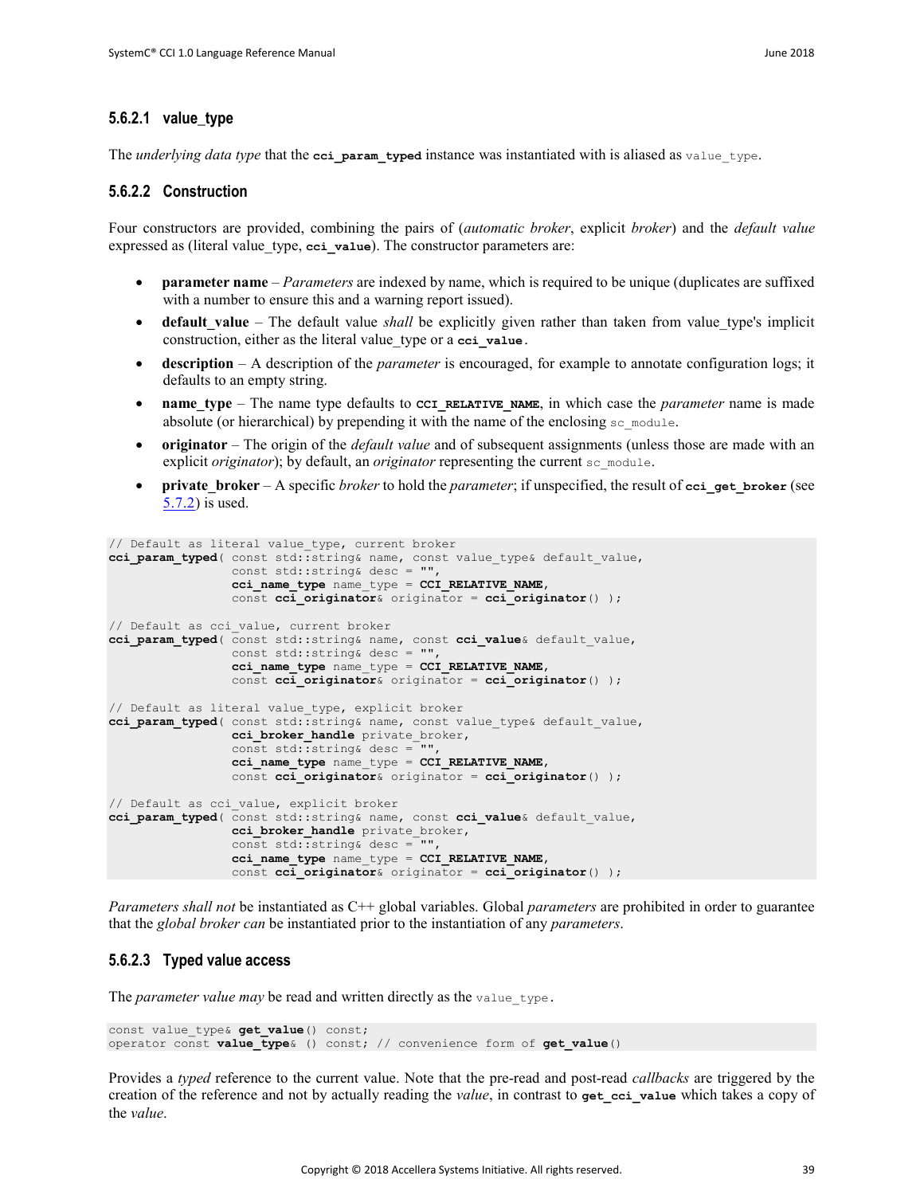#### 5.6.2.1 value_type

The *underlying data type* that the **cci_param_typed** instance was instantiated with is aliased as `value_type`.

#### 5.6.2.2 Construction

Four constructors are provided, combining the pairs of (*automatic broker*, explicit *broker*) and the *default value* expressed as (literal value_type, **cci_value**). The constructor parameters are:

- **parameter name** – *Parameters* are indexed by name, which is required to be unique (duplicates are suffixed with a number to ensure this and a warning report issued).
- **default_value** – The default value *shall* be explicitly given rather than taken from value_type's implicit construction, either as the literal value_type or a **cci_value**.
- **description** – A description of the *parameter* is encouraged, for example to annotate configuration logs; it defaults to an empty string.
- **name_type** – The name type defaults to **CCI_RELATIVE_NAME**, in which case the *parameter* name is made absolute (or hierarchical) by prepending it with the name of the enclosing `sc_module`.
- **originator** – The origin of the *default value* and of subsequent assignments (unless those are made with an explicit *originator*); by default, an *originator* representing the current `sc_module`.
- **private_broker** – A specific *broker* to hold the *parameter*; if unspecified, the result of **cci_get_broker** (see 5.7.2) is used.

```
// Default as literal value_type, current broker
cci_param_typed( const std::string& name, const value_type& default_value,
                 const std::string& desc = "",
                 cci_name_type name_type = CCI_RELATIVE_NAME,
                 const cci_originator& originator = cci_originator() );

// Default as cci_value, current broker
cci_param_typed( const std::string& name, const cci_value& default_value,
                 const std::string& desc = "",
                 cci_name_type name_type = CCI_RELATIVE_NAME,
                 const cci_originator& originator = cci_originator() );

// Default as literal value_type, explicit broker
cci_param_typed( const std::string& name, const value_type& default_value,
                 cci_broker_handle private_broker,
                 const std::string& desc = "",
                 cci_name_type name_type = CCI_RELATIVE_NAME,
                 const cci_originator& originator = cci_originator() );

// Default as cci_value, explicit broker
cci_param_typed( const std::string& name, const cci_value& default_value,
                 cci_broker_handle private_broker,
                 const std::string& desc = "",
                 cci_name_type name_type = CCI_RELATIVE_NAME,
                 const cci_originator& originator = cci_originator() );
```

*Parameters shall not* be instantiated as C++ global variables. Global *parameters* are prohibited in order to guarantee that the *global broker can* be instantiated prior to the instantiation of any *parameters*.

#### 5.6.2.3 Typed value access

The *parameter value may* be read and written directly as the `value_type`.

```
const value_type& get_value() const;
operator const value_type& () const; // convenience form of get_value()
```

Provides a *typed* reference to the current value. Note that the pre-read and post-read *callbacks* are triggered by the creation of the reference and not by actually reading the *value*, in contrast to **get_cci_value** which takes a copy of the *value*.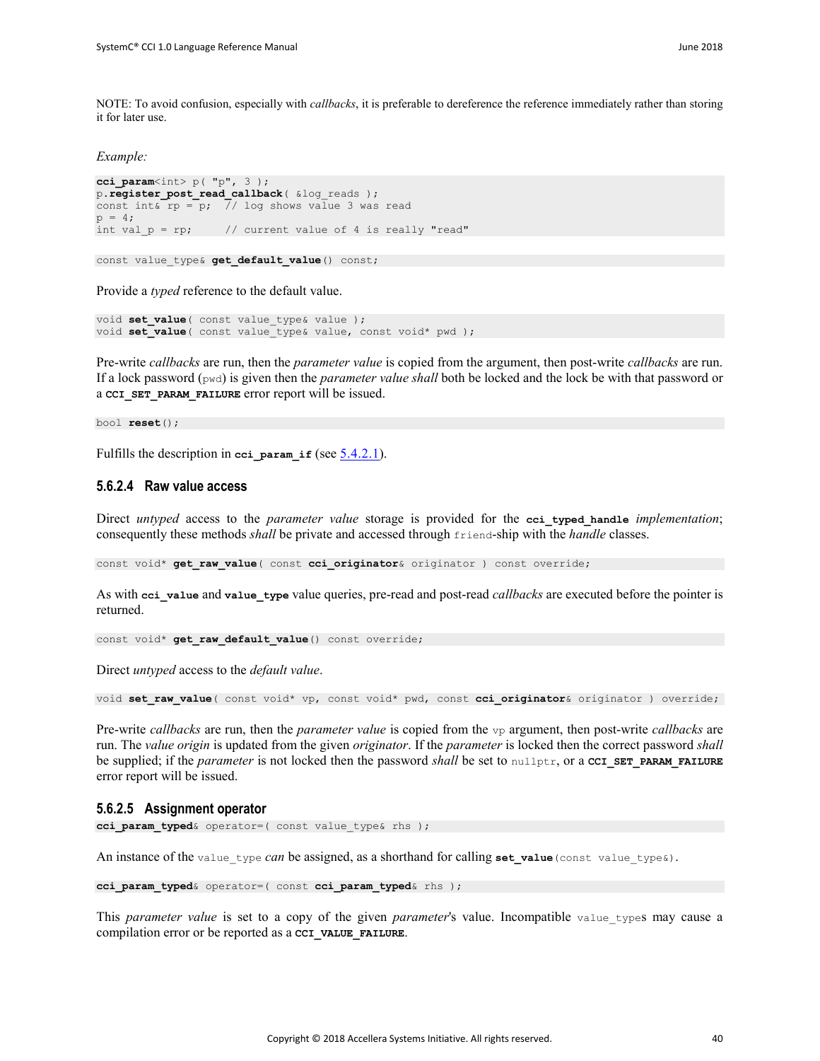NOTE: To avoid confusion, especially with *callbacks*, it is preferable to dereference the reference immediately rather than storing it for later use.

*Example:*

```
cci_param<int> p( "p", 3 );
p.register_post_read_callback( &log_reads );
const int& rp = p;  // log shows value 3 was read
p = 4;
int val_p = rp;     // current value of 4 is really "read"
```

```
const value_type& get_default_value() const;
```

Provide a *typed* reference to the default value.

```
void set_value( const value_type& value );
void set_value( const value_type& value, const void* pwd );
```

Pre-write *callbacks* are run, then the *parameter value* is copied from the argument, then post-write *callbacks* are run. If a lock password (`pwd`) is given then the *parameter value shall* both be locked and the lock be with that password or a **CCI_SET_PARAM_FAILURE** error report will be issued.

```
bool reset();
```

Fulfills the description in **cci_param_if** (see 5.4.2.1).

#### 5.6.2.4 Raw value access

Direct *untyped* access to the *parameter value* storage is provided for the **cci_typed_handle** *implementation*; consequently these methods *shall* be private and accessed through `friend`-ship with the *handle* classes.

```
const void* get_raw_value( const cci_originator& originator ) const override;
```

As with **cci_value** and **value_type** value queries, pre-read and post-read *callbacks* are executed before the pointer is returned.

```
const void* get_raw_default_value() const override;
```

Direct *untyped* access to the *default value*.

```
void set_raw_value( const void* vp, const void* pwd, const cci_originator& originator ) override;
```

Pre-write *callbacks* are run, then the *parameter value* is copied from the `vp` argument, then post-write *callbacks* are run. The *value origin* is updated from the given *originator*. If the *parameter* is locked then the correct password *shall* be supplied; if the *parameter* is not locked then the password *shall* be set to `nullptr`, or a **CCI_SET_PARAM_FAILURE** error report will be issued.

#### 5.6.2.5 Assignment operator

```
cci_param_typed& operator=( const value_type& rhs );
```

An instance of the `value_type` *can* be assigned, as a shorthand for calling **set_value**`(const value_type&)`.

```
cci_param_typed& operator=( const cci_param_typed& rhs );
```

This *parameter value* is set to a copy of the given *parameter*'s value. Incompatible `value_type`s may cause a compilation error or be reported as a **CCI_VALUE_FAILURE**.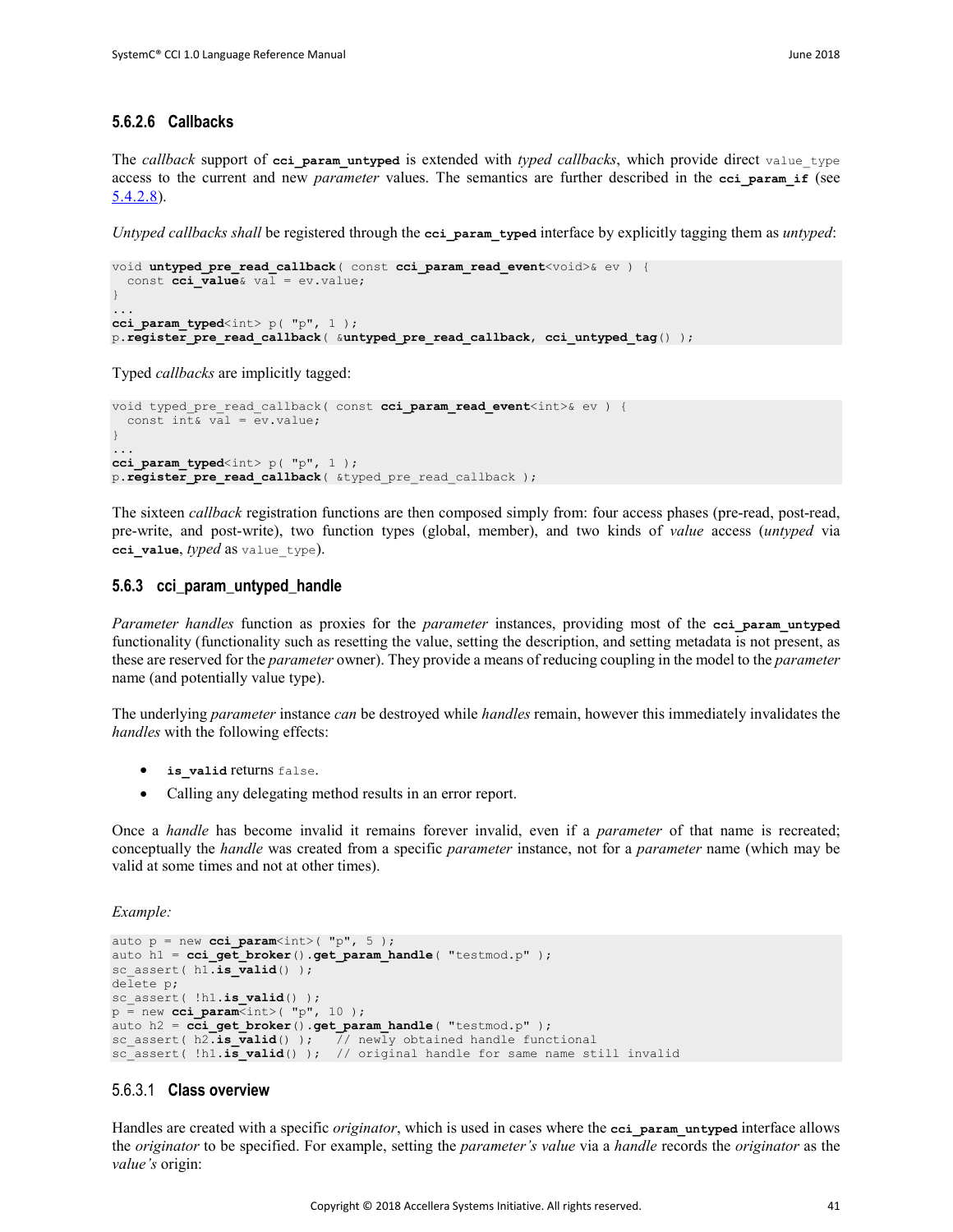#### 5.6.2.6 Callbacks

The *callback* support of **cci_param_untyped** is extended with *typed callbacks*, which provide direct `value_type` access to the current and new *parameter* values. The semantics are further described in the **cci_param_if** (see 5.4.2.8).

*Untyped callbacks shall* be registered through the **cci_param_typed** interface by explicitly tagging them as *untyped*:

```
void untyped_pre_read_callback( const cci_param_read_event<void>& ev ) {
  const cci_value& val = ev.value;
}
...
cci_param_typed<int> p( "p", 1 );
p.register_pre_read_callback( &untyped_pre_read_callback, cci_untyped_tag() );
```

Typed *callbacks* are implicitly tagged:

```
void typed_pre_read_callback( const cci_param_read_event<int>& ev ) {
  const int& val = ev.value;
}
...
cci_param_typed<int> p( "p", 1 );
p.register_pre_read_callback( &typed_pre_read_callback );
```

The sixteen *callback* registration functions are then composed simply from: four access phases (pre-read, post-read, pre-write, and post-write), two function types (global, member), and two kinds of *value* access (*untyped* via **cci_value**, *typed* as `value_type`).

### 5.6.3 cci_param_untyped_handle

*Parameter handles* function as proxies for the *parameter* instances, providing most of the **cci_param_untyped** functionality (functionality such as resetting the value, setting the description, and setting metadata is not present, as these are reserved for the *parameter* owner). They provide a means of reducing coupling in the model to the *parameter* name (and potentially value type).

The underlying *parameter* instance *can* be destroyed while *handles* remain, however this immediately invalidates the *handles* with the following effects:

- **is_valid** returns `false`.
- Calling any delegating method results in an error report.

Once a *handle* has become invalid it remains forever invalid, even if a *parameter* of that name is recreated; conceptually the *handle* was created from a specific *parameter* instance, not for a *parameter* name (which may be valid at some times and not at other times).

*Example:*

```
auto p = new cci_param<int>( "p", 5 );
auto h1 = cci_get_broker().get_param_handle( "testmod.p" );
sc_assert( h1.is_valid() );
delete p;
sc_assert( !h1.is_valid() );
p = new cci_param<int>( "p", 10 );
auto h2 = cci_get_broker().get_param_handle( "testmod.p" );
sc_assert( h2.is_valid() );   // newly obtained handle functional
sc_assert( !h1.is_valid() );  // original handle for same name still invalid
```

#### 5.6.3.1 Class overview

Handles are created with a specific *originator*, which is used in cases where the **cci_param_untyped** interface allows the *originator* to be specified. For example, setting the *parameter's value* via a *handle* records the *originator* as the *value's* origin: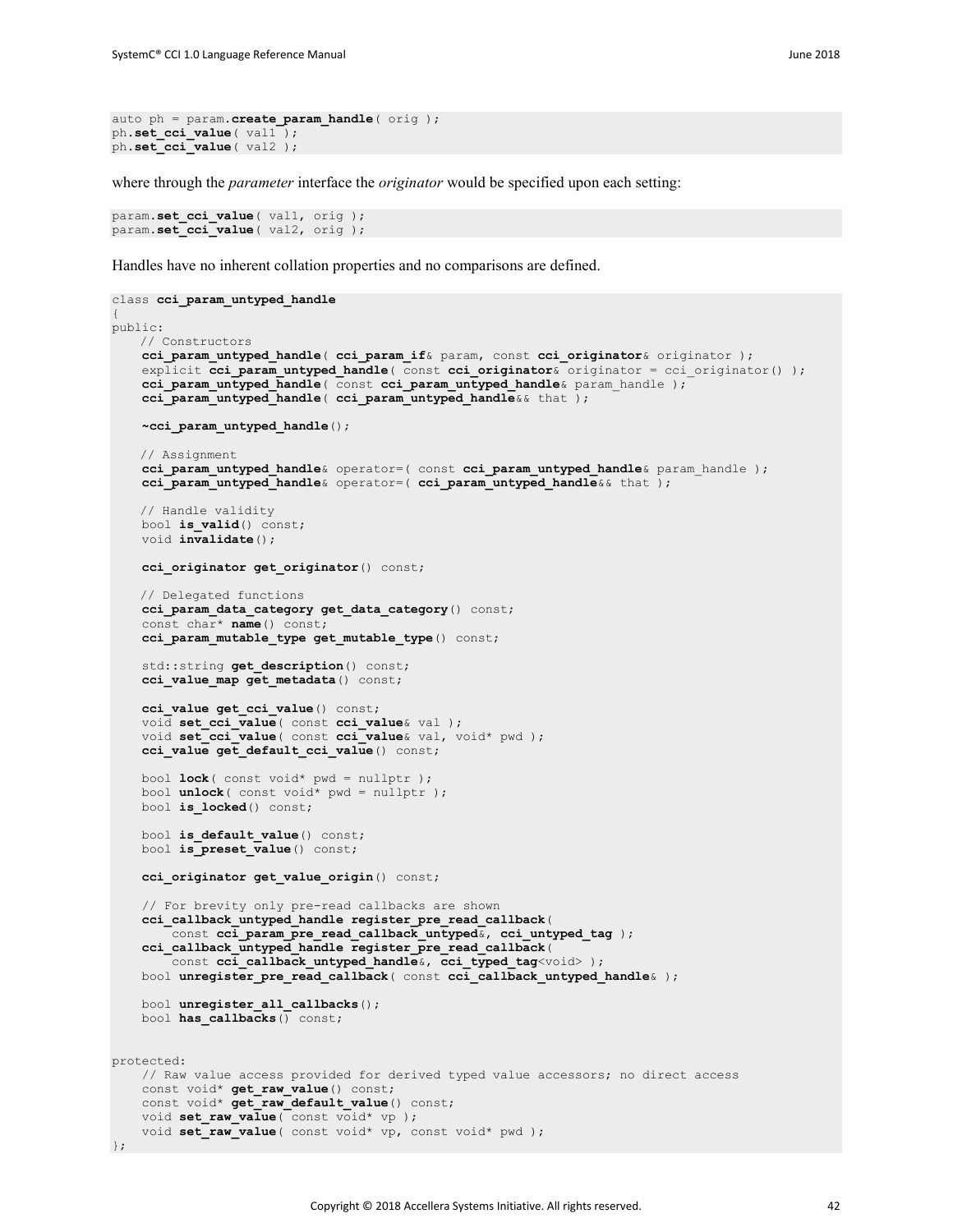```
auto ph = param.create_param_handle( orig );
ph.set_cci_value( val1 );
ph.set_cci_value( val2 );
```

where through the *parameter* interface the *originator* would be specified upon each setting:

```
param.set_cci_value( val1, orig );
param.set_cci_value( val2, orig );
```

Handles have no inherent collation properties and no comparisons are defined.

```
class cci_param_untyped_handle
{
public:
    // Constructors
    cci_param_untyped_handle( cci_param_if& param, const cci_originator& originator );
    explicit cci_param_untyped_handle( const cci_originator& originator = cci_originator() );
    cci_param_untyped_handle( const cci_param_untyped_handle& param_handle );
    cci_param_untyped_handle( cci_param_untyped_handle&& that );

    ~cci_param_untyped_handle();

    // Assignment
    cci_param_untyped_handle& operator=( const cci_param_untyped_handle& param_handle );
    cci_param_untyped_handle& operator=( cci_param_untyped_handle&& that );

    // Handle validity
    bool is_valid() const;
    void invalidate();

    cci_originator get_originator() const;

    // Delegated functions
    cci_param_data_category get_data_category() const;
    const char* name() const;
    cci_param_mutable_type get_mutable_type() const;

    std::string get_description() const;
    cci_value_map get_metadata() const;

    cci_value get_cci_value() const;
    void set_cci_value( const cci_value& val );
    void set_cci_value( const cci_value& val, void* pwd );
    cci_value get_default_cci_value() const;

    bool lock( const void* pwd = nullptr );
    bool unlock( const void* pwd = nullptr );
    bool is_locked() const;

    bool is_default_value() const;
    bool is_preset_value() const;

    cci_originator get_value_origin() const;

    // For brevity only pre-read callbacks are shown
    cci_callback_untyped_handle register_pre_read_callback(
        const cci_param_pre_read_callback_untyped&, cci_untyped_tag );
    cci_callback_untyped_handle register_pre_read_callback(
        const cci_callback_untyped_handle&, cci_typed_tag<void> );
    bool unregister_pre_read_callback( const cci_callback_untyped_handle& );

    bool unregister_all_callbacks();
    bool has_callbacks() const;


protected:
    // Raw value access provided for derived typed value accessors; no direct access
    const void* get_raw_value() const;
    const void* get_raw_default_value() const;
    void set_raw_value( const void* vp );
    void set_raw_value( const void* vp, const void* pwd );
};
```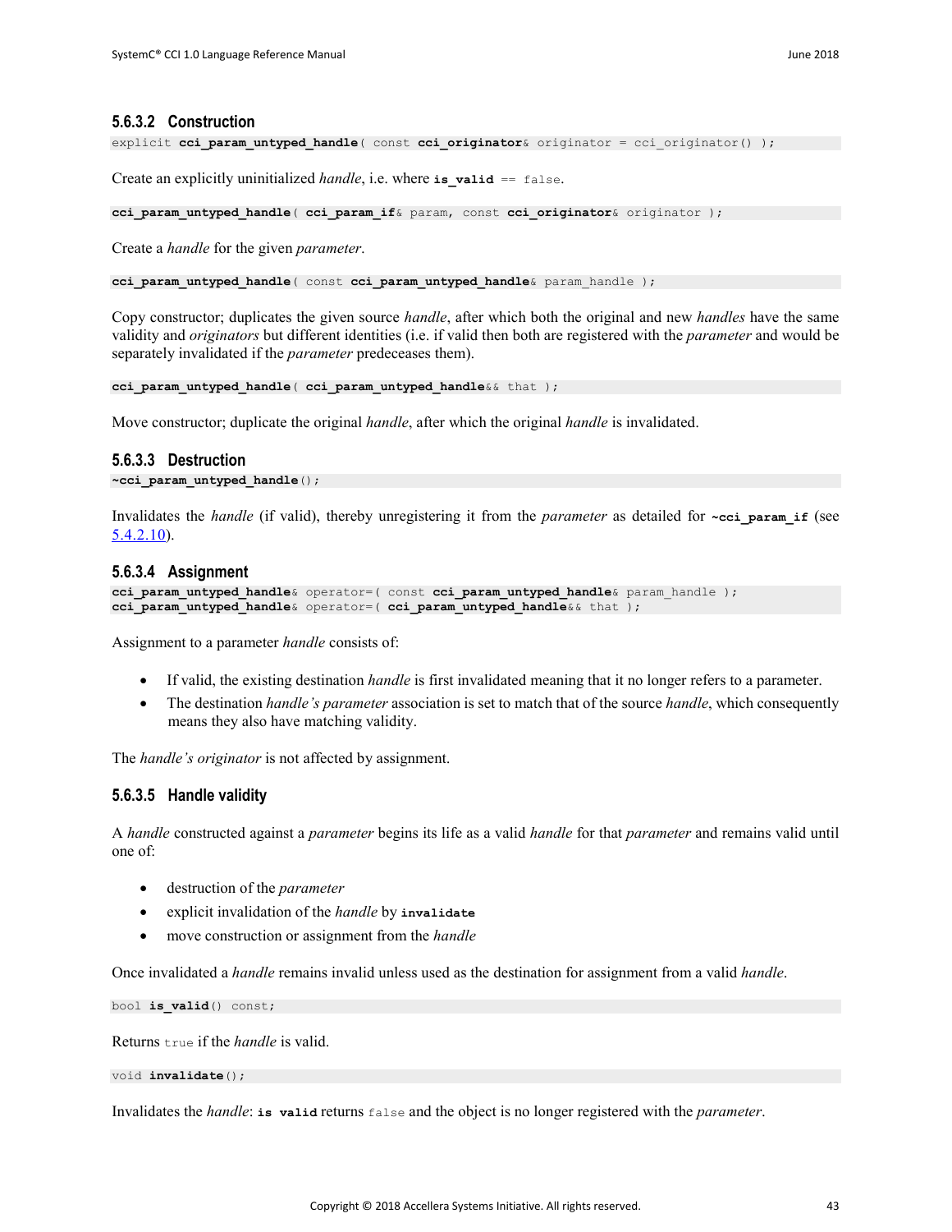#### 5.6.3.2 Construction

```
explicit cci_param_untyped_handle( const cci_originator& originator = cci_originator() );
```

Create an explicitly uninitialized *handle*, i.e. where `is_valid == false`.

```
cci_param_untyped_handle( cci_param_if& param, const cci_originator& originator );
```

Create a *handle* for the given *parameter*.

```
cci_param_untyped_handle( const cci_param_untyped_handle& param_handle );
```

Copy constructor; duplicates the given source *handle*, after which both the original and new *handles* have the same validity and *originators* but different identities (i.e. if valid then both are registered with the *parameter* and would be separately invalidated if the *parameter* predeceases them).

```
cci_param_untyped_handle( cci_param_untyped_handle&& that );
```

Move constructor; duplicate the original *handle*, after which the original *handle* is invalidated.

#### 5.6.3.3 Destruction

```
~cci_param_untyped_handle();
```

Invalidates the *handle* (if valid), thereby unregistering it from the *parameter* as detailed for `~cci_param_if` (see 5.4.2.10).

#### 5.6.3.4 Assignment

```
cci_param_untyped_handle& operator=( const cci_param_untyped_handle& param_handle );
cci_param_untyped_handle& operator=( cci_param_untyped_handle&& that );
```

Assignment to a parameter *handle* consists of:

- If valid, the existing destination *handle* is first invalidated meaning that it no longer refers to a parameter.
- The destination *handle's parameter* association is set to match that of the source *handle*, which consequently means they also have matching validity.

The *handle's originator* is not affected by assignment.

#### 5.6.3.5 Handle validity

A *handle* constructed against a *parameter* begins its life as a valid *handle* for that *parameter* and remains valid until one of:

- destruction of the *parameter*
- explicit invalidation of the *handle* by `invalidate`
- move construction or assignment from the *handle*

Once invalidated a *handle* remains invalid unless used as the destination for assignment from a valid *handle*.

```
bool is_valid() const;
```

Returns `true` if the *handle* is valid.

```
void invalidate();
```

Invalidates the *handle*: `is_valid` returns `false` and the object is no longer registered with the *parameter*.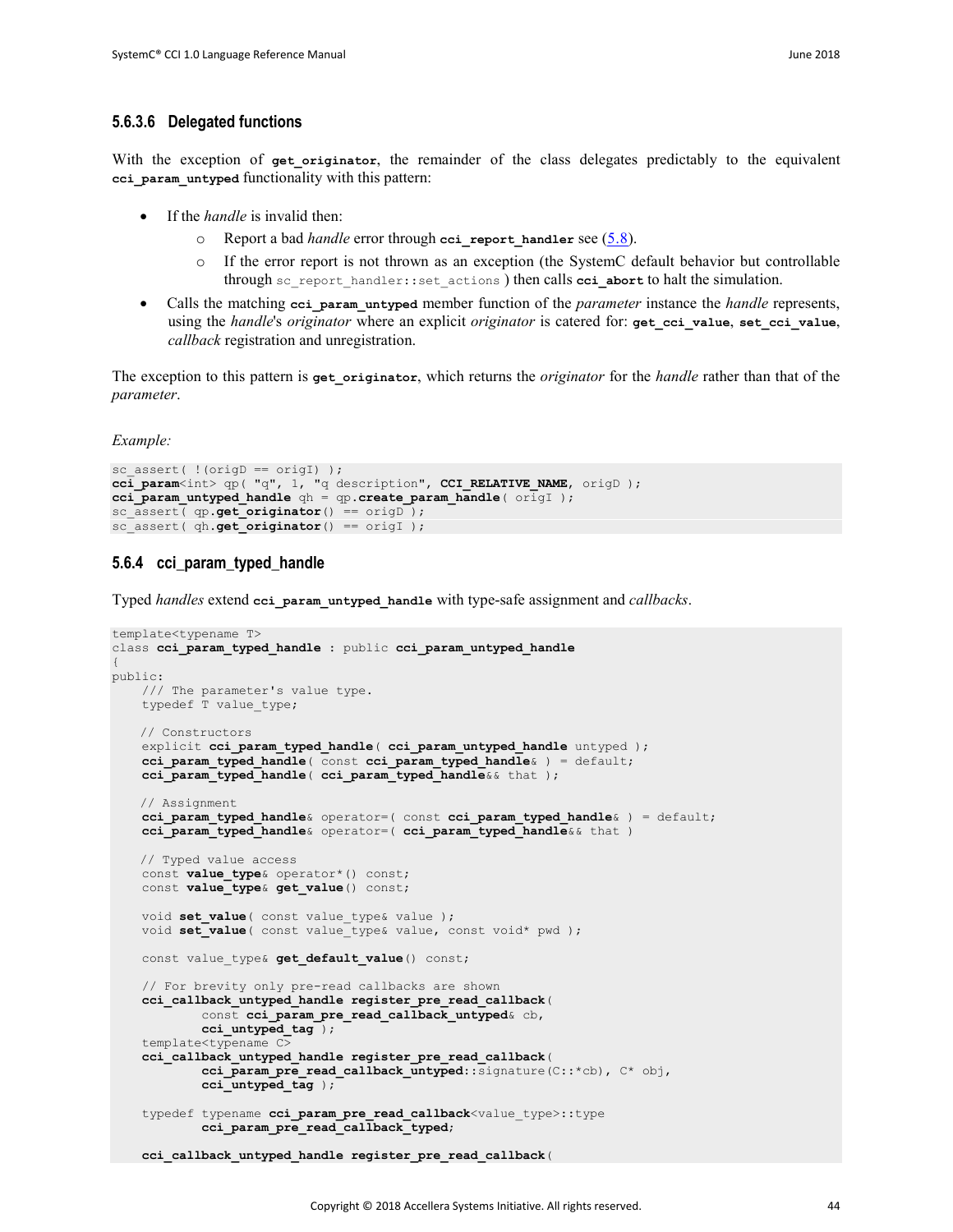#### 5.6.3.6 Delegated functions

With the exception of **get_originator**, the remainder of the class delegates predictably to the equivalent **cci_param_untyped** functionality with this pattern:

- If the *handle* is invalid then:
  - Report a bad *handle* error through **cci_report_handler** see (5.8).
  - If the error report is not thrown as an exception (the SystemC default behavior but controllable through `sc_report_handler::set_actions` ) then calls **cci_abort** to halt the simulation.
- Calls the matching **cci_param_untyped** member function of the *parameter* instance the *handle* represents, using the *handle*'s *originator* where an explicit *originator* is catered for: **get_cci_value**, **set_cci_value**, *callback* registration and unregistration.

The exception to this pattern is **get_originator**, which returns the *originator* for the *handle* rather than that of the *parameter*.

*Example:*

```
sc_assert( !(origD == origI) );
cci_param<int> qp( "q", 1, "q description", CCI_RELATIVE_NAME, origD );
cci_param_untyped_handle qh = qp.create_param_handle( origI );
sc_assert( qp.get_originator() == origD );
sc_assert( qh.get_originator() == origI );
```

### 5.6.4 cci_param_typed_handle

Typed *handles* extend **cci_param_untyped_handle** with type-safe assignment and *callbacks*.

```
template<typename T>
class cci_param_typed_handle : public cci_param_untyped_handle
{
public:
    /// The parameter's value type.
    typedef T value_type;

    // Constructors
    explicit cci_param_typed_handle( cci_param_untyped_handle untyped );
    cci_param_typed_handle( const cci_param_typed_handle& ) = default;
    cci_param_typed_handle( cci_param_typed_handle&& that );

    // Assignment
    cci_param_typed_handle& operator=( const cci_param_typed_handle& ) = default;
    cci_param_typed_handle& operator=( cci_param_typed_handle&& that )

    // Typed value access
    const value_type& operator*() const;
    const value_type& get_value() const;

    void set_value( const value_type& value );
    void set_value( const value_type& value, const void* pwd );

    const value_type& get_default_value() const;

    // For brevity only pre-read callbacks are shown
    cci_callback_untyped_handle register_pre_read_callback(
            const cci_param_pre_read_callback_untyped& cb,
            cci_untyped_tag );
    template<typename C>
    cci_callback_untyped_handle register_pre_read_callback(
            cci_param_pre_read_callback_untyped::signature(C::*cb), C* obj,
            cci_untyped_tag );

    typedef typename cci_param_pre_read_callback<value_type>::type
            cci_param_pre_read_callback_typed;

    cci_callback_untyped_handle register_pre_read_callback(
```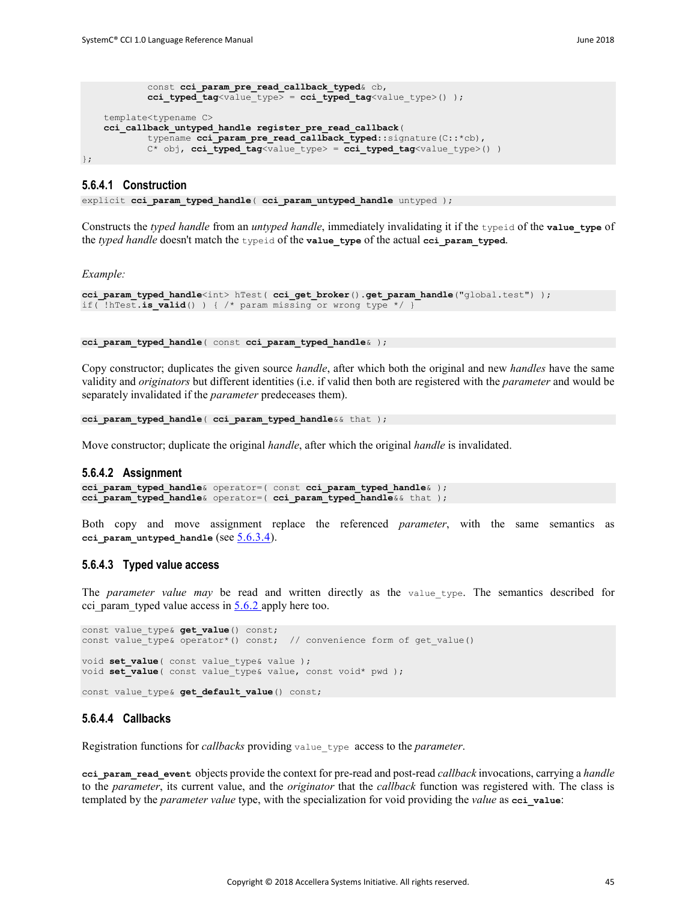```
            const cci_param_pre_read_callback_typed& cb,
            cci_typed_tag<value_type> = cci_typed_tag<value_type>() );

    template<typename C>
    cci_callback_untyped_handle register_pre_read_callback(
            typename cci_param_pre_read_callback_typed::signature(C::*cb),
            C* obj, cci_typed_tag<value_type> = cci_typed_tag<value_type>() )
};
```

### 5.6.4.1 Construction

```
explicit cci_param_typed_handle( cci_param_untyped_handle untyped );
```

Constructs the *typed handle* from an *untyped handle*, immediately invalidating it if the `typeid` of the **`value_type`** of the *typed handle* doesn't match the `typeid` of the **`value_type`** of the actual **`cci_param_typed`**.

*Example:*

```
cci_param_typed_handle<int> hTest( cci_get_broker().get_param_handle("global.test") );
if( !hTest.is_valid() ) { /* param missing or wrong type */ }
```

```
cci_param_typed_handle( const cci_param_typed_handle& );
```

Copy constructor; duplicates the given source *handle*, after which both the original and new *handles* have the same validity and *originators* but different identities (i.e. if valid then both are registered with the *parameter* and would be separately invalidated if the *parameter* predeceases them).

```
cci_param_typed_handle( cci_param_typed_handle&& that );
```

Move constructor; duplicate the original *handle*, after which the original *handle* is invalidated.

### 5.6.4.2 Assignment

```
cci_param_typed_handle& operator=( const cci_param_typed_handle& );
cci_param_typed_handle& operator=( cci_param_typed_handle&& that );
```

Both copy and move assignment replace the referenced *parameter*, with the same semantics as **`cci_param_untyped_handle`** (see 5.6.3.4).

### 5.6.4.3 Typed value access

The *parameter value may* be read and written directly as the `value_type`. The semantics described for cci_param_typed value access in 5.6.2 apply here too.

```
const value_type& get_value() const;
const value_type& operator*() const;  // convenience form of get_value()

void set_value( const value_type& value );
void set_value( const value_type& value, const void* pwd );

const value_type& get_default_value() const;
```

### 5.6.4.4 Callbacks

Registration functions for *callbacks* providing `value_type` access to the *parameter*.

**`cci_param_read_event`** objects provide the context for pre-read and post-read *callback* invocations, carrying a *handle* to the *parameter*, its current value, and the *originator* that the *callback* function was registered with. The class is templated by the *parameter value* type, with the specialization for void providing the *value* as **`cci_value`**: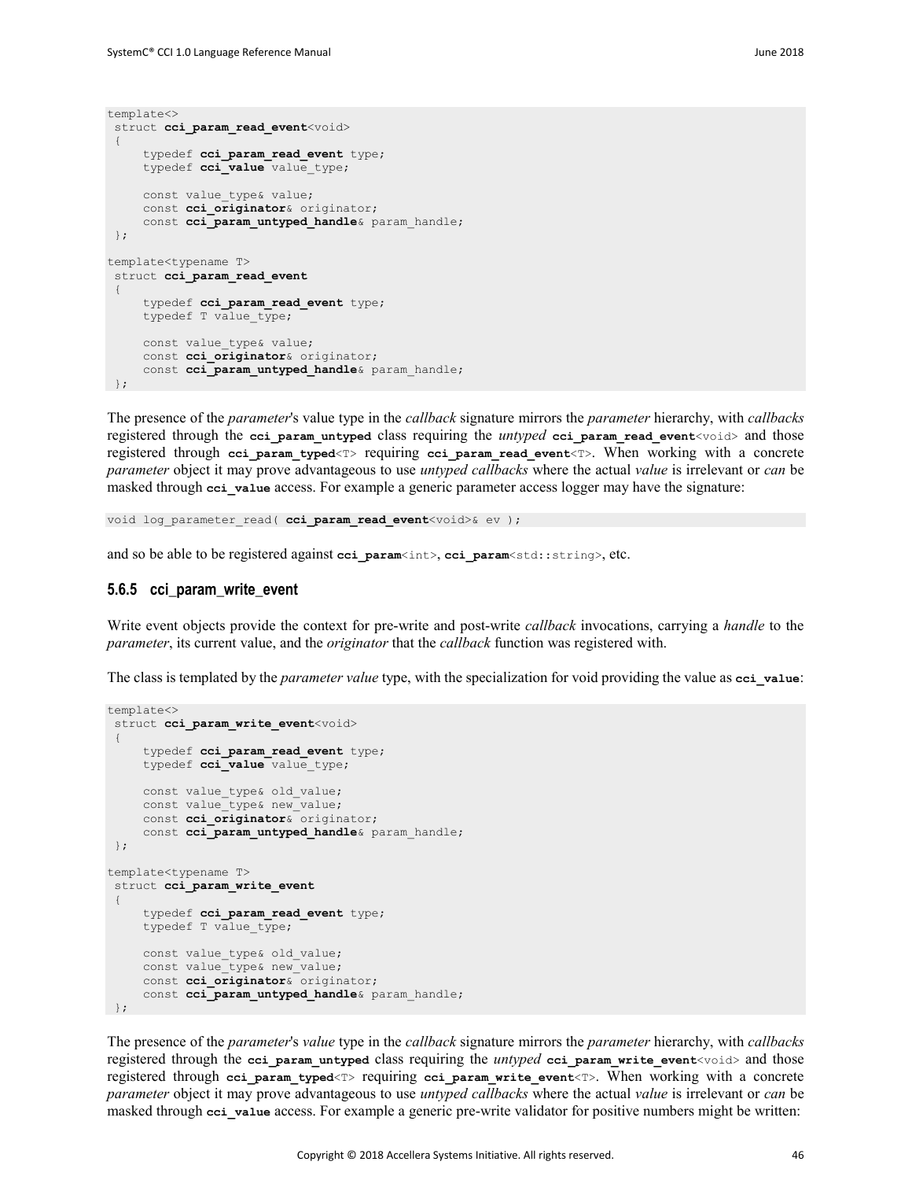```
template<>
 struct cci_param_read_event<void>
 {
     typedef cci_param_read_event type;
     typedef cci_value value_type;

     const value_type& value;
     const cci_originator& originator;
     const cci_param_untyped_handle& param_handle;
 };

template<typename T>
 struct cci_param_read_event
 {
     typedef cci_param_read_event type;
     typedef T value_type;

     const value_type& value;
     const cci_originator& originator;
     const cci_param_untyped_handle& param_handle;
 };
```

The presence of the *parameter*'s value type in the *callback* signature mirrors the *parameter* hierarchy, with *callbacks* registered through the **cci_param_untyped** class requiring the *untyped* **cci_param_read_event**<void> and those registered through **cci_param_typed**<T> requiring **cci_param_read_event**<T>. When working with a concrete *parameter* object it may prove advantageous to use *untyped callbacks* where the actual *value* is irrelevant or *can* be masked through **cci_value** access. For example a generic parameter access logger may have the signature:

```
void log_parameter_read( cci_param_read_event<void>& ev );
```

and so be able to be registered against **cci_param**<int>, **cci_param**<std::string>, etc.

### 5.6.5 cci_param_write_event

Write event objects provide the context for pre-write and post-write *callback* invocations, carrying a *handle* to the *parameter*, its current value, and the *originator* that the *callback* function was registered with.

The class is templated by the *parameter value* type, with the specialization for void providing the value as **cci_value**:

```
template<>
 struct cci_param_write_event<void>
 {
     typedef cci_param_read_event type;
     typedef cci_value value_type;

     const value_type& old_value;
     const value_type& new_value;
     const cci_originator& originator;
     const cci_param_untyped_handle& param_handle;
 };

template<typename T>
 struct cci_param_write_event
 {
     typedef cci_param_read_event type;
     typedef T value_type;

     const value_type& old_value;
     const value_type& new_value;
     const cci_originator& originator;
     const cci_param_untyped_handle& param_handle;
 };
```

The presence of the *parameter*'s *value* type in the *callback* signature mirrors the *parameter* hierarchy, with *callbacks* registered through the **cci_param_untyped** class requiring the *untyped* **cci_param_write_event**<void> and those registered through **cci_param_typed**<T> requiring **cci_param_write_event**<T>. When working with a concrete *parameter* object it may prove advantageous to use *untyped callbacks* where the actual *value* is irrelevant or *can* be masked through **cci_value** access. For example a generic pre-write validator for positive numbers might be written: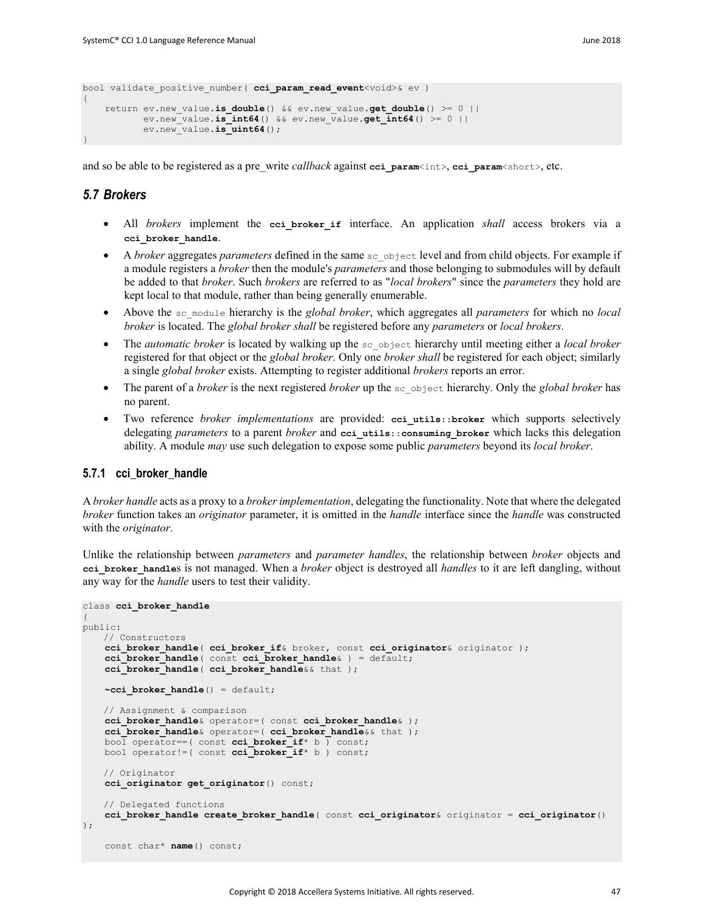```
bool validate_positive_number( cci_param_read_event<void>& ev )
{
    return ev.new_value.is_double() && ev.new_value.get_double() >= 0 ||
           ev.new_value.is_int64() && ev.new_value.get_int64() >= 0 ||
           ev.new_value.is_uint64();
}
```

and so be able to be registered as a pre_write *callback* against `cci_param<int>`, `cci_param<short>`, etc.

## 5.7 Brokers

- All *brokers* implement the `cci_broker_if` interface. An application *shall* access brokers via a `cci_broker_handle`.
- A *broker* aggregates *parameters* defined in the same `sc_object` level and from child objects. For example if a module registers a *broker* then the module's *parameters* and those belonging to submodules will by default be added to that *broker*. Such *brokers* are referred to as "*local brokers*" since the *parameters* they hold are kept local to that module, rather than being generally enumerable.
- Above the `sc_module` hierarchy is the *global broker*, which aggregates all *parameters* for which no *local broker* is located. The *global broker shall* be registered before any *parameters* or *local brokers*.
- The *automatic broker* is located by walking up the `sc_object` hierarchy until meeting either a *local broker* registered for that object or the *global broker*. Only one *broker shall* be registered for each object; similarly a single *global broker* exists. Attempting to register additional *brokers* reports an error.
- The parent of a *broker* is the next registered *broker* up the `sc_object` hierarchy. Only the *global broker* has no parent.
- Two reference *broker implementations* are provided: `cci_utils::broker` which supports selectively delegating *parameters* to a parent *broker* and `cci_utils::consuming_broker` which lacks this delegation ability. A module *may* use such delegation to expose some public *parameters* beyond its *local broker*.

### 5.7.1 cci_broker_handle

A *broker handle* acts as a proxy to a *broker implementation*, delegating the functionality. Note that where the delegated *broker* function takes an *originator* parameter, it is omitted in the *handle* interface since the *handle* was constructed with the *originator*.

Unlike the relationship between *parameters* and *parameter handles*, the relationship between *broker* objects and `cci_broker_handle`s is not managed. When a *broker* object is destroyed all *handles* to it are left dangling, without any way for the *handle* users to test their validity.

```
class cci_broker_handle
{
public:
    // Constructors
    cci_broker_handle( cci_broker_if& broker, const cci_originator& originator );
    cci_broker_handle( const cci_broker_handle& ) = default;
    cci_broker_handle( cci_broker_handle&& that );

    ~cci_broker_handle() = default;

    // Assignment & comparison
    cci_broker_handle& operator=( const cci_broker_handle& );
    cci_broker_handle& operator=( cci_broker_handle&& that );
    bool operator==( const cci_broker_if* b ) const;
    bool operator!=( const cci_broker_if* b ) const;

    // Originator
    cci_originator get_originator() const;

    // Delegated functions
    cci_broker_handle create_broker_handle( const cci_originator& originator = cci_originator()
);

    const char* name() const;
```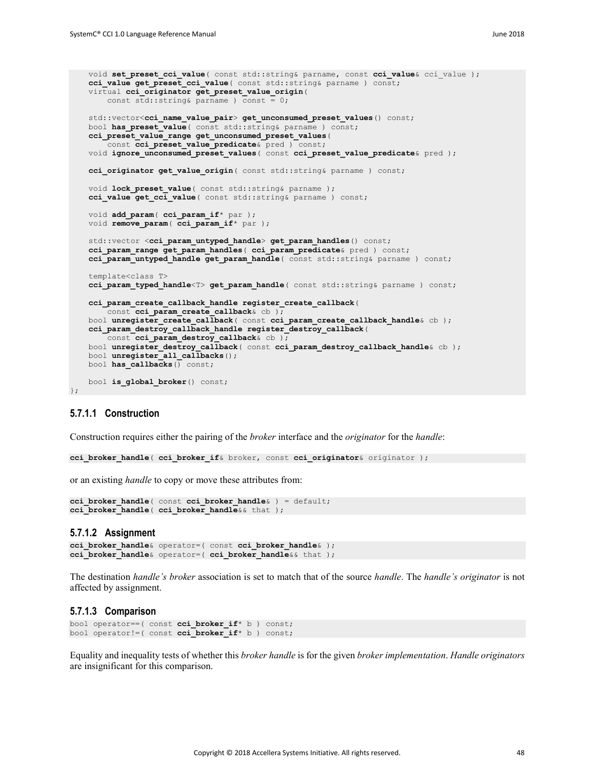```
    void set_preset_cci_value( const std::string& parname, const cci_value& cci_value );
    cci_value get_preset_cci_value( const std::string& parname ) const;
    virtual cci_originator get_preset_value_origin(
        const std::string& parname ) const = 0;

    std::vector<cci_name_value_pair> get_unconsumed_preset_values() const;
    bool has_preset_value( const std::string& parname ) const;
    cci_preset_value_range get_unconsumed_preset_values(
        const cci_preset_value_predicate& pred ) const;
    void ignore_unconsumed_preset_values( const cci_preset_value_predicate& pred );

    cci_originator get_value_origin( const std::string& parname ) const;

    void lock_preset_value( const std::string& parname );
    cci_value get_cci_value( const std::string& parname ) const;

    void add_param( cci_param_if* par );
    void remove_param( cci_param_if* par );

    std::vector <cci_param_untyped_handle> get_param_handles() const;
    cci_param_range get_param_handles( cci_param_predicate& pred ) const;
    cci_param_untyped_handle get_param_handle( const std::string& parname ) const;

    template<class T>
    cci_param_typed_handle<T> get_param_handle( const std::string& parname ) const;

    cci_param_create_callback_handle register_create_callback(
        const cci_param_create_callback& cb );
    bool unregister_create_callback( const cci_param_create_callback_handle& cb );
    cci_param_destroy_callback_handle register_destroy_callback(
        const cci_param_destroy_callback& cb );
    bool unregister_destroy_callback( const cci_param_destroy_callback_handle& cb );
    bool unregister_all_callbacks();
    bool has_callbacks() const;

    bool is_global_broker() const;
};
```

#### 5.7.1.1 Construction

Construction requires either the pairing of the *broker* interface and the *originator* for the *handle*:

```
cci_broker_handle( cci_broker_if& broker, const cci_originator& originator );
```

or an existing *handle* to copy or move these attributes from:

```
cci_broker_handle( const cci_broker_handle& ) = default;
cci_broker_handle( cci_broker_handle&& that );
```

#### 5.7.1.2 Assignment

```
cci_broker_handle& operator=( const cci_broker_handle& );
cci_broker_handle& operator=( cci_broker_handle&& that );
```

The destination *handle's broker* association is set to match that of the source *handle*. The *handle's originator* is not affected by assignment.

#### 5.7.1.3 Comparison

```
bool operator==( const cci_broker_if* b ) const;
bool operator!=( const cci_broker_if* b ) const;
```

Equality and inequality tests of whether this *broker handle* is for the given *broker implementation*. *Handle originators* are insignificant for this comparison.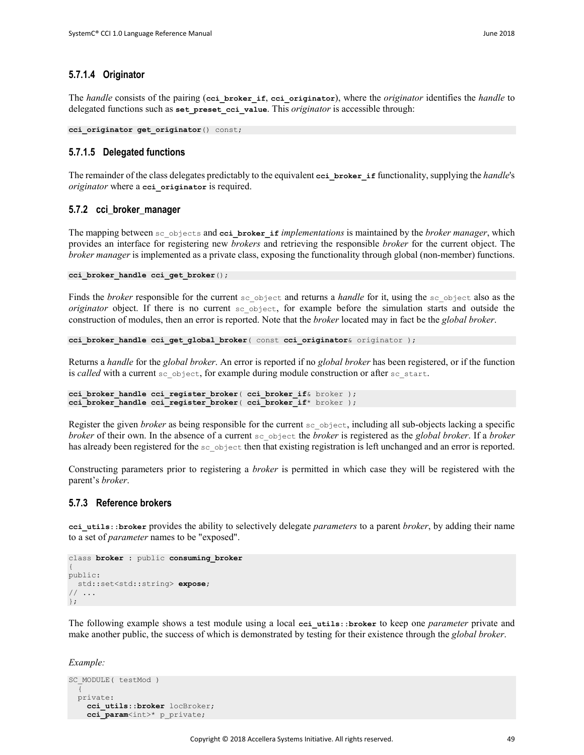#### 5.7.1.4 Originator

The *handle* consists of the pairing (**cci_broker_if**, **cci_originator**), where the *originator* identifies the *handle* to delegated functions such as **set_preset_cci_value**. This *originator* is accessible through:

```
cci_originator get_originator() const;
```

#### 5.7.1.5 Delegated functions

The remainder of the class delegates predictably to the equivalent **cci_broker_if** functionality, supplying the *handle*'s *originator* where a **cci_originator** is required.

### 5.7.2 cci_broker_manager

The mapping between `sc_objects` and **cci_broker_if** *implementations* is maintained by the *broker manager*, which provides an interface for registering new *brokers* and retrieving the responsible *broker* for the current object. The *broker manager* is implemented as a private class, exposing the functionality through global (non-member) functions.

```
cci_broker_handle cci_get_broker();
```

Finds the *broker* responsible for the current `sc_object` and returns a *handle* for it, using the `sc_object` also as the *originator* object. If there is no current `sc_object`, for example before the simulation starts and outside the construction of modules, then an error is reported. Note that the *broker* located may in fact be the *global broker*.

```
cci_broker_handle cci_get_global_broker( const cci_originator& originator );
```

Returns a *handle* for the *global broker*. An error is reported if no *global broker* has been registered, or if the function is *called* with a current `sc_object`, for example during module construction or after `sc_start`.

```
cci_broker_handle cci_register_broker( cci_broker_if& broker );
cci_broker_handle cci_register_broker( cci_broker_if* broker );
```

Register the given *broker* as being responsible for the current `sc_object`, including all sub-objects lacking a specific *broker* of their own. In the absence of a current `sc_object` the *broker* is registered as the *global broker*. If a *broker* has already been registered for the `sc_object` then that existing registration is left unchanged and an error is reported.

Constructing parameters prior to registering a *broker* is permitted in which case they will be registered with the parent's *broker*.

### 5.7.3 Reference brokers

**cci_utils::broker** provides the ability to selectively delegate *parameters* to a parent *broker*, by adding their name to a set of *parameter* names to be "exposed".

```
class broker : public consuming_broker
{
public:
  std::set<std::string> expose;
// ...
};
```

The following example shows a test module using a local **cci_utils::broker** to keep one *parameter* private and make another public, the success of which is demonstrated by testing for their existence through the *global broker*.

*Example:*

```
SC_MODULE( testMod )
  {
  private:
    cci_utils::broker locBroker;
    cci_param<int>* p_private;
```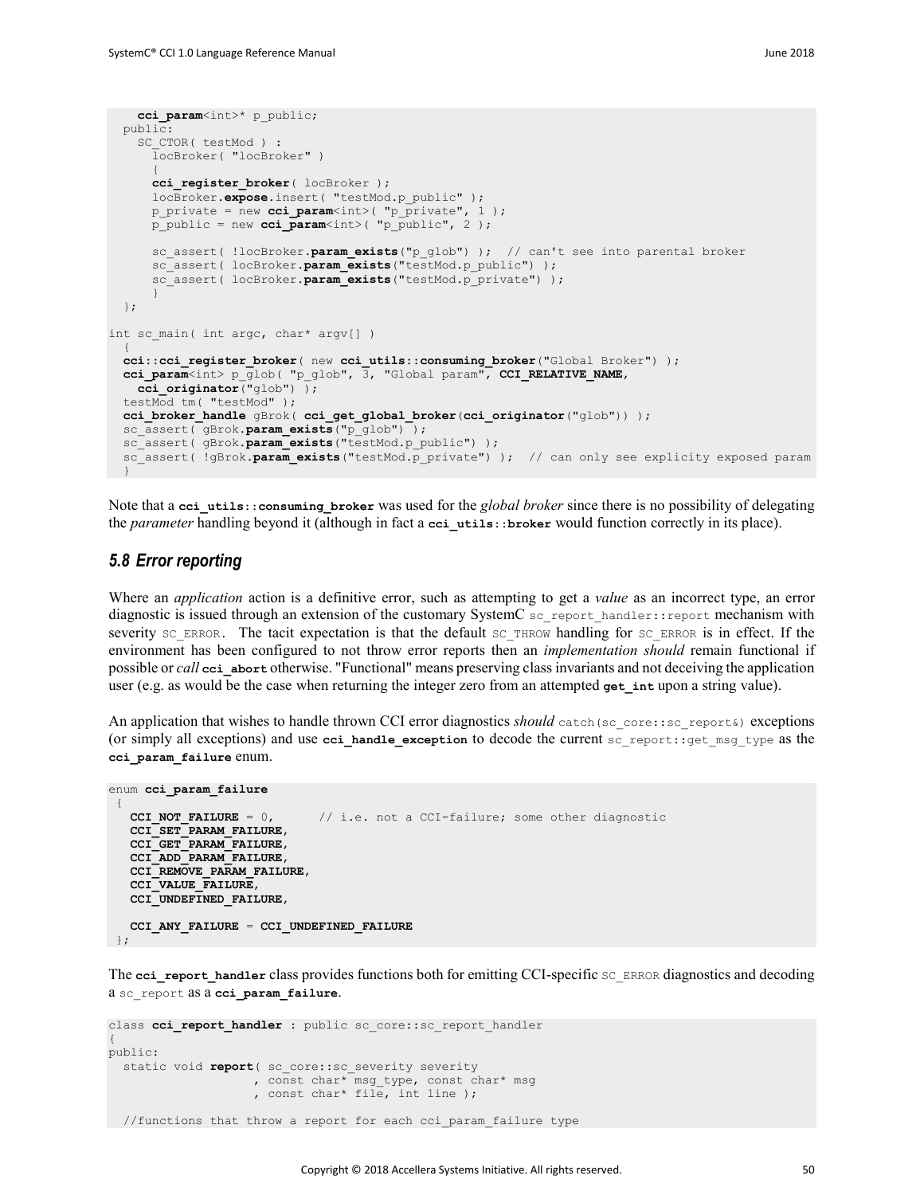```
    cci_param<int>* p_public;
  public:
    SC_CTOR( testMod ) :
      locBroker( "locBroker" )
      {
      cci_register_broker( locBroker );
      locBroker.expose.insert( "testMod.p_public" );
      p_private = new cci_param<int>( "p_private", 1 );
      p_public = new cci_param<int>( "p_public", 2 );

      sc_assert( !locBroker.param_exists("p_glob") );  // can't see into parental broker
      sc_assert( locBroker.param_exists("testMod.p_public") );
      sc_assert( locBroker.param_exists("testMod.p_private") );
      }
  };

int sc_main( int argc, char* argv[] )
  {
  cci::cci_register_broker( new cci_utils::consuming_broker("Global Broker") );
  cci_param<int> p_glob( "p_glob", 3, "Global param", CCI_RELATIVE_NAME,
    cci_originator("glob") );
  testMod tm( "testMod" );
  cci_broker_handle gBrok( cci_get_global_broker(cci_originator("glob")) );
  sc_assert( gBrok.param_exists("p_glob") );
  sc_assert( gBrok.param_exists("testMod.p_public") );
  sc_assert( !gBrok.param_exists("testMod.p_private") );  // can only see explicity exposed param
  }
```

Note that a **cci_utils::consuming_broker** was used for the *global broker* since there is no possibility of delegating the *parameter* handling beyond it (although in fact a **cci_utils::broker** would function correctly in its place).

### *5.8 Error reporting*

Where an *application* action is a definitive error, such as attempting to get a *value* as an incorrect type, an error diagnostic is issued through an extension of the customary SystemC `sc_report_handler::report` mechanism with severity `SC_ERROR`. The tacit expectation is that the default `SC_THROW` handling for `SC_ERROR` is in effect. If the environment has been configured to not throw error reports then an *implementation should* remain functional if possible or *call* **cci_abort** otherwise. "Functional" means preserving class invariants and not deceiving the application user (e.g. as would be the case when returning the integer zero from an attempted **get_int** upon a string value).

An application that wishes to handle thrown CCI error diagnostics *should* `catch(sc_core::sc_report&)` exceptions (or simply all exceptions) and use **cci_handle_exception** to decode the current `sc_report::get_msg_type` as the **cci_param_failure** enum.

```
enum cci_param_failure
 {
   CCI_NOT_FAILURE = 0,      // i.e. not a CCI-failure; some other diagnostic
   CCI_SET_PARAM_FAILURE,
   CCI_GET_PARAM_FAILURE,
   CCI_ADD_PARAM_FAILURE,
   CCI_REMOVE_PARAM_FAILURE,
   CCI_VALUE_FAILURE,
   CCI_UNDEFINED_FAILURE,

   CCI_ANY_FAILURE = CCI_UNDEFINED_FAILURE
 };
```

The **cci_report_handler** class provides functions both for emitting CCI-specific `SC_ERROR` diagnostics and decoding a `sc_report` as a **cci_param_failure**.

```
class cci_report_handler : public sc_core::sc_report_handler
{
public:
  static void report( sc_core::sc_severity severity
                    , const char* msg_type, const char* msg
                    , const char* file, int line );

  //functions that throw a report for each cci_param_failure type
```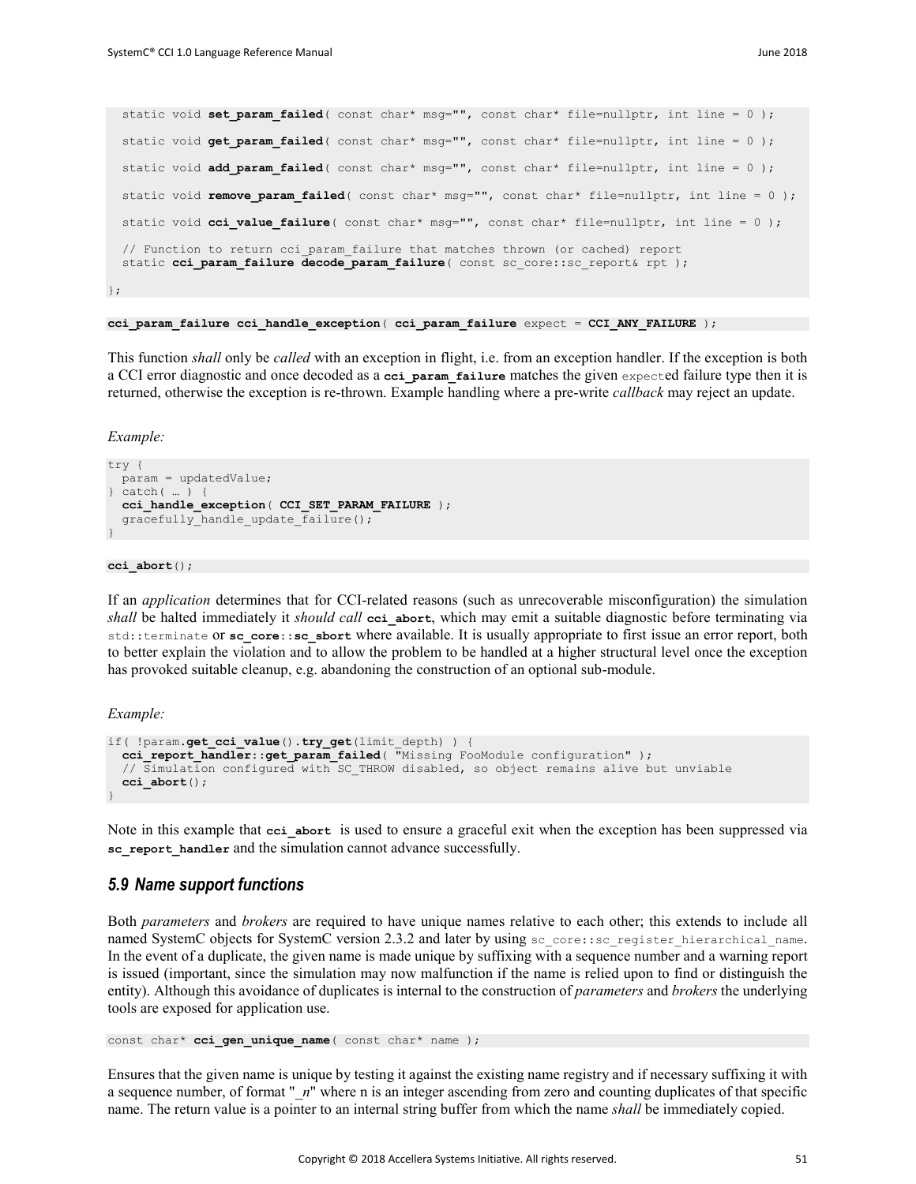```
  static void set_param_failed( const char* msg="", const char* file=nullptr, int line = 0 );

  static void get_param_failed( const char* msg="", const char* file=nullptr, int line = 0 );

  static void add_param_failed( const char* msg="", const char* file=nullptr, int line = 0 );

  static void remove_param_failed( const char* msg="", const char* file=nullptr, int line = 0 );

  static void cci_value_failure( const char* msg="", const char* file=nullptr, int line = 0 );

  // Function to return cci_param_failure that matches thrown (or cached) report
  static cci_param_failure decode_param_failure( const sc_core::sc_report& rpt );

};
```

```
cci_param_failure cci_handle_exception( cci_param_failure expect = CCI_ANY_FAILURE );
```

This function *shall* only be *called* with an exception in flight, i.e. from an exception handler. If the exception is both a CCI error diagnostic and once decoded as a **cci_param_failure** matches the given `expect`ed failure type then it is returned, otherwise the exception is re-thrown. Example handling where a pre-write *callback* may reject an update.

*Example:*

```
try {
  param = updatedValue;
} catch( … ) {
  cci_handle_exception( CCI_SET_PARAM_FAILURE );
  gracefully_handle_update_failure();
}
```

```
cci_abort();
```

If an *application* determines that for CCI-related reasons (such as unrecoverable misconfiguration) the simulation *shall* be halted immediately it *should call* **cci_abort**, which may emit a suitable diagnostic before terminating via `std::terminate` or **sc_core::sc_sbort** where available. It is usually appropriate to first issue an error report, both to better explain the violation and to allow the problem to be handled at a higher structural level once the exception has provoked suitable cleanup, e.g. abandoning the construction of an optional sub-module.

*Example:*

```
if( !param.get_cci_value().try_get(limit_depth) ) {
  cci_report_handler::get_param_failed( "Missing FooModule configuration" );
  // Simulation configured with SC_THROW disabled, so object remains alive but unviable
  cci_abort();
}
```

Note in this example that **cci_abort** is used to ensure a graceful exit when the exception has been suppressed via **sc_report_handler** and the simulation cannot advance successfully.

## 5.9 Name support functions

Both *parameters* and *brokers* are required to have unique names relative to each other; this extends to include all named SystemC objects for SystemC version 2.3.2 and later by using `sc_core::sc_register_hierarchical_name`. In the event of a duplicate, the given name is made unique by suffixing with a sequence number and a warning report is issued (important, since the simulation may now malfunction if the name is relied upon to find or distinguish the entity). Although this avoidance of duplicates is internal to the construction of *parameters* and *brokers* the underlying tools are exposed for application use.

```
const char* cci_gen_unique_name( const char* name );
```

Ensures that the given name is unique by testing it against the existing name registry and if necessary suffixing it with a sequence number, of format "_*n*" where n is an integer ascending from zero and counting duplicates of that specific name. The return value is a pointer to an internal string buffer from which the name *shall* be immediately copied.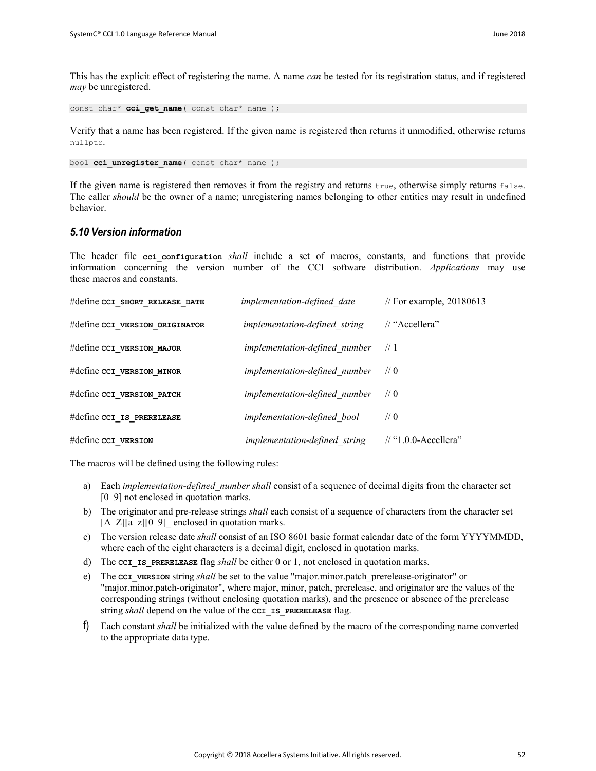This has the explicit effect of registering the name. A name *can* be tested for its registration status, and if registered *may* be unregistered.

```
const char* cci_get_name( const char* name );
```

Verify that a name has been registered. If the given name is registered then returns it unmodified, otherwise returns `nullptr`.

```
bool cci_unregister_name( const char* name );
```

If the given name is registered then removes it from the registry and returns `true`, otherwise simply returns `false`. The caller *should* be the owner of a name; unregistering names belonging to other entities may result in undefined behavior.

## 5.10 Version information

The header file **cci_configuration** *shall* include a set of macros, constants, and functions that provide information concerning the version number of the CCI software distribution. *Applications* may use these macros and constants.

| | | |
|---|---|---|
| #define **CCI_SHORT_RELEASE_DATE** | *implementation-defined_date* | // For example, 20180613 |
| #define **CCI_VERSION_ORIGINATOR** | *implementation-defined_string* | // “Accellera” |
| #define **CCI_VERSION_MAJOR** | *implementation-defined_number* | // 1 |
| #define **CCI_VERSION_MINOR** | *implementation-defined_number* | // 0 |
| #define **CCI_VERSION_PATCH** | *implementation-defined_number* | // 0 |
| #define **CCI_IS_PRERELEASE** | *implementation-defined_bool* | // 0 |
| #define **CCI_VERSION** | *implementation-defined_string* | // “1.0.0-Accellera” |

The macros will be defined using the following rules:

a) Each *implementation-defined_number shall* consist of a sequence of decimal digits from the character set [0–9] not enclosed in quotation marks.

b) The originator and pre-release strings *shall* each consist of a sequence of characters from the character set [A–Z][a–z][0–9]_ enclosed in quotation marks.

c) The version release date *shall* consist of an ISO 8601 basic format calendar date of the form YYYYMMDD, where each of the eight characters is a decimal digit, enclosed in quotation marks.

d) The **CCI_IS_PRERELEASE** flag *shall* be either 0 or 1, not enclosed in quotation marks.

e) The **CCI_VERSION** string *shall* be set to the value "major.minor.patch_prerelease-originator" or "major.minor.patch-originator", where major, minor, patch, prerelease, and originator are the values of the corresponding strings (without enclosing quotation marks), and the presence or absence of the prerelease string *shall* depend on the value of the **CCI_IS_PRERELEASE** flag.

f) Each constant *shall* be initialized with the value defined by the macro of the corresponding name converted to the appropriate data type.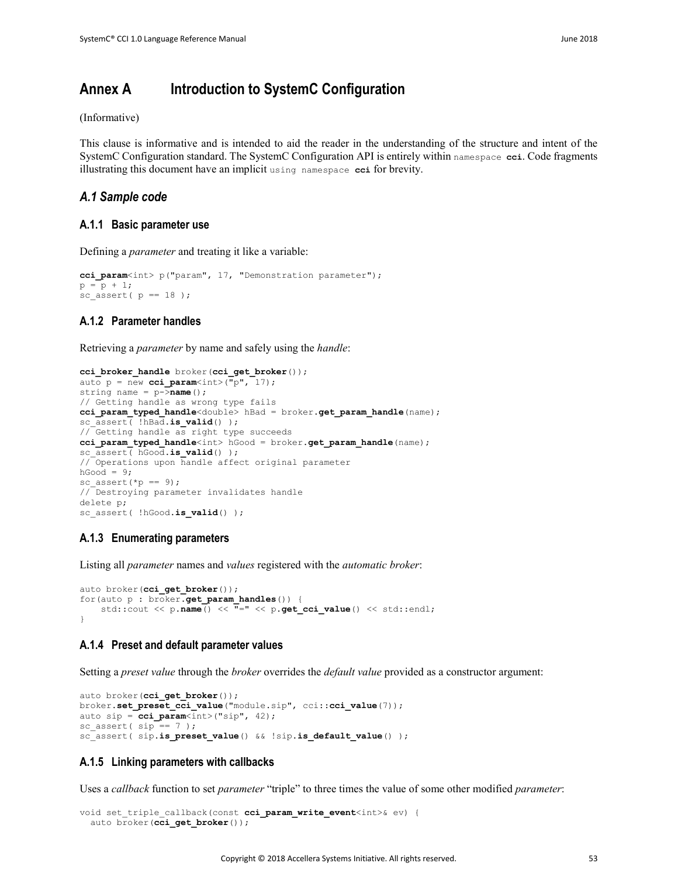# Annex A Introduction to SystemC Configuration

(Informative)

This clause is informative and is intended to aid the reader in the understanding of the structure and intent of the SystemC Configuration standard. The SystemC Configuration API is entirely within `namespace cci`. Code fragments illustrating this document have an implicit `using namespace cci` for brevity.

## *A.1 Sample code*

### A.1.1 Basic parameter use

Defining a *parameter* and treating it like a variable:

```
cci_param<int> p("param", 17, "Demonstration parameter");
p = p + 1;
sc_assert( p == 18 );
```

### A.1.2 Parameter handles

Retrieving a *parameter* by name and safely using the *handle*:

```
cci_broker_handle broker(cci_get_broker());
auto p = new cci_param<int>("p", 17);
string name = p->name();
// Getting handle as wrong type fails
cci_param_typed_handle<double> hBad = broker.get_param_handle(name);
sc_assert( !hBad.is_valid() );
// Getting handle as right type succeeds
cci_param_typed_handle<int> hGood = broker.get_param_handle(name);
sc_assert( hGood.is_valid() );
// Operations upon handle affect original parameter
hGood = 9;
sc_assert(*p == 9);
// Destroying parameter invalidates handle
delete p;
sc_assert( !hGood.is_valid() );
```

### A.1.3 Enumerating parameters

Listing all *parameter* names and *values* registered with the *automatic broker*:

```
auto broker(cci_get_broker());
for(auto p : broker.get_param_handles()) {
    std::cout << p.name() << "=" << p.get_cci_value() << std::endl;
}
```

### A.1.4 Preset and default parameter values

Setting a *preset value* through the *broker* overrides the *default value* provided as a constructor argument:

```
auto broker(cci_get_broker());
broker.set_preset_cci_value("module.sip", cci::cci_value(7));
auto sip = cci_param<int>("sip", 42);
sc_assert( sip == 7 );
sc_assert( sip.is_preset_value() && !sip.is_default_value() );
```

### A.1.5 Linking parameters with callbacks

Uses a *callback* function to set *parameter* “triple” to three times the value of some other modified *parameter*:

```
void set_triple_callback(const cci_param_write_event<int>& ev) {
  auto broker(cci_get_broker());
```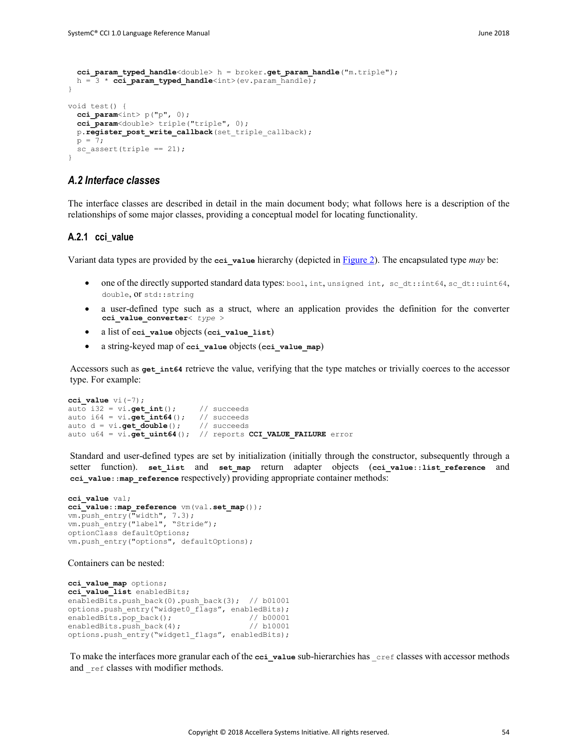```
  cci_param_typed_handle<double> h = broker.get_param_handle("m.triple");
  h = 3 * cci_param_typed_handle<int>(ev.param_handle);
}

void test() {
  cci_param<int> p("p", 0);
  cci_param<double> triple("triple", 0);
  p.register_post_write_callback(set_triple_callback);
  p = 7;
  sc_assert(triple == 21);
}
```

### *A.2 Interface classes*

The interface classes are described in detail in the main document body; what follows here is a description of the relationships of some major classes, providing a conceptual model for locating functionality.

#### A.2.1 cci_value

Variant data types are provided by the **cci_value** hierarchy (depicted in Figure 2). The encapsulated type *may* be:

- one of the directly supported standard data types: `bool`, `int`, `unsigned int`, `sc_dt::int64`, `sc_dt::uint64`, `double`, or `std::string`
- a user-defined type such as a struct, where an application provides the definition for the converter **cci_value_converter**< *type* >
- a list of **cci_value** objects (**cci_value_list**)
- a string-keyed map of **cci_value** objects (**cci_value_map**)

Accessors such as **get_int64** retrieve the value, verifying that the type matches or trivially coerces to the accessor type. For example:

```
cci_value vi(-7);
auto i32 = vi.get_int();     // succeeds
auto i64 = vi.get_int64();   // succeeds
auto d = vi.get_double();    // succeeds
auto u64 = vi.get_uint64();  // reports CCI_VALUE_FAILURE error
```

Standard and user-defined types are set by initialization (initially through the constructor, subsequently through a setter function). **set_list** and **set_map** return adapter objects (**cci_value::list_reference** and **cci_value::map_reference** respectively) providing appropriate container methods:

```
cci_value val;
cci_value::map_reference vm(val.set_map());
vm.push_entry("width", 7.3);
vm.push_entry("label", "Stride");
optionClass defaultOptions;
vm.push_entry("options", defaultOptions);
```

Containers can be nested:

```
cci_value_map options;
cci_value_list enabledBits;
enabledBits.push_back(0).push_back(3);  // b01001
options.push_entry("widget0_flags", enabledBits);
enabledBits.pop_back();                 // b00001
enabledBits.push_back(4);               // b10001
options.push_entry("widget1_flags", enabledBits);
```

To make the interfaces more granular each of the **cci_value** sub-hierarchies has `_cref` classes with accessor methods and `_ref` classes with modifier methods.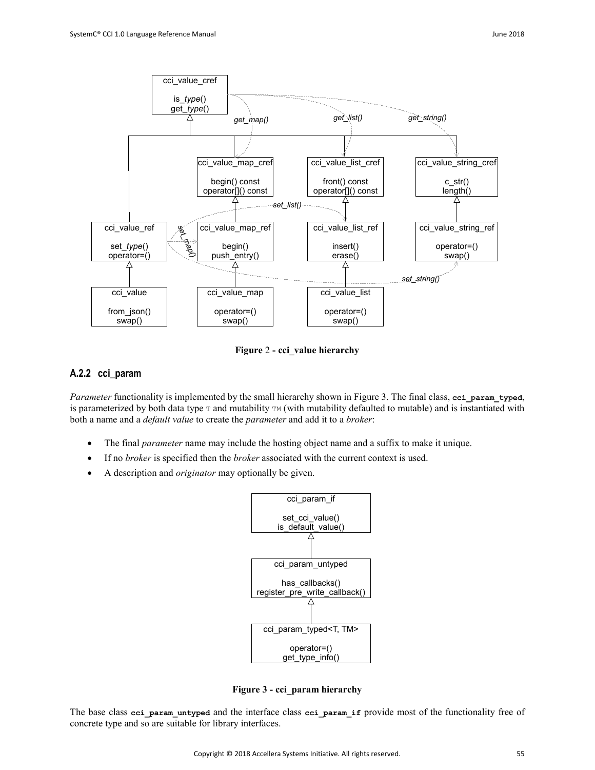cci_value_cref

is_*type*()
get_*type*()

get_map()
get_list()
get_string()

cci_value_map_cref

begin() const
operator[]() const

cci_value_list_cref

front() const
operator[]() const

cci_value_string_cref

c_str()
length()

set_list()

cci_value_ref

set_*type*()
operator=()

set_map()

cci_value_map_ref

begin()
push_entry()

cci_value_list_ref

insert()
erase()

cci_value_string_ref

operator=()
swap()

set_string()

cci_value

from_json()
swap()

cci_value_map

operator=()
swap()

cci_value_list

operator=()
swap()

**Figure 2 - cci_value hierarchy**

### A.2.2 cci_param

*Parameter* functionality is implemented by the small hierarchy shown in Figure 3. The final class, **cci_param_typed**, is parameterized by both data type `T` and mutability `TM` (with mutability defaulted to mutable) and is instantiated with both a name and a *default value* to create the *parameter* and add it to a *broker*:

- The final *parameter* name may include the hosting object name and a suffix to make it unique.
- If no *broker* is specified then the *broker* associated with the current context is used.
- A description and *originator* may optionally be given.

cci_param_if

set_cci_value()
is_default_value()

cci_param_untyped

has_callbacks()
register_pre_write_callback()

cci_param_typed<T, TM>

operator=()
get_type_info()

**Figure 3 - cci_param hierarchy**

The base class **cci_param_untyped** and the interface class **cci_param_if** provide most of the functionality free of concrete type and so are suitable for library interfaces.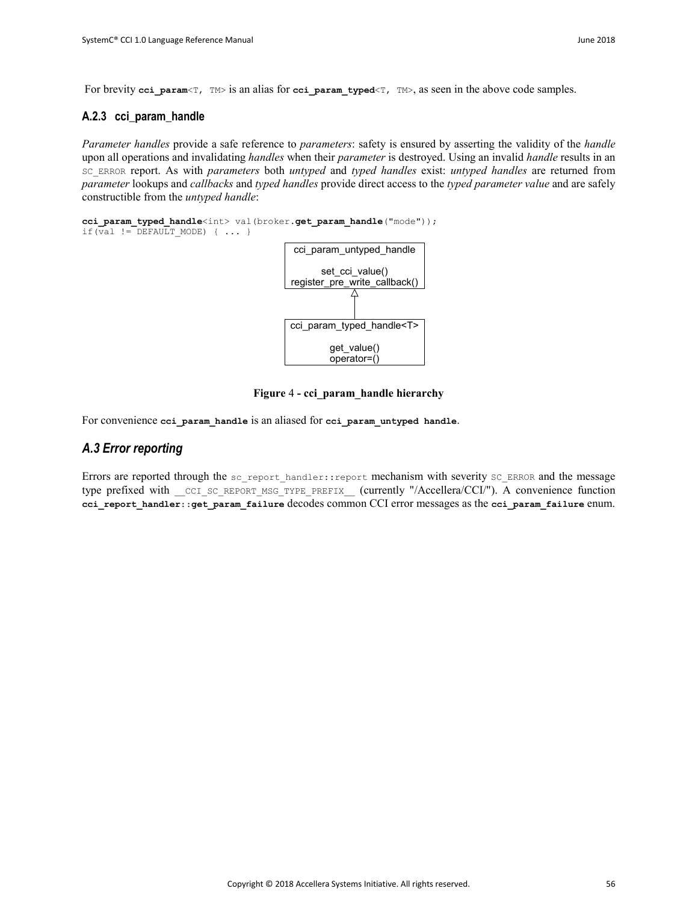For brevity **cci_param**<T, TM> is an alias for **cci_param_typed**<T, TM>, as seen in the above code samples.

### A.2.3 cci_param_handle

*Parameter handles* provide a safe reference to *parameters*: safety is ensured by asserting the validity of the *handle* upon all operations and invalidating *handles* when their *parameter* is destroyed. Using an invalid *handle* results in an SC_ERROR report. As with *parameters* both *untyped* and *typed handles* exist: *untyped handles* are returned from *parameter* lookups and *callbacks* and *typed handles* provide direct access to the *typed parameter value* and are safely constructible from the *untyped handle*:

```
cci_param_typed_handle<int> val(broker.get_param_handle("mode"));
if(val != DEFAULT_MODE) { ... }
```

cci_param_untyped_handle

set_cci_value()
register_pre_write_callback()

cci_param_typed_handle<T>

get_value()
operator=()

**Figure 4 - cci_param_handle hierarchy**

For convenience **cci_param_handle** is an aliased for **cci_param_untyped handle**.

## *A.3 Error reporting*

Errors are reported through the sc_report_handler::report mechanism with severity SC_ERROR and the message type prefixed with __CCI_SC_REPORT_MSG_TYPE_PREFIX__ (currently "/Accellera/CCI/"). A convenience function **cci_report_handler::get_param_failure** decodes common CCI error messages as the **cci_param_failure** enum.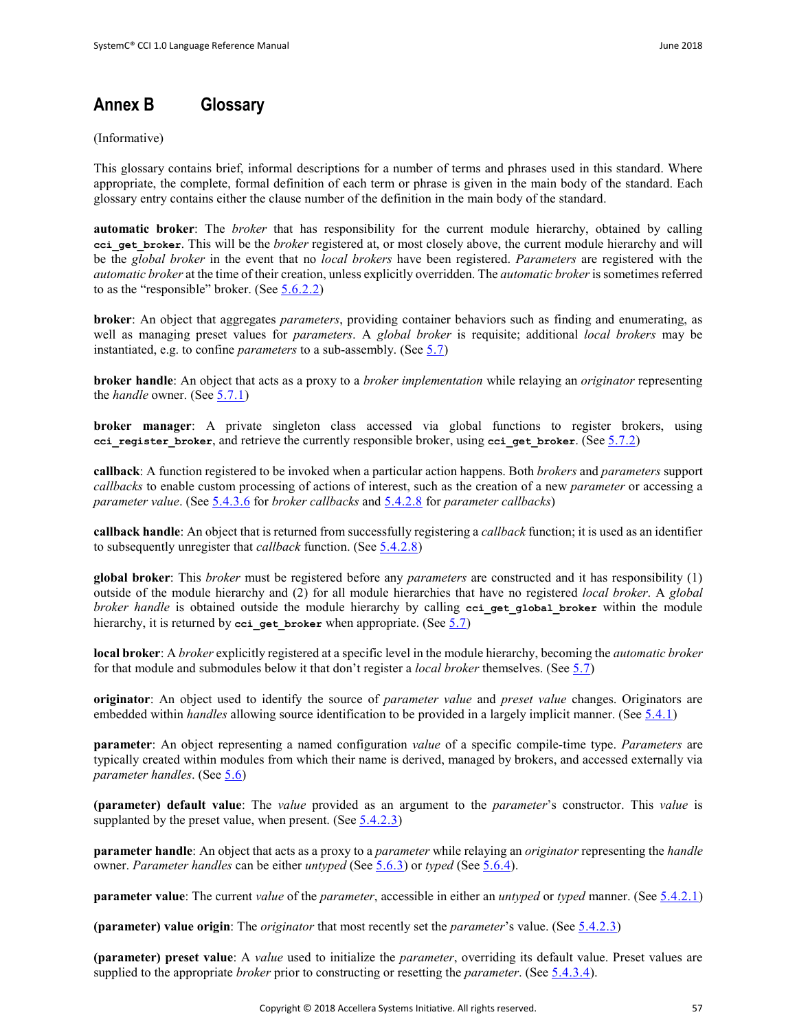# Annex B Glossary

(Informative)

This glossary contains brief, informal descriptions for a number of terms and phrases used in this standard. Where appropriate, the complete, formal definition of each term or phrase is given in the main body of the standard. Each glossary entry contains either the clause number of the definition in the main body of the standard.

**automatic broker**: The *broker* that has responsibility for the current module hierarchy, obtained by calling **cci_get_broker**. This will be the *broker* registered at, or most closely above, the current module hierarchy and will be the *global broker* in the event that no *local brokers* have been registered. *Parameters* are registered with the *automatic broker* at the time of their creation, unless explicitly overridden. The *automatic broker* is sometimes referred to as the "responsible" broker. (See 5.6.2.2)

**broker**: An object that aggregates *parameters*, providing container behaviors such as finding and enumerating, as well as managing preset values for *parameters*. A *global broker* is requisite; additional *local brokers* may be instantiated, e.g. to confine *parameters* to a sub-assembly. (See 5.7)

**broker handle**: An object that acts as a proxy to a *broker implementation* while relaying an *originator* representing the *handle* owner. (See 5.7.1)

**broker manager**: A private singleton class accessed via global functions to register brokers, using **cci_register_broker**, and retrieve the currently responsible broker, using **cci_get_broker**. (See 5.7.2)

**callback**: A function registered to be invoked when a particular action happens. Both *brokers* and *parameters* support *callbacks* to enable custom processing of actions of interest, such as the creation of a new *parameter* or accessing a *parameter value*. (See 5.4.3.6 for *broker callbacks* and 5.4.2.8 for *parameter callbacks*)

**callback handle**: An object that is returned from successfully registering a *callback* function; it is used as an identifier to subsequently unregister that *callback* function. (See 5.4.2.8)

**global broker**: This *broker* must be registered before any *parameters* are constructed and it has responsibility (1) outside of the module hierarchy and (2) for all module hierarchies that have no registered *local broker*. A *global broker handle* is obtained outside the module hierarchy by calling **cci_get_global_broker** within the module hierarchy, it is returned by **cci_get_broker** when appropriate. (See 5.7)

**local broker**: A *broker* explicitly registered at a specific level in the module hierarchy, becoming the *automatic broker* for that module and submodules below it that don't register a *local broker* themselves. (See 5.7)

**originator**: An object used to identify the source of *parameter value* and *preset value* changes. Originators are embedded within *handles* allowing source identification to be provided in a largely implicit manner. (See 5.4.1)

**parameter**: An object representing a named configuration *value* of a specific compile-time type. *Parameters* are typically created within modules from which their name is derived, managed by brokers, and accessed externally via *parameter handles*. (See 5.6)

**(parameter) default value**: The *value* provided as an argument to the *parameter*'s constructor. This *value* is supplanted by the preset value, when present. (See 5.4.2.3)

**parameter handle**: An object that acts as a proxy to a *parameter* while relaying an *originator* representing the *handle* owner. *Parameter handles* can be either *untyped* (See 5.6.3) or *typed* (See 5.6.4).

**parameter value**: The current *value* of the *parameter*, accessible in either an *untyped* or *typed* manner. (See 5.4.2.1)

**(parameter) value origin**: The *originator* that most recently set the *parameter*'s value. (See 5.4.2.3)

**(parameter) preset value**: A *value* used to initialize the *parameter*, overriding its default value. Preset values are supplied to the appropriate *broker* prior to constructing or resetting the *parameter*. (See 5.4.3.4).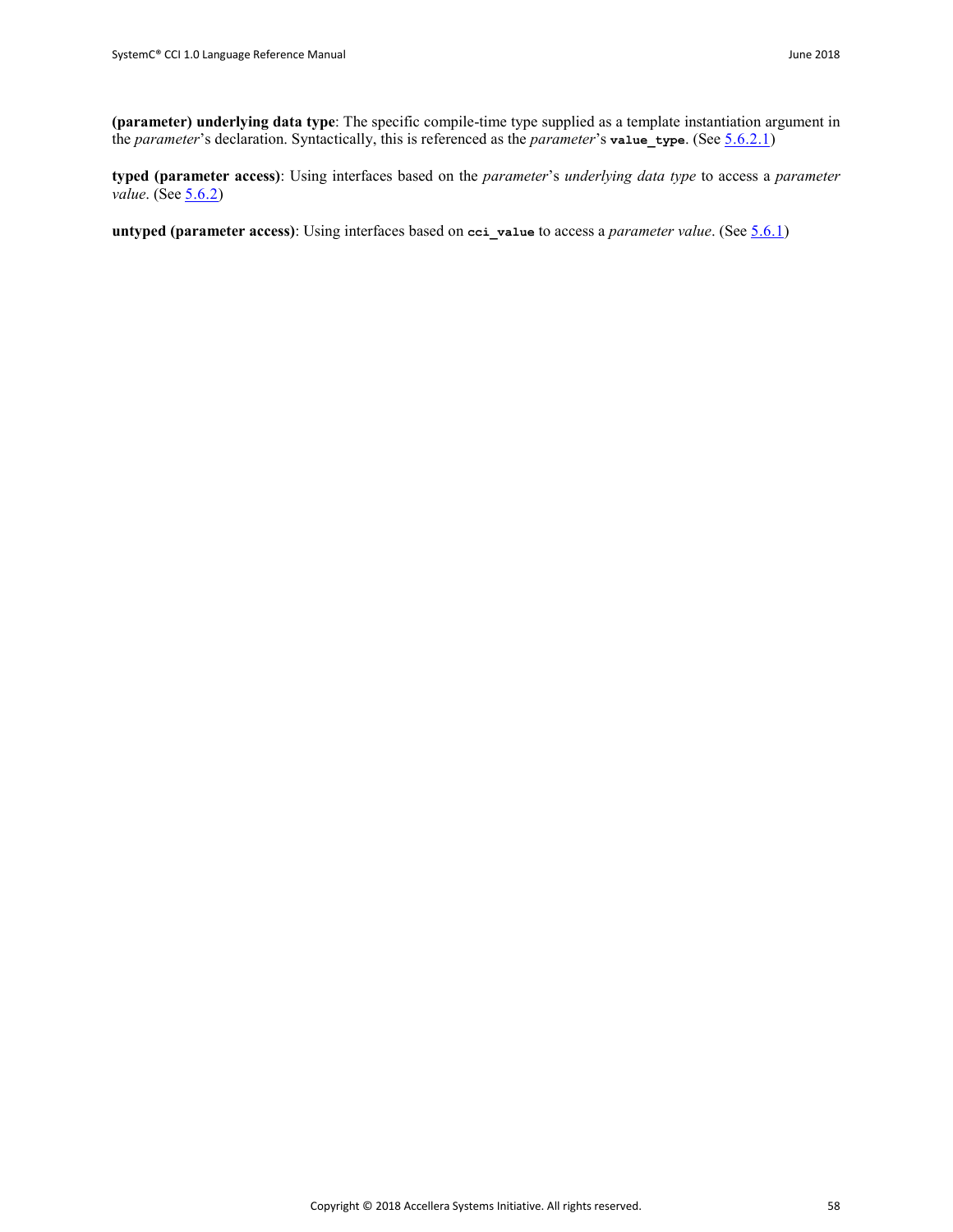**(parameter) underlying data type**: The specific compile-time type supplied as a template instantiation argument in the *parameter*'s declaration. Syntactically, this is referenced as the *parameter*'s **`value_type`**. (See 5.6.2.1)

**typed (parameter access)**: Using interfaces based on the *parameter*'s *underlying data type* to access a *parameter value*. (See 5.6.2)

**untyped (parameter access)**: Using interfaces based on **`cci_value`** to access a *parameter value*. (See 5.6.1)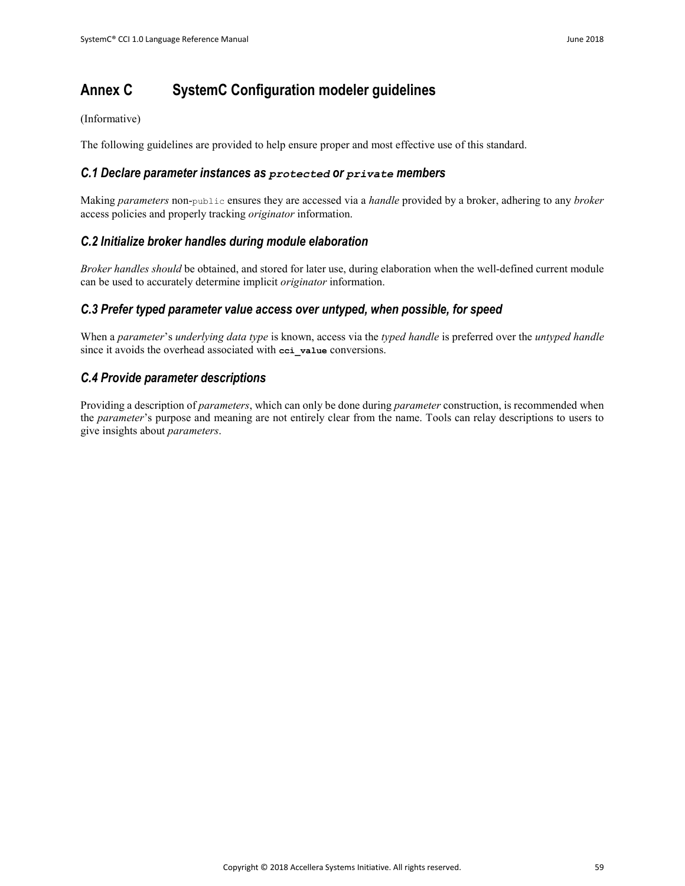# Annex C SystemC Configuration modeler guidelines

(Informative)

The following guidelines are provided to help ensure proper and most effective use of this standard.

### *C.1 Declare parameter instances as `protected` or `private` members*

Making *parameters* non-`public` ensures they are accessed via a *handle* provided by a broker, adhering to any *broker* access policies and properly tracking *originator* information.

### *C.2 Initialize broker handles during module elaboration*

*Broker handles should* be obtained, and stored for later use, during elaboration when the well-defined current module can be used to accurately determine implicit *originator* information.

### *C.3 Prefer typed parameter value access over untyped, when possible, for speed*

When a *parameter*'s *underlying data type* is known, access via the *typed handle* is preferred over the *untyped handle* since it avoids the overhead associated with **`cci_value`** conversions.

### *C.4 Provide parameter descriptions*

Providing a description of *parameters*, which can only be done during *parameter* construction, is recommended when the *parameter*'s purpose and meaning are not entirely clear from the name. Tools can relay descriptions to users to give insights about *parameters*.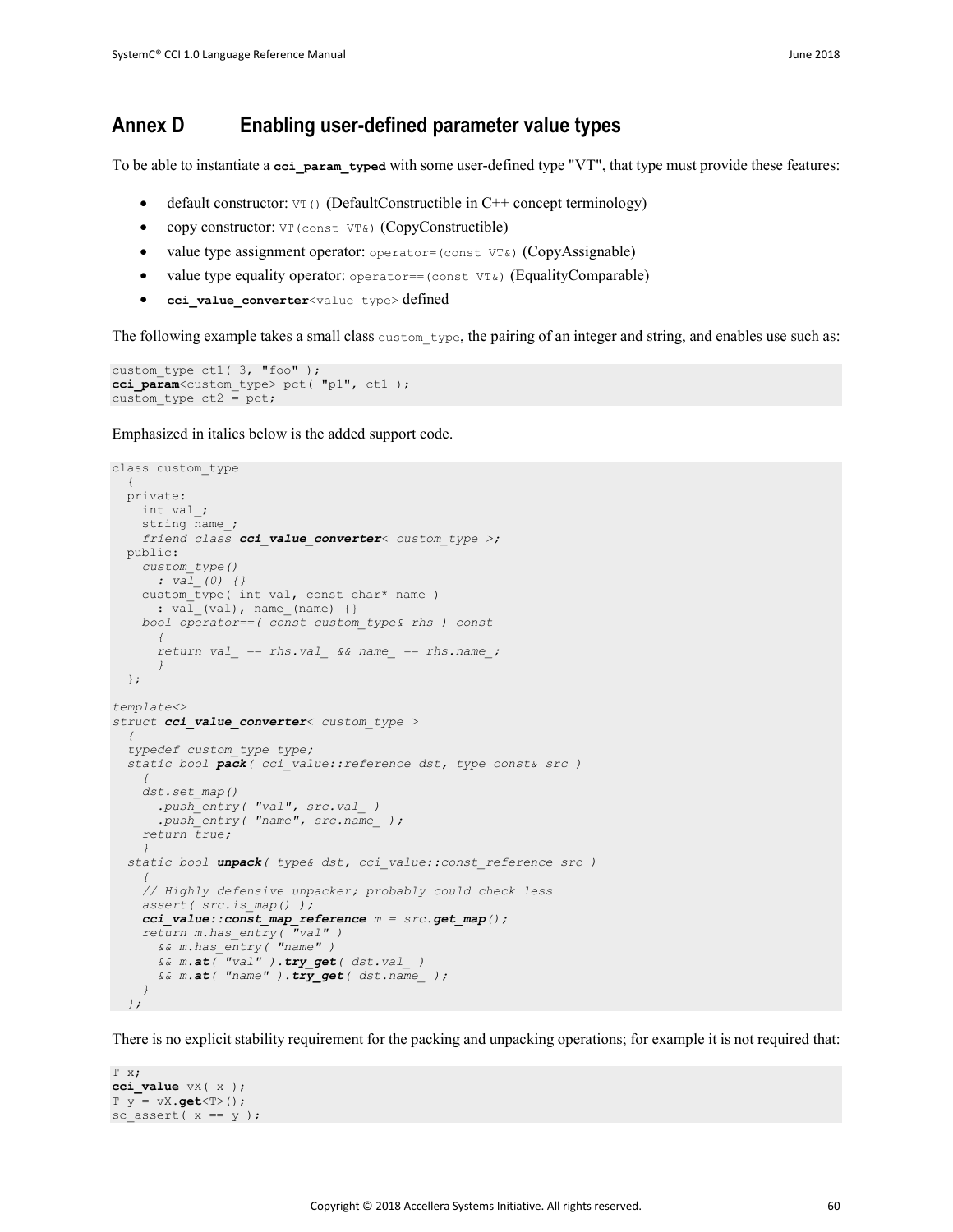# Annex D Enabling user-defined parameter value types

To be able to instantiate a **cci_param_typed** with some user-defined type "VT", that type must provide these features:

- default constructor: `VT()` (DefaultConstructible in C++ concept terminology)
- copy constructor: `VT(const VT&)` (CopyConstructible)
- value type assignment operator: `operator=(const VT&)` (CopyAssignable)
- value type equality operator: `operator==(const VT&)` (EqualityComparable)
- **cci_value_converter**`<value type>` defined

The following example takes a small class `custom_type`, the pairing of an integer and string, and enables use such as:

```
custom_type ct1( 3, "foo" );
cci_param<custom_type> pct( "p1", ct1 );
custom_type ct2 = pct;
```

Emphasized in italics below is the added support code.

```
class custom_type
  {
  private:
    int val_;
    string name_;
    friend class cci_value_converter< custom_type >;
  public:
    custom_type()
      : val_(0) {}
    custom_type( int val, const char* name )
      : val_(val), name_(name) {}
    bool operator==( const custom_type& rhs ) const
      {
      return val_ == rhs.val_ && name_ == rhs.name_;
      }
  };

template<>
struct cci_value_converter< custom_type >
  {
  typedef custom_type type;
  static bool pack( cci_value::reference dst, type const& src )
    {
    dst.set_map()
      .push_entry( "val", src.val_ )
      .push_entry( "name", src.name_ );
    return true;
    }
  static bool unpack( type& dst, cci_value::const_reference src )
    {
    // Highly defensive unpacker; probably could check less
    assert( src.is_map() );
    cci_value::const_map_reference m = src.get_map();
    return m.has_entry( "val" )
      && m.has_entry( "name" )
      && m.at( "val" ).try_get( dst.val_ )
      && m.at( "name" ).try_get( dst.name_ );
    }
  };
```

There is no explicit stability requirement for the packing and unpacking operations; for example it is not required that:

```
T x;
cci_value vX( x );
T y = vX.get<T>();
sc_assert( x == y );
```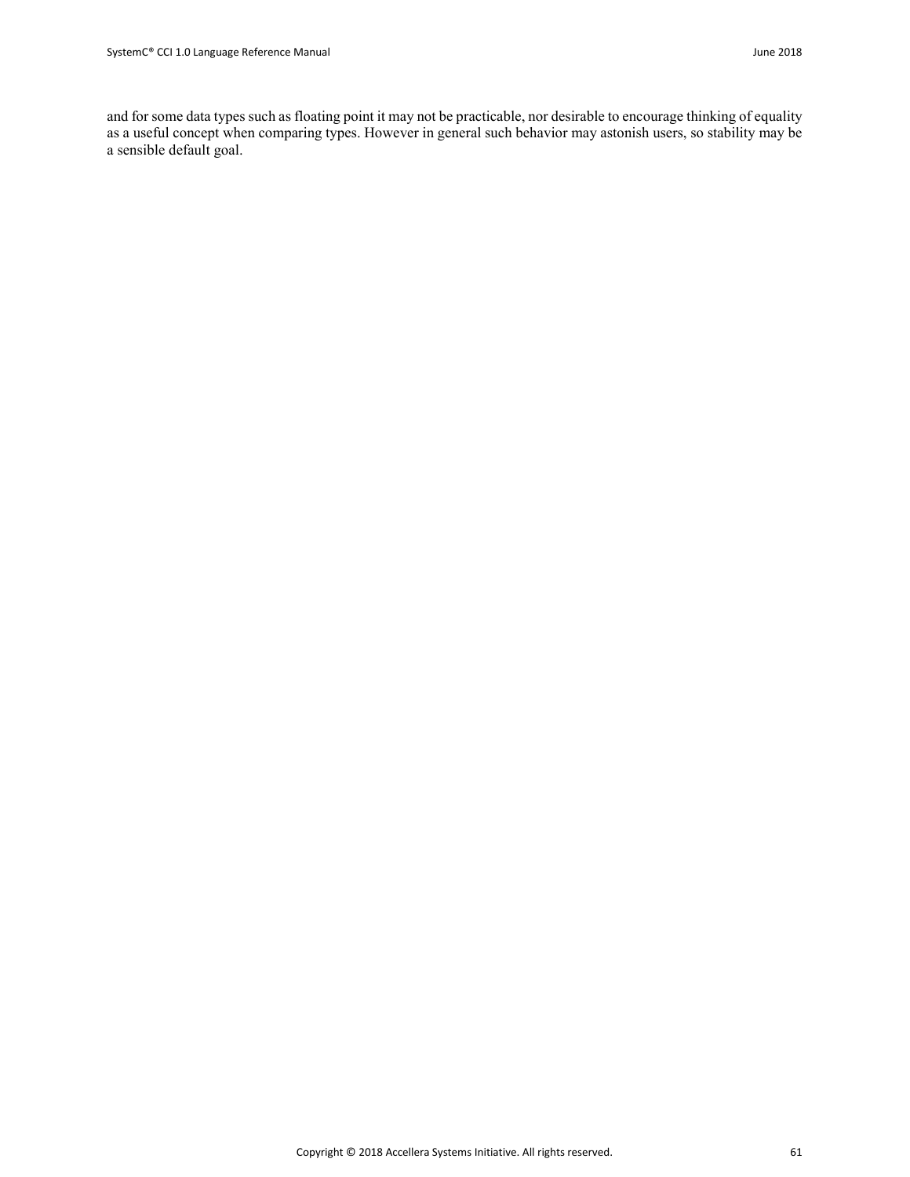and for some data types such as floating point it may not be practicable, nor desirable to encourage thinking of equality as a useful concept when comparing types. However in general such behavior may astonish users, so stability may be a sensible default goal.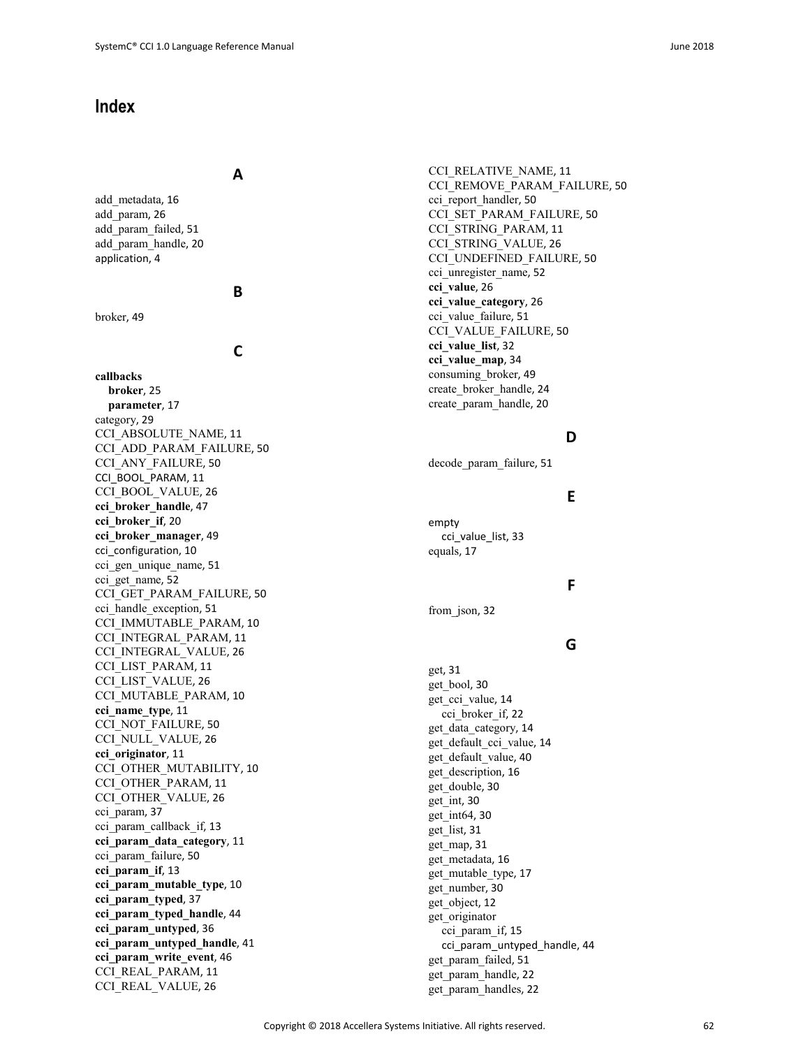# Index

## A

add_metadata, 16
add_param, 26
add_param_failed, 51
add_param_handle, 20
application, 4

## B

broker, 49

## C

**callbacks**
  **broker**, 25
  **parameter**, 17
category, 29
CCI_ABSOLUTE_NAME, 11
CCI_ADD_PARAM_FAILURE, 50
CCI_ANY_FAILURE, 50
CCI_BOOL_PARAM, 11
CCI_BOOL_VALUE, 26
**cci_broker_handle**, 47
**cci_broker_if**, 20
**cci_broker_manager**, 49
cci_configuration, 10
cci_gen_unique_name, 51
cci_get_name, 52
CCI_GET_PARAM_FAILURE, 50
cci_handle_exception, 51
CCI_IMMUTABLE_PARAM, 10
CCI_INTEGRAL_PARAM, 11
CCI_INTEGRAL_VALUE, 26
CCI_LIST_PARAM, 11
CCI_LIST_VALUE, 26
CCI_MUTABLE_PARAM, 10
**cci_name_type**, 11
CCI_NOT_FAILURE, 50
CCI_NULL_VALUE, 26
**cci_originator**, 11
CCI_OTHER_MUTABILITY, 10
CCI_OTHER_PARAM, 11
CCI_OTHER_VALUE, 26
cci_param, 37
cci_param_callback_if, 13
**cci_param_data_category**, 11
cci_param_failure, 50
**cci_param_if**, 13
**cci_param_mutable_type**, 10
**cci_param_typed**, 37
**cci_param_typed_handle**, 44
**cci_param_untyped**, 36
**cci_param_untyped_handle**, 41
**cci_param_write_event**, 46
CCI_REAL_PARAM, 11
CCI_REAL_VALUE, 26
CCI_RELATIVE_NAME, 11
CCI_REMOVE_PARAM_FAILURE, 50
cci_report_handler, 50
CCI_SET_PARAM_FAILURE, 50
CCI_STRING_PARAM, 11
CCI_STRING_VALUE, 26
CCI_UNDEFINED_FAILURE, 50
cci_unregister_name, 52
**cci_value**, 26
**cci_value_category**, 26
cci_value_failure, 51
CCI_VALUE_FAILURE, 50
**cci_value_list**, 32
**cci_value_map**, 34
consuming_broker, 49
create_broker_handle, 24
create_param_handle, 20

## D

decode_param_failure, 51

## E

empty
  cci_value_list, 33
equals, 17

## F

from_json, 32

## G

get, 31
get_bool, 30
get_cci_value, 14
  cci_broker_if, 22
get_data_category, 14
get_default_cci_value, 14
get_default_value, 40
get_description, 16
get_double, 30
get_int, 30
get_int64, 30
get_list, 31
get_map, 31
get_metadata, 16
get_mutable_type, 17
get_number, 30
get_object, 12
get_originator
  cci_param_if, 15
  cci_param_untyped_handle, 44
get_param_failed, 51
get_param_handle, 22
get_param_handles, 22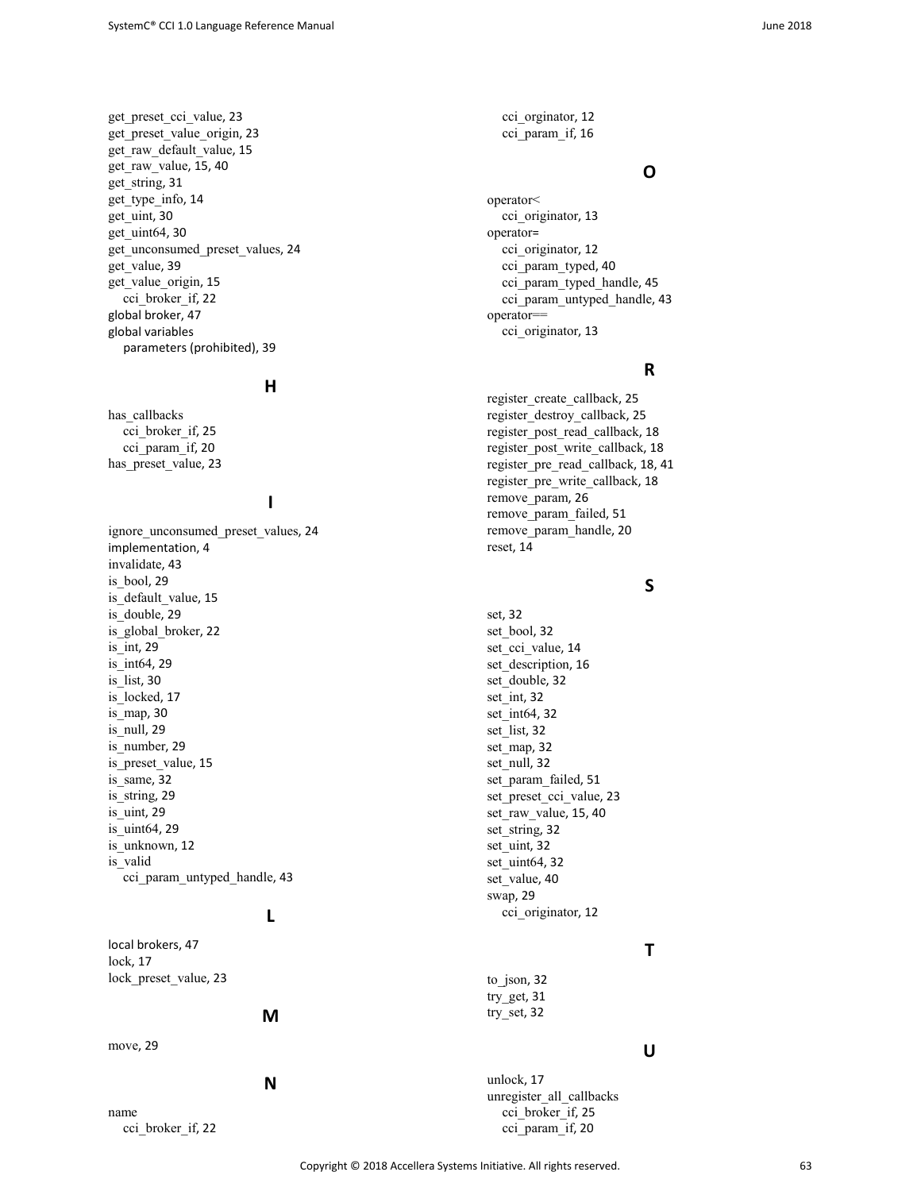get_preset_cci_value, 23
get_preset_value_origin, 23
get_raw_default_value, 15
get_raw_value, 15, 40
get_string, 31
get_type_info, 14
get_uint, 30
get_uint64, 30
get_unconsumed_preset_values, 24
get_value, 39
get_value_origin, 15
  cci_broker_if, 22
global broker, 47
global variables
  parameters (prohibited), 39

### H

has_callbacks
  cci_broker_if, 25
  cci_param_if, 20
has_preset_value, 23

### I

ignore_unconsumed_preset_values, 24
implementation, 4
invalidate, 43
is_bool, 29
is_default_value, 15
is_double, 29
is_global_broker, 22
is_int, 29
is_int64, 29
is_list, 30
is_locked, 17
is_map, 30
is_null, 29
is_number, 29
is_preset_value, 15
is_same, 32
is_string, 29
is_uint, 29
is_uint64, 29
is_unknown, 12
is_valid
  cci_param_untyped_handle, 43

### L

local brokers, 47
lock, 17
lock_preset_value, 23

### M

move, 29

### N

name
  cci_broker_if, 22
  cci_orginator, 12
  cci_param_if, 16

### O

operator<
  cci_originator, 13
operator=
  cci_originator, 12
  cci_param_typed, 40
  cci_param_typed_handle, 45
  cci_param_untyped_handle, 43
operator==
  cci_originator, 13

### R

register_create_callback, 25
register_destroy_callback, 25
register_post_read_callback, 18
register_post_write_callback, 18
register_pre_read_callback, 18, 41
register_pre_write_callback, 18
remove_param, 26
remove_param_failed, 51
remove_param_handle, 20
reset, 14

### S

set, 32
set_bool, 32
set_cci_value, 14
set_description, 16
set_double, 32
set_int, 32
set_int64, 32
set_list, 32
set_map, 32
set_null, 32
set_param_failed, 51
set_preset_cci_value, 23
set_raw_value, 15, 40
set_string, 32
set_uint, 32
set_uint64, 32
set_value, 40
swap, 29
  cci_originator, 12

### T

to_json, 32
try_get, 31
try_set, 32

### U

unlock, 17
unregister_all_callbacks
  cci_broker_if, 25
  cci_param_if, 20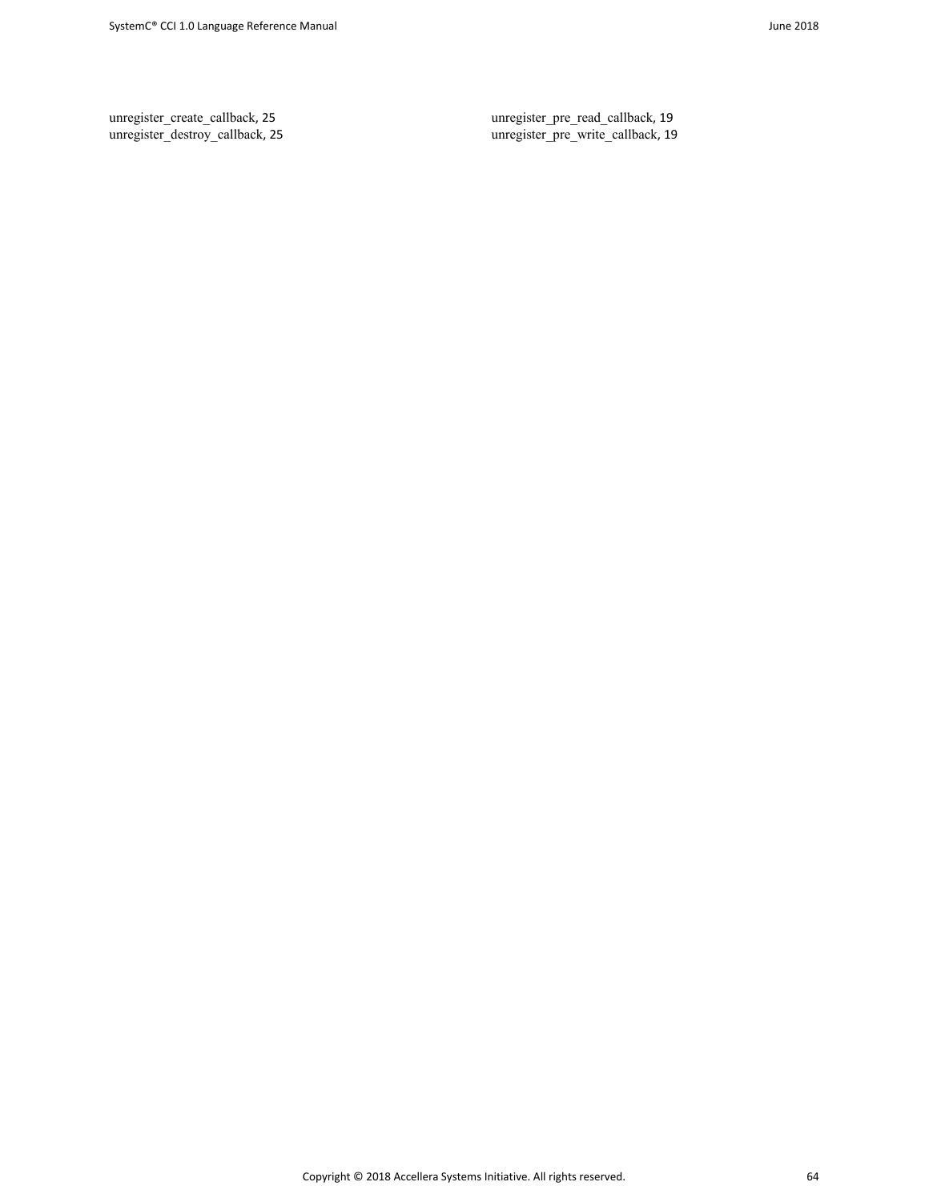unregister_create_callback, 25
unregister_destroy_callback, 25
unregister_pre_read_callback, 19
unregister_pre_write_callback, 19